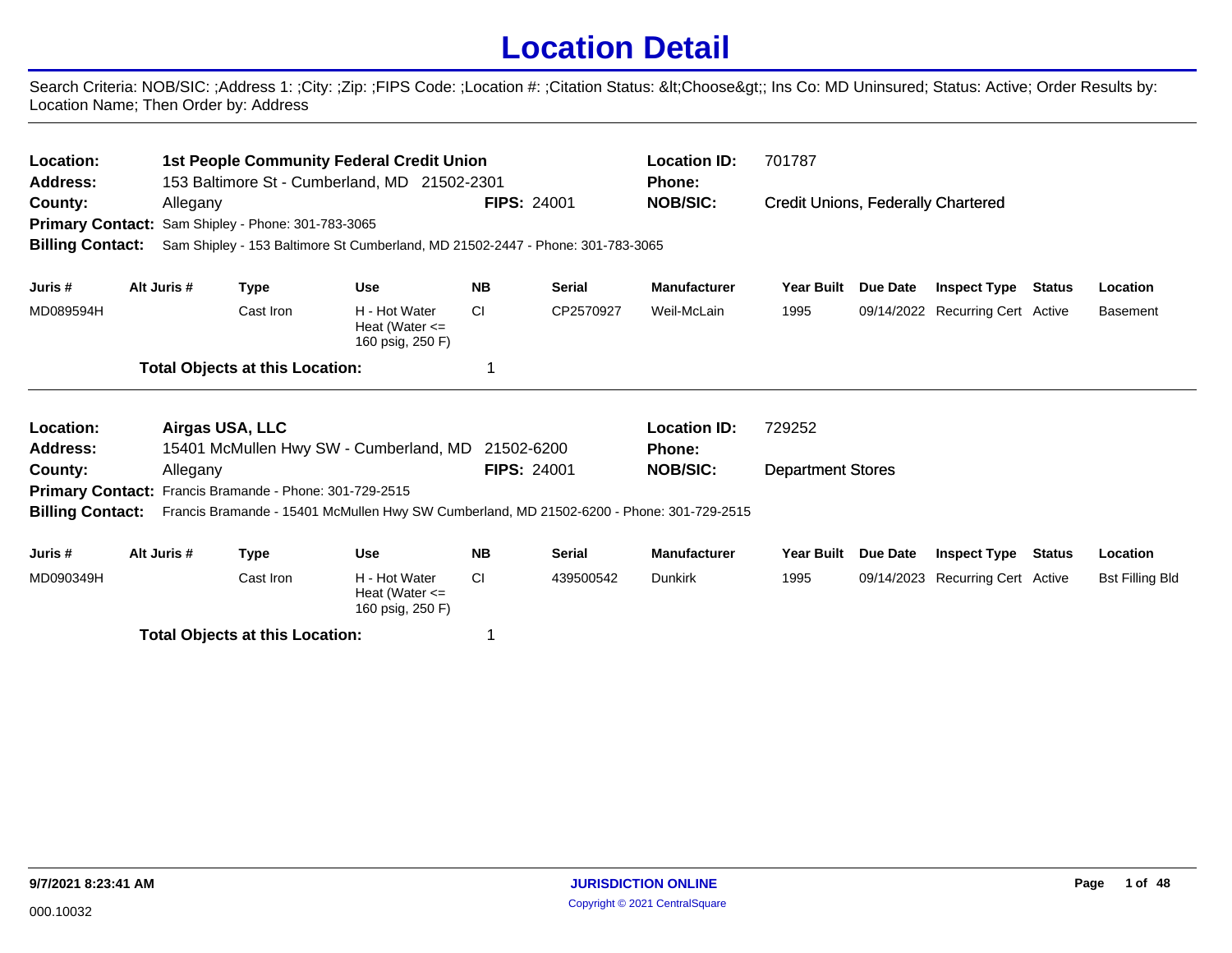# Location Detail

Search Criteria: NOB/SIC: ;Address 1: ;City: ;Zip: ;FIPS Code: ;Location #: ;Citation Status: &lt;Choose&gt;; Ins Co: MD Uninsured; Status: Active; Order Results by: Location Name; Then Order by: Address

---

**Location:** 1st People Community Federal Credit Union
**Location ID:** 701787
**Address:** 153 Baltimore St - Cumberland, MD 21502-2301
**Phone:**
**County:** Allegany
**FIPS:** 24001
**NOB/SIC:** Credit Unions, Federally Chartered
**Primary Contact:** Sam Shipley - Phone: 301-783-3065
**Billing Contact:** Sam Shipley - 153 Baltimore St Cumberland, MD 21502-2447 - Phone: 301-783-3065

| Juris # | Alt Juris # | Type | Use | NB | Serial | Manufacturer | Year Built | Due Date | Inspect Type | Status | Location |
|---|---|---|---|---|---|---|---|---|---|---|---|
| MD089594H | | Cast Iron | H - Hot Water Heat (Water <= 160 psig, 250 F) | CI | CP2570927 | Weil-McLain | 1995 | 09/14/2022 | Recurring Cert | Active | Basement |

**Total Objects at this Location:** 1

---

**Location:** Airgas USA, LLC
**Location ID:** 729252
**Address:** 15401 McMullen Hwy SW - Cumberland, MD 21502-6200
**Phone:**
**County:** Allegany
**FIPS:** 24001
**NOB/SIC:** Department Stores
**Primary Contact:** Francis Bramande - Phone: 301-729-2515
**Billing Contact:** Francis Bramande - 15401 McMullen Hwy SW Cumberland, MD 21502-6200 - Phone: 301-729-2515

| Juris # | Alt Juris # | Type | Use | NB | Serial | Manufacturer | Year Built | Due Date | Inspect Type | Status | Location |
|---|---|---|---|---|---|---|---|---|---|---|---|
| MD090349H | | Cast Iron | H - Hot Water Heat (Water <= 160 psig, 250 F) | CI | 439500542 | Dunkirk | 1995 | 09/14/2023 | Recurring Cert | Active | Bst Filling Bld |

**Total Objects at this Location:** 1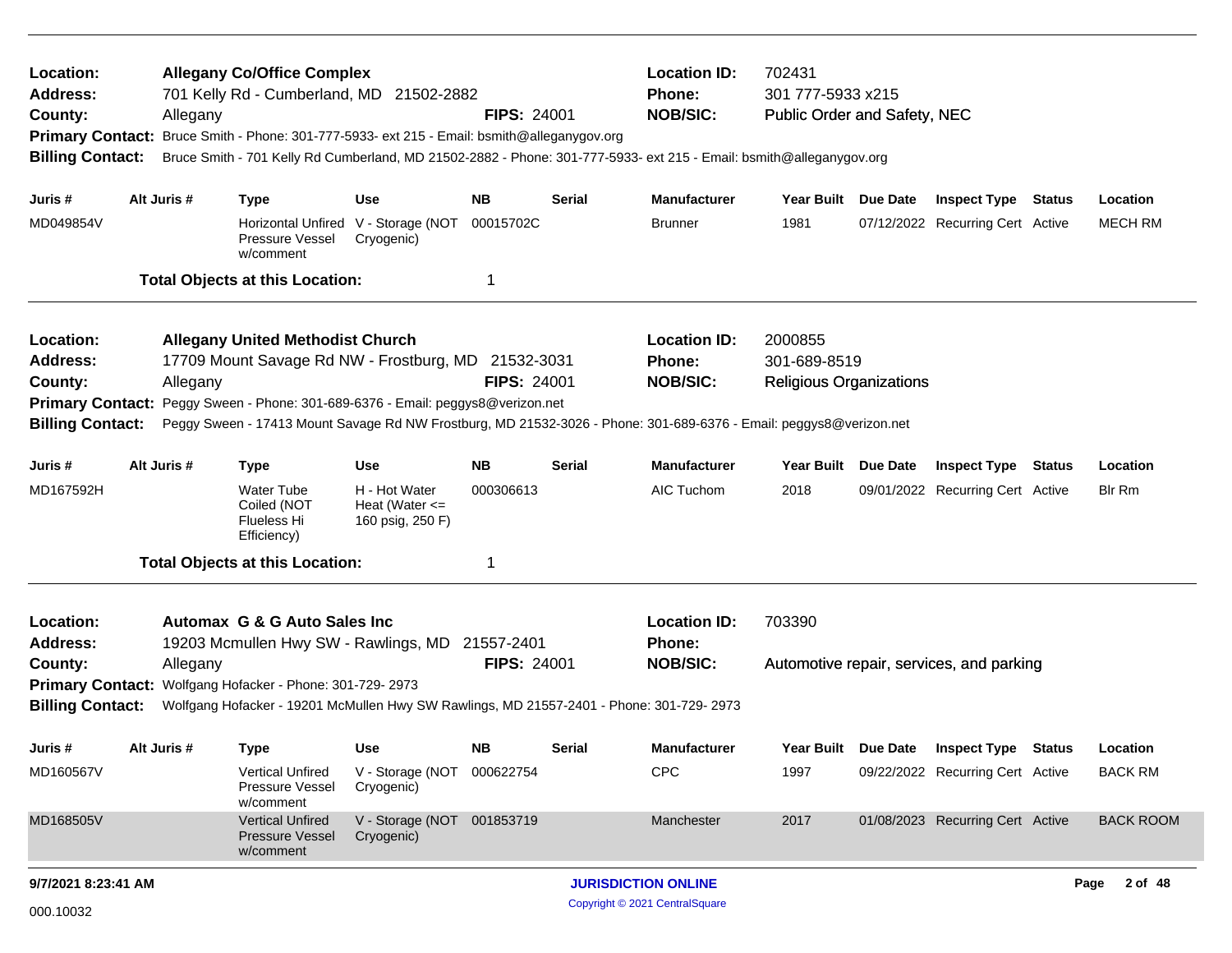**Location:** Allegany Co/Office Complex
**Address:** 701 Kelly Rd - Cumberland, MD 21502-2882
**County:** Allegany
**FIPS:** 24001
**Location ID:** 702431
**Phone:** 301 777-5933 x215
**NOB/SIC:** Public Order and Safety, NEC
**Primary Contact:** Bruce Smith - Phone: 301-777-5933- ext 215 - Email: bsmith@alleganygov.org
**Billing Contact:** Bruce Smith - 701 Kelly Rd Cumberland, MD 21502-2882 - Phone: 301-777-5933- ext 215 - Email: bsmith@alleganygov.org

| Juris # | Alt Juris # | Type | Use | NB | Serial | Manufacturer | Year Built | Due Date | Inspect Type | Status | Location |
|---|---|---|---|---|---|---|---|---|---|---|---|
| MD049854V | | Horizontal Unfired Pressure Vessel w/comment | V - Storage (NOT Cryogenic) | 00015702C | | Brunner | 1981 | 07/12/2022 | Recurring Cert | Active | MECH RM |

**Total Objects at this Location:** 1

---

**Location:** Allegany United Methodist Church
**Address:** 17709 Mount Savage Rd NW - Frostburg, MD 21532-3031
**County:** Allegany
**FIPS:** 24001
**Location ID:** 2000855
**Phone:** 301-689-8519
**NOB/SIC:** Religious Organizations
**Primary Contact:** Peggy Sween - Phone: 301-689-6376 - Email: peggys8@verizon.net
**Billing Contact:** Peggy Sween - 17413 Mount Savage Rd NW Frostburg, MD 21532-3026 - Phone: 301-689-6376 - Email: peggys8@verizon.net

| Juris # | Alt Juris # | Type | Use | NB | Serial | Manufacturer | Year Built | Due Date | Inspect Type | Status | Location |
|---|---|---|---|---|---|---|---|---|---|---|---|
| MD167592H | | Water Tube Coiled (NOT Flueless Hi Efficiency) | H - Hot Water Heat (Water <= 160 psig, 250 F) | 000306613 | | AIC Tuchom | 2018 | 09/01/2022 | Recurring Cert | Active | Blr Rm |

**Total Objects at this Location:** 1

---

**Location:** Automax G & G Auto Sales Inc
**Address:** 19203 Mcmullen Hwy SW - Rawlings, MD 21557-2401
**County:** Allegany
**FIPS:** 24001
**Location ID:** 703390
**Phone:**
**NOB/SIC:** Automotive repair, services, and parking
**Primary Contact:** Wolfgang Hofacker - Phone: 301-729- 2973
**Billing Contact:** Wolfgang Hofacker - 19201 McMullen Hwy SW Rawlings, MD 21557-2401 - Phone: 301-729- 2973

| Juris # | Alt Juris # | Type | Use | NB | Serial | Manufacturer | Year Built | Due Date | Inspect Type | Status | Location |
|---|---|---|---|---|---|---|---|---|---|---|---|
| MD160567V | | Vertical Unfired Pressure Vessel w/comment | V - Storage (NOT Cryogenic) | 000622754 | | CPC | 1997 | 09/22/2022 | Recurring Cert | Active | BACK RM |
| MD168505V | | Vertical Unfired Pressure Vessel w/comment | V - Storage (NOT Cryogenic) | 001853719 | | Manchester | 2017 | 01/08/2023 | Recurring Cert | Active | BACK ROOM |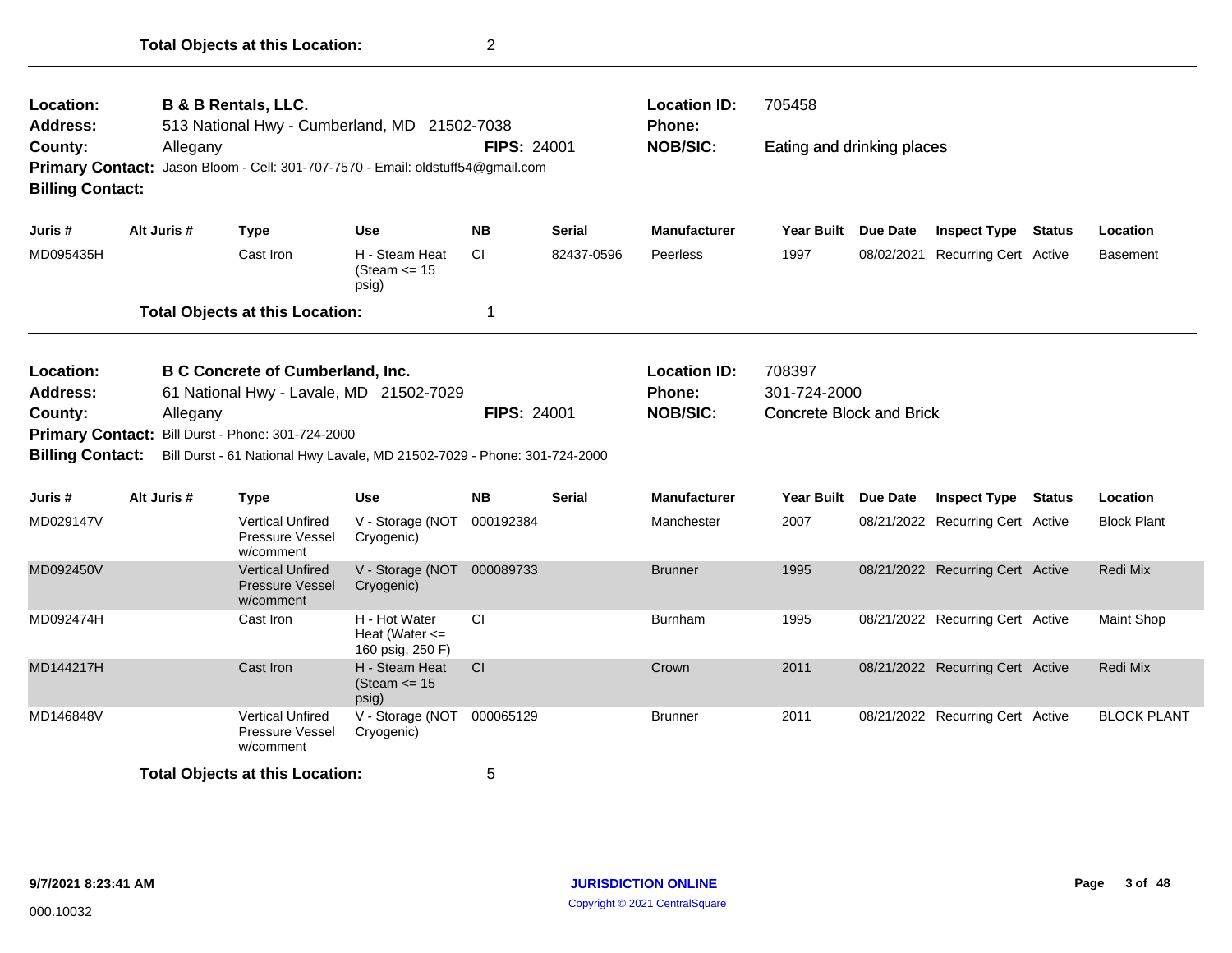**Total Objects at this Location:** 2

---

**Location:** B & B Rentals, LLC.
**Address:** 513 National Hwy - Cumberland, MD 21502-7038
**County:** Allegany
**FIPS:** 24001
**Location ID:** 705458
**Phone:**
**NOB/SIC:** Eating and drinking places
**Primary Contact:** Jason Bloom - Cell: 301-707-7570 - Email: oldstuff54@gmail.com
**Billing Contact:**

| Juris # | Alt Juris # | Type | Use | NB | Serial | Manufacturer | Year Built | Due Date | Inspect Type | Status | Location |
|---|---|---|---|---|---|---|---|---|---|---|---|
| MD095435H | | Cast Iron | H - Steam Heat (Steam <= 15 psig) | CI | 82437-0596 | Peerless | 1997 | 08/02/2021 | Recurring Cert | Active | Basement |

**Total Objects at this Location:** 1

---

**Location:** B C Concrete of Cumberland, Inc.
**Address:** 61 National Hwy - Lavale, MD 21502-7029
**County:** Allegany
**FIPS:** 24001
**Location ID:** 708397
**Phone:** 301-724-2000
**NOB/SIC:** Concrete Block and Brick
**Primary Contact:** Bill Durst - Phone: 301-724-2000
**Billing Contact:** Bill Durst - 61 National Hwy Lavale, MD 21502-7029 - Phone: 301-724-2000

| Juris # | Alt Juris # | Type | Use | NB | Serial | Manufacturer | Year Built | Due Date | Inspect Type | Status | Location |
|---|---|---|---|---|---|---|---|---|---|---|---|
| MD029147V | | Vertical Unfired Pressure Vessel w/comment | V - Storage (NOT Cryogenic) | 000192384 | | Manchester | 2007 | 08/21/2022 | Recurring Cert | Active | Block Plant |
| MD092450V | | Vertical Unfired Pressure Vessel w/comment | V - Storage (NOT Cryogenic) | 000089733 | | Brunner | 1995 | 08/21/2022 | Recurring Cert | Active | Redi Mix |
| MD092474H | | Cast Iron | H - Hot Water Heat (Water <= 160 psig, 250 F) | CI | | Burnham | 1995 | 08/21/2022 | Recurring Cert | Active | Maint Shop |
| MD144217H | | Cast Iron | H - Steam Heat (Steam <= 15 psig) | CI | | Crown | 2011 | 08/21/2022 | Recurring Cert | Active | Redi Mix |
| MD146848V | | Vertical Unfired Pressure Vessel w/comment | V - Storage (NOT Cryogenic) | 000065129 | | Brunner | 2011 | 08/21/2022 | Recurring Cert | Active | BLOCK PLANT |

**Total Objects at this Location:** 5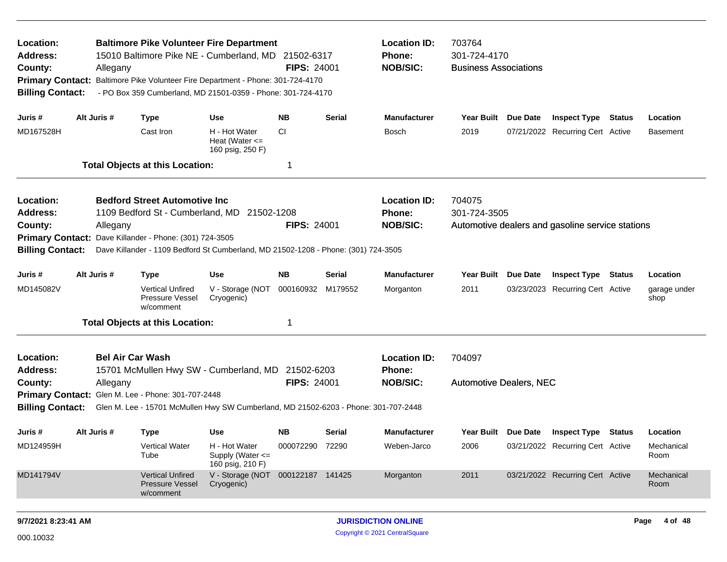**Location:** Baltimore Pike Volunteer Fire Department
**Location ID:** 703764
**Address:** 15010 Baltimore Pike NE - Cumberland, MD 21502-6317
**Phone:** 301-724-4170
**County:** Allegany
**FIPS:** 24001
**NOB/SIC:** Business Associations
**Primary Contact:** Baltimore Pike Volunteer Fire Department - Phone: 301-724-4170
**Billing Contact:** - PO Box 359 Cumberland, MD 21501-0359 - Phone: 301-724-4170

| Juris # | Alt Juris # | Type | Use | NB | Serial | Manufacturer | Year Built | Due Date | Inspect Type | Status | Location |
|---|---|---|---|---|---|---|---|---|---|---|---|
| MD167528H | | Cast Iron | H - Hot Water Heat (Water <= 160 psig, 250 F) | CI | | Bosch | 2019 | 07/21/2022 | Recurring Cert | Active | Basement |

**Total Objects at this Location:** 1

---

**Location:** Bedford Street Automotive Inc
**Location ID:** 704075
**Address:** 1109 Bedford St - Cumberland, MD 21502-1208
**Phone:** 301-724-3505
**County:** Allegany
**FIPS:** 24001
**NOB/SIC:** Automotive dealers and gasoline service stations
**Primary Contact:** Dave Killander - Phone: (301) 724-3505
**Billing Contact:** Dave Killander - 1109 Bedford St Cumberland, MD 21502-1208 - Phone: (301) 724-3505

| Juris # | Alt Juris # | Type | Use | NB | Serial | Manufacturer | Year Built | Due Date | Inspect Type | Status | Location |
|---|---|---|---|---|---|---|---|---|---|---|---|
| MD145082V | | Vertical Unfired Pressure Vessel w/comment | V - Storage (NOT Cryogenic) | 000160932 | M179552 | Morganton | 2011 | 03/23/2023 | Recurring Cert | Active | garage under shop |

**Total Objects at this Location:** 1

---

**Location:** Bel Air Car Wash
**Location ID:** 704097
**Address:** 15701 McMullen Hwy SW - Cumberland, MD 21502-6203
**Phone:**
**County:** Allegany
**FIPS:** 24001
**NOB/SIC:** Automotive Dealers, NEC
**Primary Contact:** Glen M. Lee - Phone: 301-707-2448
**Billing Contact:** Glen M. Lee - 15701 McMullen Hwy SW Cumberland, MD 21502-6203 - Phone: 301-707-2448

| Juris # | Alt Juris # | Type | Use | NB | Serial | Manufacturer | Year Built | Due Date | Inspect Type | Status | Location |
|---|---|---|---|---|---|---|---|---|---|---|---|
| MD124959H | | Vertical Water Tube | H - Hot Water Supply (Water <= 160 psig, 210 F) | 000072290 | 72290 | Weben-Jarco | 2006 | 03/21/2022 | Recurring Cert | Active | Mechanical Room |
| MD141794V | | Vertical Unfired Pressure Vessel w/comment | V - Storage (NOT Cryogenic) | 000122187 | 141425 | Morganton | 2011 | 03/21/2022 | Recurring Cert | Active | Mechanical Room |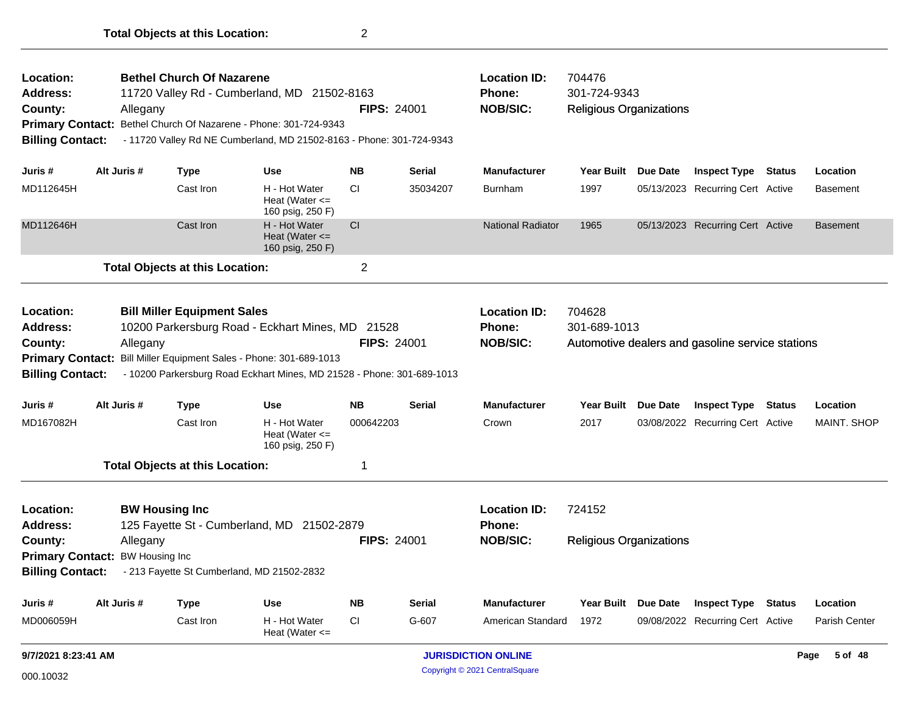**Total Objects at this Location:** 2

| | | | | |
|---|---|---|---|---|
| **Location:** | **Bethel Church Of Nazarene** | | **Location ID:** | 704476 |
| **Address:** | 11720 Valley Rd - Cumberland, MD 21502-8163 | | **Phone:** | 301-724-9343 |
| **County:** | Allegany | **FIPS:** 24001 | **NOB/SIC:** | Religious Organizations |

**Primary Contact:** Bethel Church Of Nazarene - Phone: 301-724-9343

**Billing Contact:** - 11720 Valley Rd NE Cumberland, MD 21502-8163 - Phone: 301-724-9343

| Juris # | Alt Juris # | Type | Use | NB | Serial | Manufacturer | Year Built | Due Date | Inspect Type | Status | Location |
|---|---|---|---|---|---|---|---|---|---|---|---|
| MD112645H | | Cast Iron | H - Hot Water Heat (Water <= 160 psig, 250 F) | CI | 35034207 | Burnham | 1997 | 05/13/2023 | Recurring Cert | Active | Basement |
| MD112646H | | Cast Iron | H - Hot Water Heat (Water <= 160 psig, 250 F) | CI | | National Radiator | 1965 | 05/13/2023 | Recurring Cert | Active | Basement |

**Total Objects at this Location:** 2

| | | | | |
|---|---|---|---|---|
| **Location:** | **Bill Miller Equipment Sales** | | **Location ID:** | 704628 |
| **Address:** | 10200 Parkersburg Road - Eckhart Mines, MD 21528 | | **Phone:** | 301-689-1013 |
| **County:** | Allegany | **FIPS:** 24001 | **NOB/SIC:** | Automotive dealers and gasoline service stations |

**Primary Contact:** Bill Miller Equipment Sales - Phone: 301-689-1013

**Billing Contact:** - 10200 Parkersburg Road Eckhart Mines, MD 21528 - Phone: 301-689-1013

| Juris # | Alt Juris # | Type | Use | NB | Serial | Manufacturer | Year Built | Due Date | Inspect Type | Status | Location |
|---|---|---|---|---|---|---|---|---|---|---|---|
| MD167082H | | Cast Iron | H - Hot Water Heat (Water <= 160 psig, 250 F) | 000642203 | | Crown | 2017 | 03/08/2022 | Recurring Cert | Active | MAINT. SHOP |

**Total Objects at this Location:** 1

| | | | | |
|---|---|---|---|---|
| **Location:** | **BW Housing Inc** | | **Location ID:** | 724152 |
| **Address:** | 125 Fayette St - Cumberland, MD 21502-2879 | | **Phone:** | |
| **County:** | Allegany | **FIPS:** 24001 | **NOB/SIC:** | Religious Organizations |

**Primary Contact:** BW Housing Inc

**Billing Contact:** - 213 Fayette St Cumberland, MD 21502-2832

| Juris # | Alt Juris # | Type | Use | NB | Serial | Manufacturer | Year Built | Due Date | Inspect Type | Status | Location |
|---|---|---|---|---|---|---|---|---|---|---|---|
| MD006059H | | Cast Iron | H - Hot Water Heat (Water <= | CI | G-607 | American Standard | 1972 | 09/08/2022 | Recurring Cert | Active | Parish Center |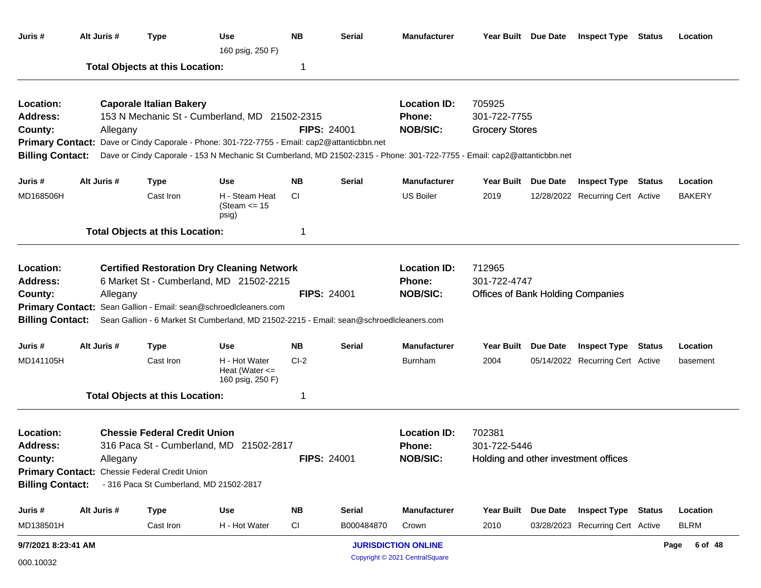| Juris # | Alt Juris # | Type | Use | NB | Serial | Manufacturer | Year Built | Due Date | Inspect Type | Status | Location |
|---|---|---|---|---|---|---|---|---|---|---|---|
| | | | 160 psig, 250 F) | | | | | | | | |

**Total Objects at this Location:** 1

---

**Location:** **Caporale Italian Bakery**
**Address:** 153 N Mechanic St - Cumberland, MD 21502-2315
**County:** Allegany
**FIPS:** 24001
**Location ID:** 705925
**Phone:** 301-722-7755
**NOB/SIC:** Grocery Stores
**Primary Contact:** Dave or Cindy Caporale - Phone: 301-722-7755 - Email: cap2@attanticbbn.net
**Billing Contact:** Dave or Cindy Caporale - 153 N Mechanic St Cumberland, MD 21502-2315 - Phone: 301-722-7755 - Email: cap2@attanticbbn.net

| Juris # | Alt Juris # | Type | Use | NB | Serial | Manufacturer | Year Built | Due Date | Inspect Type | Status | Location |
|---|---|---|---|---|---|---|---|---|---|---|---|
| MD168506H | | Cast Iron | H - Steam Heat (Steam <= 15 psig) | CI | | US Boiler | 2019 | 12/28/2022 | Recurring Cert | Active | BAKERY |

**Total Objects at this Location:** 1

---

**Location:** **Certified Restoration Dry Cleaning Network**
**Address:** 6 Market St - Cumberland, MD 21502-2215
**County:** Allegany
**FIPS:** 24001
**Location ID:** 712965
**Phone:** 301-722-4747
**NOB/SIC:** Offices of Bank Holding Companies
**Primary Contact:** Sean Gallion - Email: sean@schroedlcleaners.com
**Billing Contact:** Sean Gallion - 6 Market St Cumberland, MD 21502-2215 - Email: sean@schroedlcleaners.com

| Juris # | Alt Juris # | Type | Use | NB | Serial | Manufacturer | Year Built | Due Date | Inspect Type | Status | Location |
|---|---|---|---|---|---|---|---|---|---|---|---|
| MD141105H | | Cast Iron | H - Hot Water Heat (Water <= 160 psig, 250 F) | CI-2 | | Burnham | 2004 | 05/14/2022 | Recurring Cert | Active | basement |

**Total Objects at this Location:** 1

---

**Location:** **Chessie Federal Credit Union**
**Address:** 316 Paca St - Cumberland, MD 21502-2817
**County:** Allegany
**FIPS:** 24001
**Location ID:** 702381
**Phone:** 301-722-5446
**NOB/SIC:** Holding and other investment offices
**Primary Contact:** Chessie Federal Credit Union
**Billing Contact:** - 316 Paca St Cumberland, MD 21502-2817

| Juris # | Alt Juris # | Type | Use | NB | Serial | Manufacturer | Year Built | Due Date | Inspect Type | Status | Location |
|---|---|---|---|---|---|---|---|---|---|---|---|
| MD138501H | | Cast Iron | H - Hot Water | CI | B000484870 | Crown | 2010 | 03/28/2023 | Recurring Cert | Active | BLRM |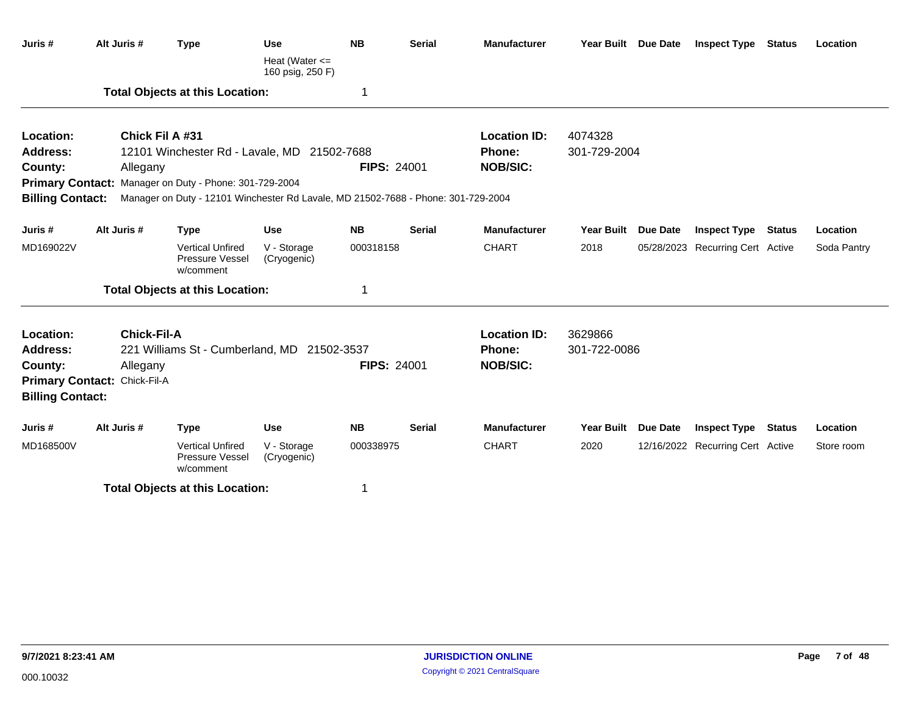| Juris # | Alt Juris # | Type | Use | NB | Serial | Manufacturer | Year Built | Due Date | Inspect Type | Status | Location |
|---|---|---|---|---|---|---|---|---|---|---|---|
| | | | Heat (Water <= 160 psig, 250 F) | | | | | | | | |

**Total Objects at this Location:** 1

---

**Location:** Chick Fil A #31 **Location ID:** 4074328
**Address:** 12101 Winchester Rd - Lavale, MD 21502-7688 **Phone:** 301-729-2004
**County:** Allegany **FIPS:** 24001 **NOB/SIC:**
**Primary Contact:** Manager on Duty - Phone: 301-729-2004
**Billing Contact:** Manager on Duty - 12101 Winchester Rd Lavale, MD 21502-7688 - Phone: 301-729-2004

| Juris # | Alt Juris # | Type | Use | NB | Serial | Manufacturer | Year Built | Due Date | Inspect Type | Status | Location |
|---|---|---|---|---|---|---|---|---|---|---|---|
| MD169022V | | Vertical Unfired Pressure Vessel w/comment | V - Storage (Cryogenic) | 000318158 | | CHART | 2018 | 05/28/2023 | Recurring Cert | Active | Soda Pantry |

**Total Objects at this Location:** 1

---

**Location:** Chick-Fil-A **Location ID:** 3629866
**Address:** 221 Williams St - Cumberland, MD 21502-3537 **Phone:** 301-722-0086
**County:** Allegany **FIPS:** 24001 **NOB/SIC:**
**Primary Contact:** Chick-Fil-A
**Billing Contact:**

| Juris # | Alt Juris # | Type | Use | NB | Serial | Manufacturer | Year Built | Due Date | Inspect Type | Status | Location |
|---|---|---|---|---|---|---|---|---|---|---|---|
| MD168500V | | Vertical Unfired Pressure Vessel w/comment | V - Storage (Cryogenic) | 000338975 | | CHART | 2020 | 12/16/2022 | Recurring Cert | Active | Store room |

**Total Objects at this Location:** 1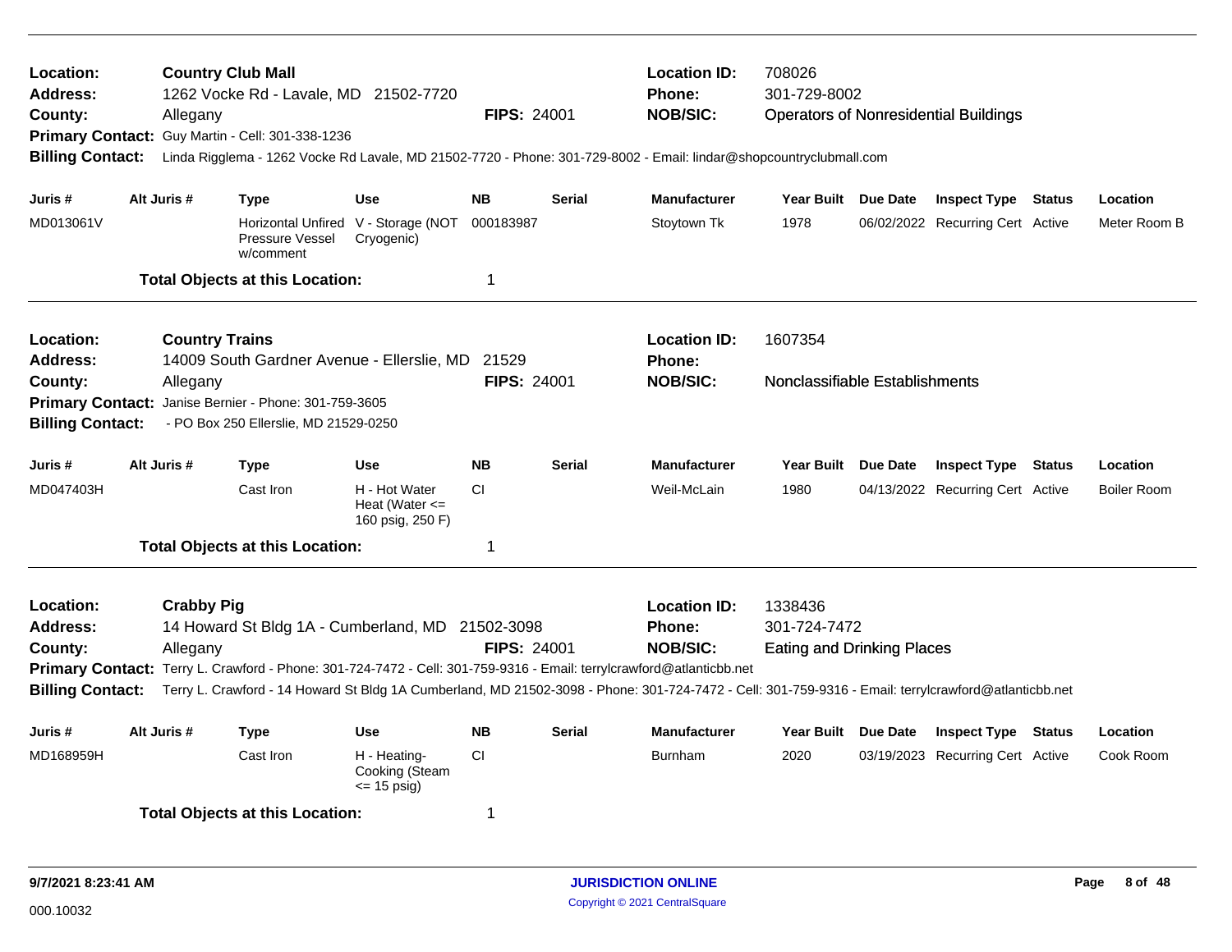**Location:** Country Club Mall
**Address:** 1262 Vocke Rd - Lavale, MD 21502-7720
**County:** Allegany **FIPS:** 24001
**Location ID:** 708026
**Phone:** 301-729-8002
**NOB/SIC:** Operators of Nonresidential Buildings
**Primary Contact:** Guy Martin - Cell: 301-338-1236
**Billing Contact:** Linda Rigglema - 1262 Vocke Rd Lavale, MD 21502-7720 - Phone: 301-729-8002 - Email: lindar@shopcountryclubmall.com

| Juris # | Alt Juris # | Type | Use | NB | Serial | Manufacturer | Year Built | Due Date | Inspect Type | Status | Location |
|---|---|---|---|---|---|---|---|---|---|---|---|
| MD013061V | | Horizontal Unfired Pressure Vessel w/comment | V - Storage (NOT Cryogenic) | 000183987 | | Stoytown Tk | 1978 | 06/02/2022 | Recurring Cert | Active | Meter Room B |

**Total Objects at this Location:** 1

---

**Location:** Country Trains
**Address:** 14009 South Gardner Avenue - Ellerslie, MD 21529
**County:** Allegany **FIPS:** 24001
**Location ID:** 1607354
**Phone:**
**NOB/SIC:** Nonclassifiable Establishments
**Primary Contact:** Janise Bernier - Phone: 301-759-3605
**Billing Contact:** - PO Box 250 Ellerslie, MD 21529-0250

| Juris # | Alt Juris # | Type | Use | NB | Serial | Manufacturer | Year Built | Due Date | Inspect Type | Status | Location |
|---|---|---|---|---|---|---|---|---|---|---|---|
| MD047403H | | Cast Iron | H - Hot Water Heat (Water <= 160 psig, 250 F) | CI | | Weil-McLain | 1980 | 04/13/2022 | Recurring Cert | Active | Boiler Room |

**Total Objects at this Location:** 1

---

**Location:** Crabby Pig
**Address:** 14 Howard St Bldg 1A - Cumberland, MD 21502-3098
**County:** Allegany **FIPS:** 24001
**Location ID:** 1338436
**Phone:** 301-724-7472
**NOB/SIC:** Eating and Drinking Places
**Primary Contact:** Terry L. Crawford - Phone: 301-724-7472 - Cell: 301-759-9316 - Email: terrylcrawford@atlanticbb.net
**Billing Contact:** Terry L. Crawford - 14 Howard St Bldg 1A Cumberland, MD 21502-3098 - Phone: 301-724-7472 - Cell: 301-759-9316 - Email: terrylcrawford@atlanticbb.net

| Juris # | Alt Juris # | Type | Use | NB | Serial | Manufacturer | Year Built | Due Date | Inspect Type | Status | Location |
|---|---|---|---|---|---|---|---|---|---|---|---|
| MD168959H | | Cast Iron | H - Heating-Cooking (Steam <= 15 psig) | CI | | Burnham | 2020 | 03/19/2023 | Recurring Cert | Active | Cook Room |

**Total Objects at this Location:** 1

9/7/2021 8:23:41 AM

000.10032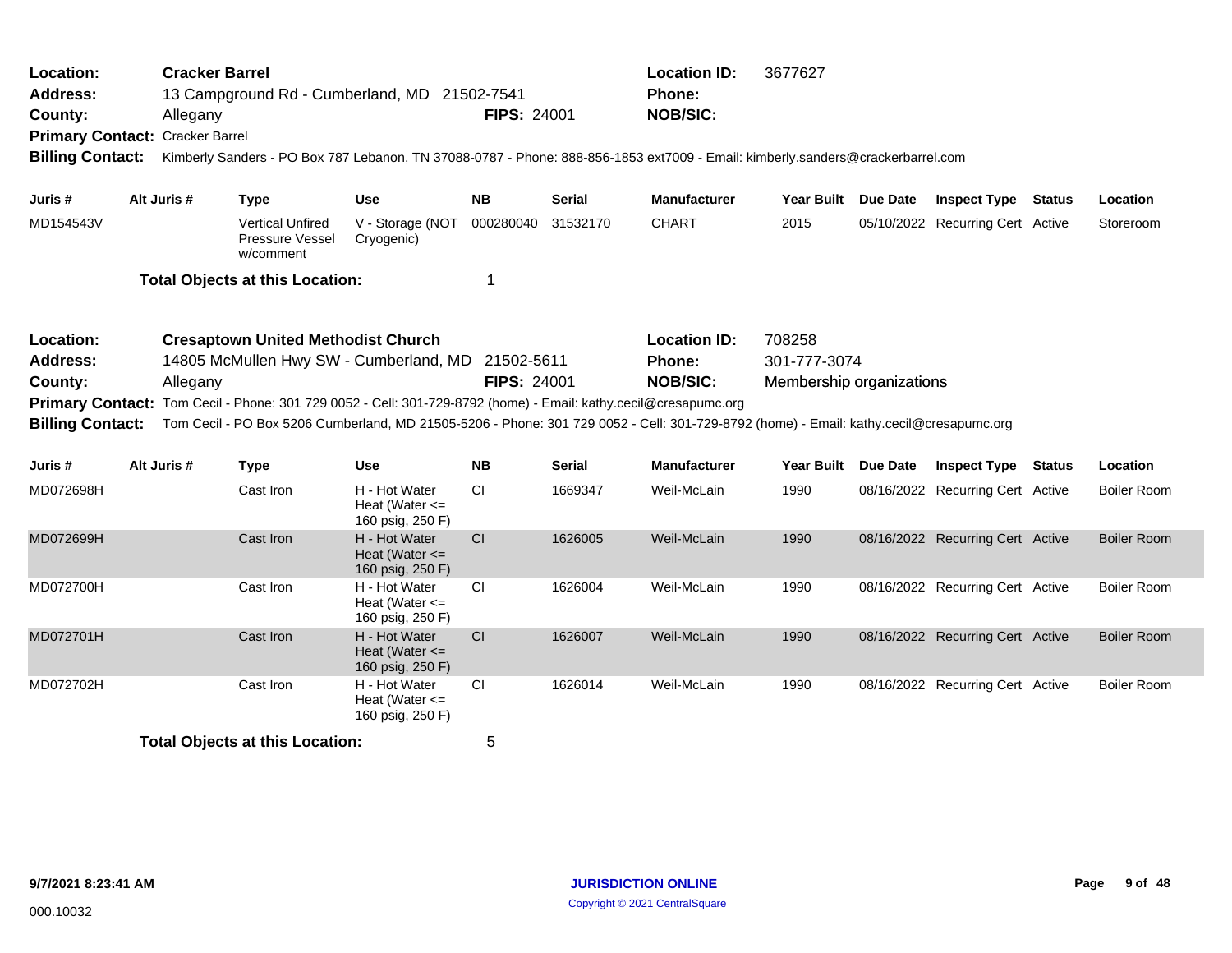**Location:** Cracker Barrel
**Address:** 13 Campground Rd - Cumberland, MD 21502-7541
**County:** Allegany
**FIPS:** 24001
**Location ID:** 3677627
**Phone:**
**NOB/SIC:**
**Primary Contact:** Cracker Barrel
**Billing Contact:** Kimberly Sanders - PO Box 787 Lebanon, TN 37088-0787 - Phone: 888-856-1853 ext7009 - Email: kimberly.sanders@crackerbarrel.com

| Juris # | Alt Juris # | Type | Use | NB | Serial | Manufacturer | Year Built | Due Date | Inspect Type | Status | Location |
|---|---|---|---|---|---|---|---|---|---|---|---|
| MD154543V | | Vertical Unfired Pressure Vessel w/comment | V - Storage (NOT Cryogenic) | 000280040 | 31532170 | CHART | 2015 | 05/10/2022 | Recurring Cert | Active | Storeroom |

**Total Objects at this Location:** 1

---

**Location:** Cresaptown United Methodist Church
**Address:** 14805 McMullen Hwy SW - Cumberland, MD 21502-5611
**County:** Allegany
**FIPS:** 24001
**Location ID:** 708258
**Phone:** 301-777-3074
**NOB/SIC:** Membership organizations
**Primary Contact:** Tom Cecil - Phone: 301 729 0052 - Cell: 301-729-8792 (home) - Email: kathy.cecil@cresapumc.org
**Billing Contact:** Tom Cecil - PO Box 5206 Cumberland, MD 21505-5206 - Phone: 301 729 0052 - Cell: 301-729-8792 (home) - Email: kathy.cecil@cresapumc.org

| Juris # | Alt Juris # | Type | Use | NB | Serial | Manufacturer | Year Built | Due Date | Inspect Type | Status | Location |
|---|---|---|---|---|---|---|---|---|---|---|---|
| MD072698H | | Cast Iron | H - Hot Water Heat (Water <= 160 psig, 250 F) | CI | 1669347 | Weil-McLain | 1990 | 08/16/2022 | Recurring Cert | Active | Boiler Room |
| MD072699H | | Cast Iron | H - Hot Water Heat (Water <= 160 psig, 250 F) | CI | 1626005 | Weil-McLain | 1990 | 08/16/2022 | Recurring Cert | Active | Boiler Room |
| MD072700H | | Cast Iron | H - Hot Water Heat (Water <= 160 psig, 250 F) | CI | 1626004 | Weil-McLain | 1990 | 08/16/2022 | Recurring Cert | Active | Boiler Room |
| MD072701H | | Cast Iron | H - Hot Water Heat (Water <= 160 psig, 250 F) | CI | 1626007 | Weil-McLain | 1990 | 08/16/2022 | Recurring Cert | Active | Boiler Room |
| MD072702H | | Cast Iron | H - Hot Water Heat (Water <= 160 psig, 250 F) | CI | 1626014 | Weil-McLain | 1990 | 08/16/2022 | Recurring Cert | Active | Boiler Room |

**Total Objects at this Location:** 5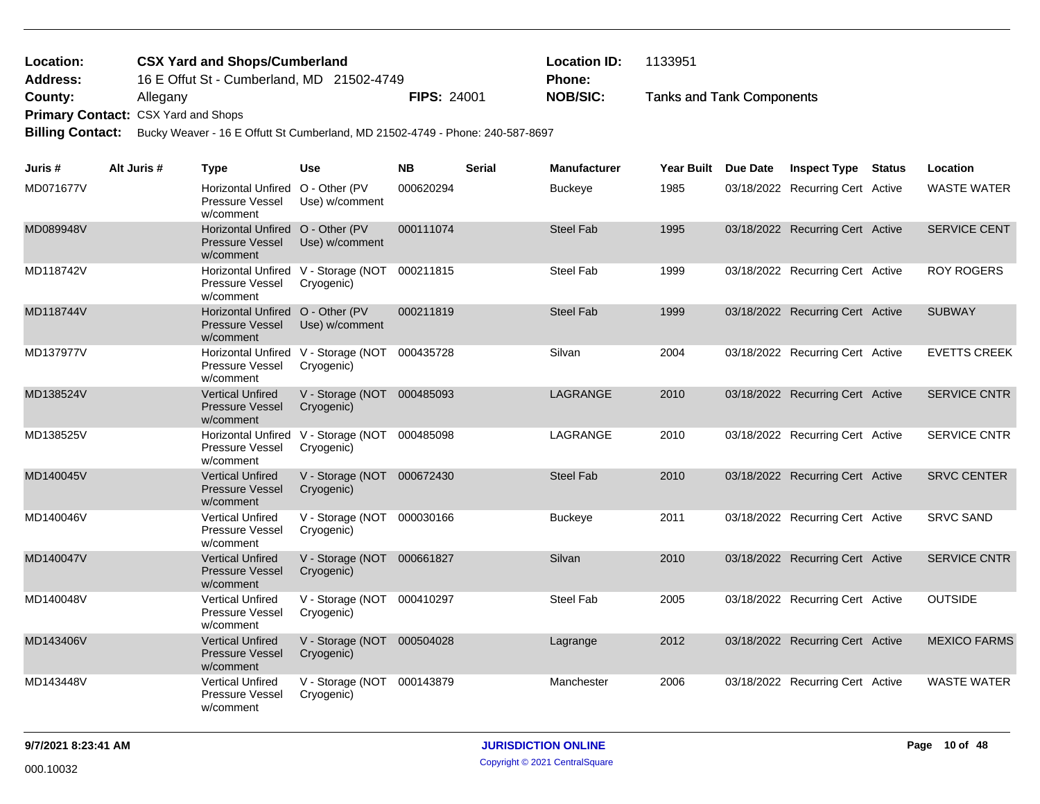**Location:** CSX Yard and Shops/Cumberland
**Address:** 16 E Offut St - Cumberland, MD 21502-4749
**County:** Allegany **FIPS:** 24001
**Primary Contact:** CSX Yard and Shops
**Billing Contact:** Bucky Weaver - 16 E Offutt St Cumberland, MD 21502-4749 - Phone: 240-587-8697

**Location ID:** 1133951
**Phone:**
**NOB/SIC:** Tanks and Tank Components

| Juris # | Alt Juris # | Type | Use | NB | Serial | Manufacturer | Year Built | Due Date | Inspect Type | Status | Location |
|---|---|---|---|---|---|---|---|---|---|---|---|
| MD071677V | | Horizontal Unfired Pressure Vessel w/comment | O - Other (PV Use) w/comment | 000620294 | | Buckeye | 1985 | 03/18/2022 | Recurring Cert | Active | WASTE WATER |
| MD089948V | | Horizontal Unfired Pressure Vessel w/comment | O - Other (PV Use) w/comment | 000111074 | | Steel Fab | 1995 | 03/18/2022 | Recurring Cert | Active | SERVICE CENT |
| MD118742V | | Horizontal Unfired Pressure Vessel w/comment | V - Storage (NOT Cryogenic) | 000211815 | | Steel Fab | 1999 | 03/18/2022 | Recurring Cert | Active | ROY ROGERS |
| MD118744V | | Horizontal Unfired Pressure Vessel w/comment | O - Other (PV Use) w/comment | 000211819 | | Steel Fab | 1999 | 03/18/2022 | Recurring Cert | Active | SUBWAY |
| MD137977V | | Horizontal Unfired Pressure Vessel w/comment | V - Storage (NOT Cryogenic) | 000435728 | | Silvan | 2004 | 03/18/2022 | Recurring Cert | Active | EVETTS CREEK |
| MD138524V | | Vertical Unfired Pressure Vessel w/comment | V - Storage (NOT Cryogenic) | 000485093 | | LAGRANGE | 2010 | 03/18/2022 | Recurring Cert | Active | SERVICE CNTR |
| MD138525V | | Horizontal Unfired Pressure Vessel w/comment | V - Storage (NOT Cryogenic) | 000485098 | | LAGRANGE | 2010 | 03/18/2022 | Recurring Cert | Active | SERVICE CNTR |
| MD140045V | | Vertical Unfired Pressure Vessel w/comment | V - Storage (NOT Cryogenic) | 000672430 | | Steel Fab | 2010 | 03/18/2022 | Recurring Cert | Active | SRVC CENTER |
| MD140046V | | Vertical Unfired Pressure Vessel w/comment | V - Storage (NOT Cryogenic) | 000030166 | | Buckeye | 2011 | 03/18/2022 | Recurring Cert | Active | SRVC SAND |
| MD140047V | | Vertical Unfired Pressure Vessel w/comment | V - Storage (NOT Cryogenic) | 000661827 | | Silvan | 2010 | 03/18/2022 | Recurring Cert | Active | SERVICE CNTR |
| MD140048V | | Vertical Unfired Pressure Vessel w/comment | V - Storage (NOT Cryogenic) | 000410297 | | Steel Fab | 2005 | 03/18/2022 | Recurring Cert | Active | OUTSIDE |
| MD143406V | | Vertical Unfired Pressure Vessel w/comment | V - Storage (NOT Cryogenic) | 000504028 | | Lagrange | 2012 | 03/18/2022 | Recurring Cert | Active | MEXICO FARMS |
| MD143448V | | Vertical Unfired Pressure Vessel w/comment | V - Storage (NOT Cryogenic) | 000143879 | | Manchester | 2006 | 03/18/2022 | Recurring Cert | Active | WASTE WATER |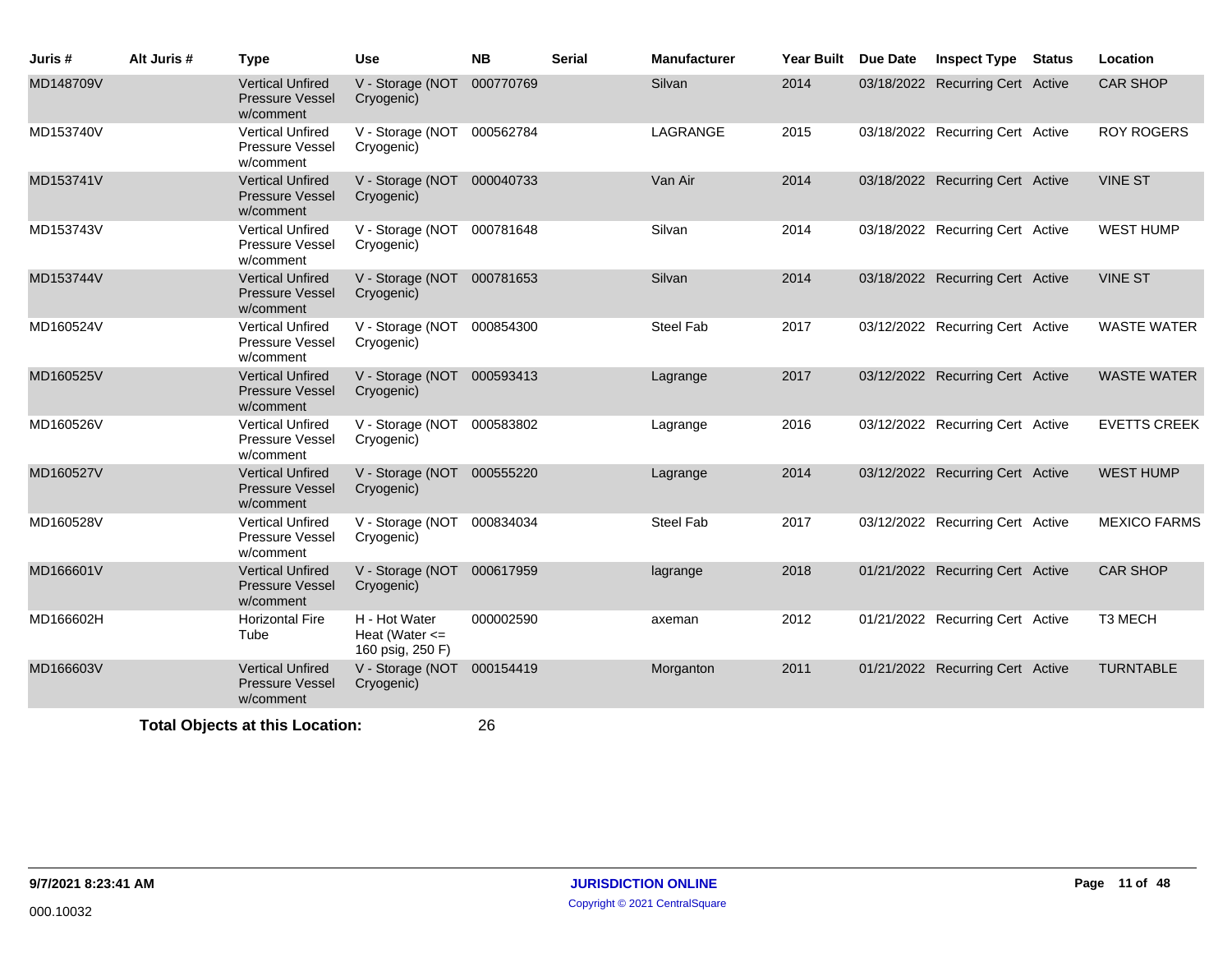| Juris # | Alt Juris # | Type | Use | NB | Serial | Manufacturer | Year Built | Due Date | Inspect Type | Status | Location |
|---|---|---|---|---|---|---|---|---|---|---|---|
| MD148709V | | Vertical Unfired Pressure Vessel w/comment | V - Storage (NOT Cryogenic) | 000770769 | | Silvan | 2014 | 03/18/2022 | Recurring Cert | Active | CAR SHOP |
| MD153740V | | Vertical Unfired Pressure Vessel w/comment | V - Storage (NOT Cryogenic) | 000562784 | | LAGRANGE | 2015 | 03/18/2022 | Recurring Cert | Active | ROY ROGERS |
| MD153741V | | Vertical Unfired Pressure Vessel w/comment | V - Storage (NOT Cryogenic) | 000040733 | | Van Air | 2014 | 03/18/2022 | Recurring Cert | Active | VINE ST |
| MD153743V | | Vertical Unfired Pressure Vessel w/comment | V - Storage (NOT Cryogenic) | 000781648 | | Silvan | 2014 | 03/18/2022 | Recurring Cert | Active | WEST HUMP |
| MD153744V | | Vertical Unfired Pressure Vessel w/comment | V - Storage (NOT Cryogenic) | 000781653 | | Silvan | 2014 | 03/18/2022 | Recurring Cert | Active | VINE ST |
| MD160524V | | Vertical Unfired Pressure Vessel w/comment | V - Storage (NOT Cryogenic) | 000854300 | | Steel Fab | 2017 | 03/12/2022 | Recurring Cert | Active | WASTE WATER |
| MD160525V | | Vertical Unfired Pressure Vessel w/comment | V - Storage (NOT Cryogenic) | 000593413 | | Lagrange | 2017 | 03/12/2022 | Recurring Cert | Active | WASTE WATER |
| MD160526V | | Vertical Unfired Pressure Vessel w/comment | V - Storage (NOT Cryogenic) | 000583802 | | Lagrange | 2016 | 03/12/2022 | Recurring Cert | Active | EVETTS CREEK |
| MD160527V | | Vertical Unfired Pressure Vessel w/comment | V - Storage (NOT Cryogenic) | 000555220 | | Lagrange | 2014 | 03/12/2022 | Recurring Cert | Active | WEST HUMP |
| MD160528V | | Vertical Unfired Pressure Vessel w/comment | V - Storage (NOT Cryogenic) | 000834034 | | Steel Fab | 2017 | 03/12/2022 | Recurring Cert | Active | MEXICO FARMS |
| MD166601V | | Vertical Unfired Pressure Vessel w/comment | V - Storage (NOT Cryogenic) | 000617959 | | lagrange | 2018 | 01/21/2022 | Recurring Cert | Active | CAR SHOP |
| MD166602H | | Horizontal Fire Tube | H - Hot Water Heat (Water <= 160 psig, 250 F) | 000002590 | | axeman | 2012 | 01/21/2022 | Recurring Cert | Active | T3 MECH |
| MD166603V | | Vertical Unfired Pressure Vessel w/comment | V - Storage (NOT Cryogenic) | 000154419 | | Morganton | 2011 | 01/21/2022 | Recurring Cert | Active | TURNTABLE |

**Total Objects at this Location:** 26

**9/7/2021 8:23:41 AM**

000.10032

**JURISDICTION ONLINE**

Copyright © 2021 CentralSquare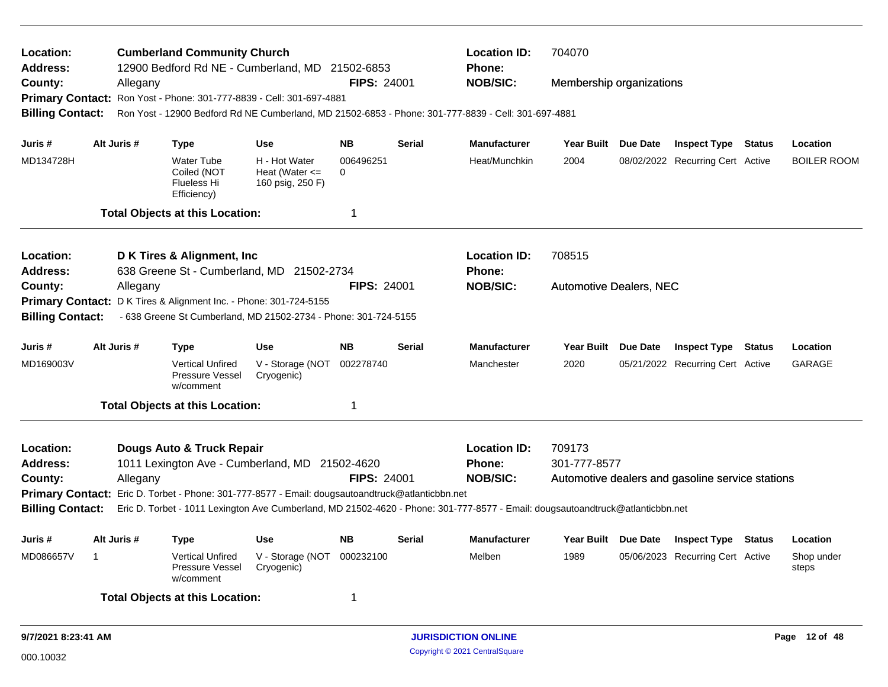**Location:** Cumberland Community Church | **Location ID:** 704070
**Address:** 12900 Bedford Rd NE - Cumberland, MD 21502-6853 | **Phone:**
**County:** Allegany | **FIPS:** 24001 | **NOB/SIC:** Membership organizations
**Primary Contact:** Ron Yost - Phone: 301-777-8839 - Cell: 301-697-4881
**Billing Contact:** Ron Yost - 12900 Bedford Rd NE Cumberland, MD 21502-6853 - Phone: 301-777-8839 - Cell: 301-697-4881

| Juris # | Alt Juris # | Type | Use | NB | Serial | Manufacturer | Year Built | Due Date | Inspect Type | Status | Location |
|---|---|---|---|---|---|---|---|---|---|---|---|
| MD134728H | | Water Tube Coiled (NOT Flueless Hi Efficiency) | H - Hot Water Heat (Water <= 160 psig, 250 F) | 0064962510 | | Heat/Munchkin | 2004 | 08/02/2022 | Recurring Cert | Active | BOILER ROOM |

**Total Objects at this Location:** 1

---

**Location:** D K Tires & Alignment, Inc | **Location ID:** 708515
**Address:** 638 Greene St - Cumberland, MD 21502-2734 | **Phone:**
**County:** Allegany | **FIPS:** 24001 | **NOB/SIC:** Automotive Dealers, NEC
**Primary Contact:** D K Tires & Alignment Inc. - Phone: 301-724-5155
**Billing Contact:** - 638 Greene St Cumberland, MD 21502-2734 - Phone: 301-724-5155

| Juris # | Alt Juris # | Type | Use | NB | Serial | Manufacturer | Year Built | Due Date | Inspect Type | Status | Location |
|---|---|---|---|---|---|---|---|---|---|---|---|
| MD169003V | | Vertical Unfired Pressure Vessel w/comment | V - Storage (NOT Cryogenic) | 002278740 | | Manchester | 2020 | 05/21/2022 | Recurring Cert | Active | GARAGE |

**Total Objects at this Location:** 1

---

**Location:** Dougs Auto & Truck Repair | **Location ID:** 709173
**Address:** 1011 Lexington Ave - Cumberland, MD 21502-4620 | **Phone:** 301-777-8577
**County:** Allegany | **FIPS:** 24001 | **NOB/SIC:** Automotive dealers and gasoline service stations
**Primary Contact:** Eric D. Torbet - Phone: 301-777-8577 - Email: dougsautoandtruck@atlanticbbn.net
**Billing Contact:** Eric D. Torbet - 1011 Lexington Ave Cumberland, MD 21502-4620 - Phone: 301-777-8577 - Email: dougsautoandtruck@atlanticbbn.net

| Juris # | Alt Juris # | Type | Use | NB | Serial | Manufacturer | Year Built | Due Date | Inspect Type | Status | Location |
|---|---|---|---|---|---|---|---|---|---|---|---|
| MD086657V | 1 | Vertical Unfired Pressure Vessel w/comment | V - Storage (NOT Cryogenic) | 000232100 | | Melben | 1989 | 05/06/2023 | Recurring Cert | Active | Shop under steps |

**Total Objects at this Location:** 1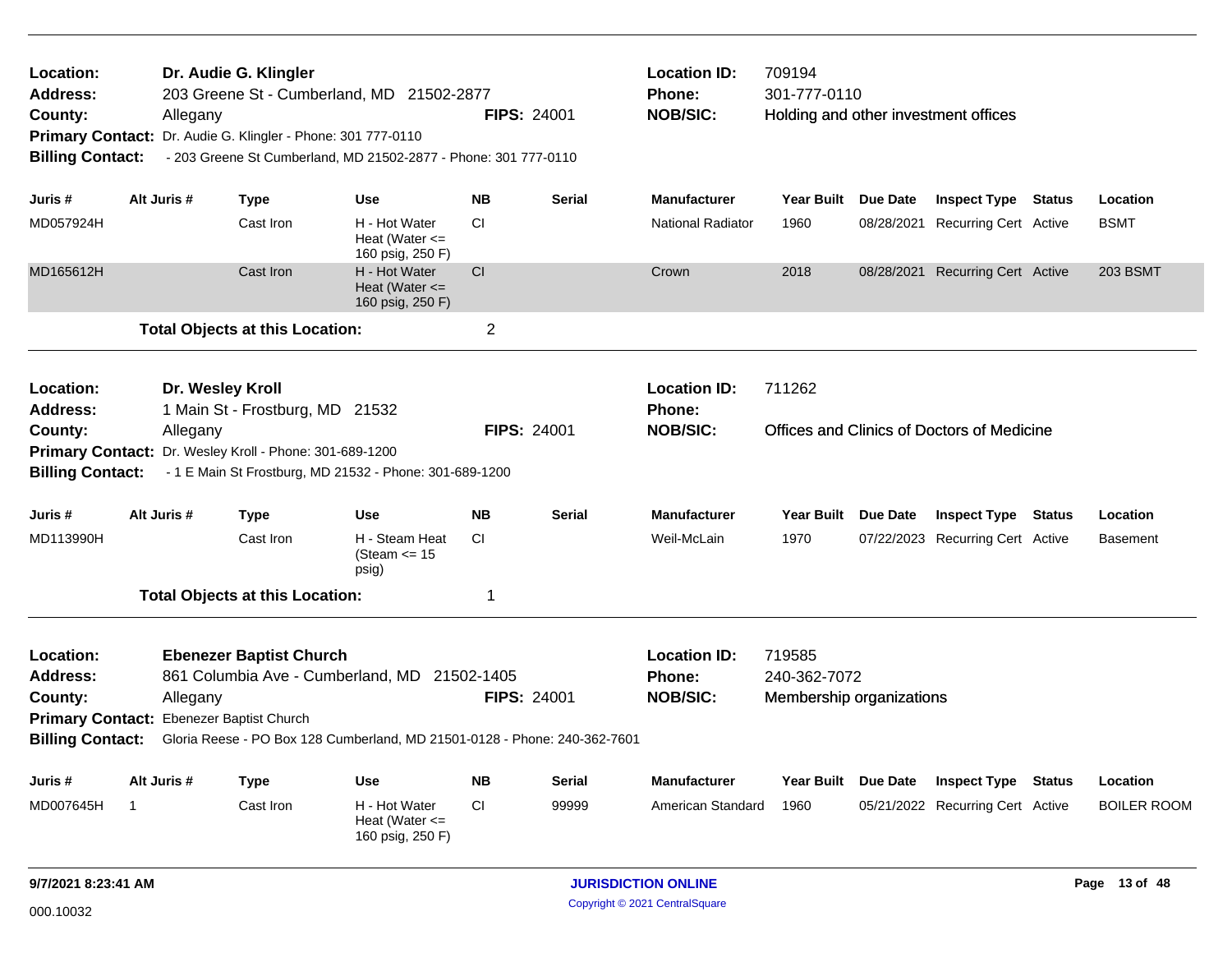**Location:** Dr. Audie G. Klingler
**Address:** 203 Greene St - Cumberland, MD 21502-2877
**County:** Allegany **FIPS:** 24001
**Primary Contact:** Dr. Audie G. Klingler - Phone: 301 777-0110
**Billing Contact:** - 203 Greene St Cumberland, MD 21502-2877 - Phone: 301 777-0110

**Location ID:** 709194
**Phone:** 301-777-0110
**NOB/SIC:** Holding and other investment offices

| Juris # | Alt Juris # | Type | Use | NB | Serial | Manufacturer | Year Built | Due Date | Inspect Type | Status | Location |
|---|---|---|---|---|---|---|---|---|---|---|---|
| MD057924H | | Cast Iron | H - Hot Water Heat (Water <= 160 psig, 250 F) | CI | | National Radiator | 1960 | 08/28/2021 | Recurring Cert | Active | BSMT |
| MD165612H | | Cast Iron | H - Hot Water Heat (Water <= 160 psig, 250 F) | CI | | Crown | 2018 | 08/28/2021 | Recurring Cert | Active | 203 BSMT |

**Total Objects at this Location:** 2

**Location:** Dr. Wesley Kroll
**Address:** 1 Main St - Frostburg, MD 21532
**County:** Allegany **FIPS:** 24001
**Primary Contact:** Dr. Wesley Kroll - Phone: 301-689-1200
**Billing Contact:** - 1 E Main St Frostburg, MD 21532 - Phone: 301-689-1200

**Location ID:** 711262
**Phone:**
**NOB/SIC:** Offices and Clinics of Doctors of Medicine

| Juris # | Alt Juris # | Type | Use | NB | Serial | Manufacturer | Year Built | Due Date | Inspect Type | Status | Location |
|---|---|---|---|---|---|---|---|---|---|---|---|
| MD113990H | | Cast Iron | H - Steam Heat (Steam <= 15 psig) | CI | | Weil-McLain | 1970 | 07/22/2023 | Recurring Cert | Active | Basement |

**Total Objects at this Location:** 1

**Location:** Ebenezer Baptist Church
**Address:** 861 Columbia Ave - Cumberland, MD 21502-1405
**County:** Allegany **FIPS:** 24001
**Primary Contact:** Ebenezer Baptist Church
**Billing Contact:** Gloria Reese - PO Box 128 Cumberland, MD 21501-0128 - Phone: 240-362-7601

**Location ID:** 719585
**Phone:** 240-362-7072
**NOB/SIC:** Membership organizations

| Juris # | Alt Juris # | Type | Use | NB | Serial | Manufacturer | Year Built | Due Date | Inspect Type | Status | Location |
|---|---|---|---|---|---|---|---|---|---|---|---|
| MD007645H | 1 | Cast Iron | H - Hot Water Heat (Water <= 160 psig, 250 F) | CI | 99999 | American Standard | 1960 | 05/21/2022 | Recurring Cert | Active | BOILER ROOM |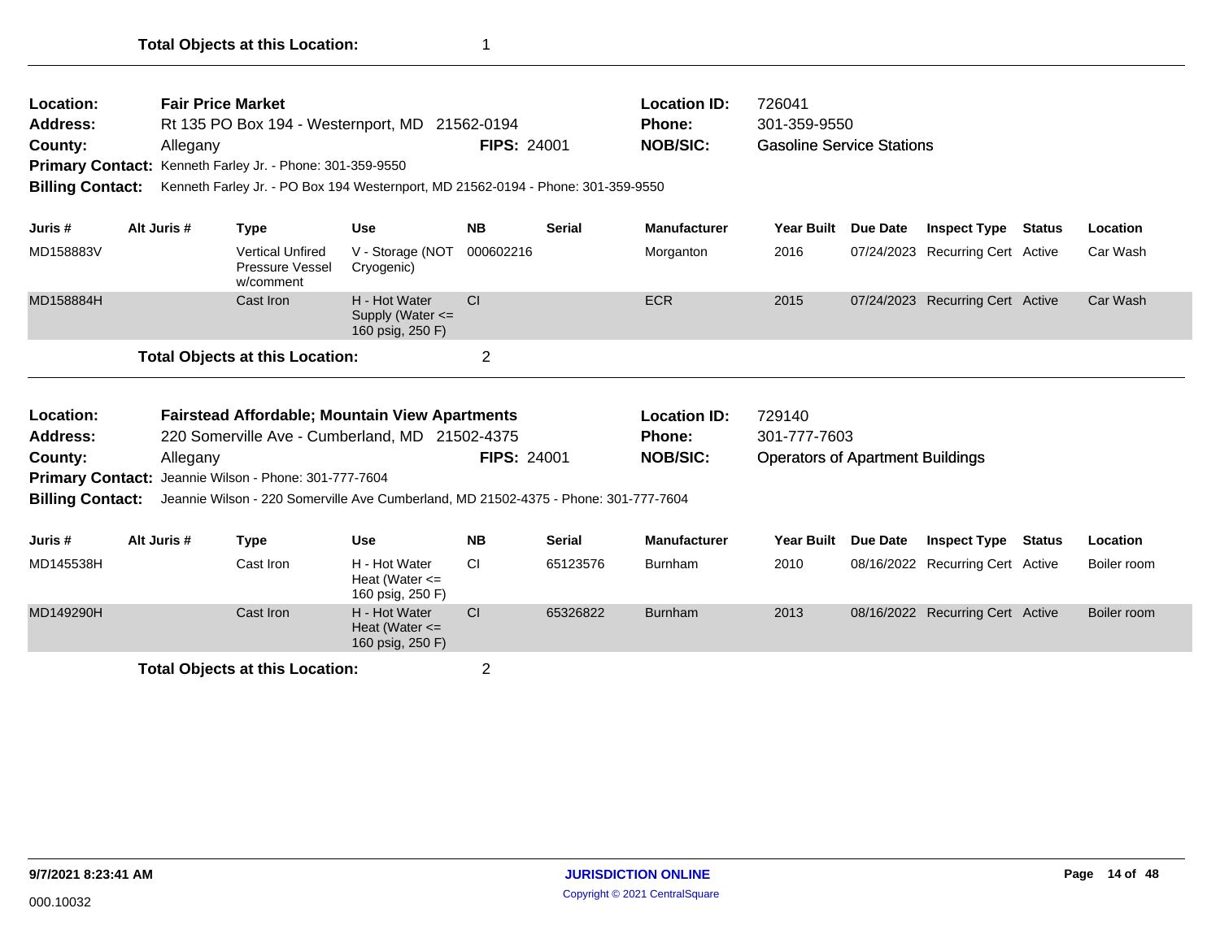**Total Objects at this Location:** 1

---

**Location:** Fair Price Market
**Address:** Rt 135 PO Box 194 - Westernport, MD 21562-0194
**County:** Allegany **FIPS:** 24001
**Primary Contact:** Kenneth Farley Jr. - Phone: 301-359-9550
**Billing Contact:** Kenneth Farley Jr. - PO Box 194 Westernport, MD 21562-0194 - Phone: 301-359-9550
**Location ID:** 726041
**Phone:** 301-359-9550
**NOB/SIC:** Gasoline Service Stations

| Juris # | Alt Juris # | Type | Use | NB | Serial | Manufacturer | Year Built | Due Date | Inspect Type | Status | Location |
|---|---|---|---|---|---|---|---|---|---|---|---|
| MD158883V | | Vertical Unfired Pressure Vessel w/comment | V - Storage (NOT Cryogenic) | 000602216 | | Morganton | 2016 | 07/24/2023 | Recurring Cert | Active | Car Wash |
| MD158884H | | Cast Iron | H - Hot Water Supply (Water <= 160 psig, 250 F) | CI | | ECR | 2015 | 07/24/2023 | Recurring Cert | Active | Car Wash |

**Total Objects at this Location:** 2

---

**Location:** Fairstead Affordable; Mountain View Apartments
**Address:** 220 Somerville Ave - Cumberland, MD 21502-4375
**County:** Allegany **FIPS:** 24001
**Primary Contact:** Jeannie Wilson - Phone: 301-777-7604
**Billing Contact:** Jeannie Wilson - 220 Somerville Ave Cumberland, MD 21502-4375 - Phone: 301-777-7604
**Location ID:** 729140
**Phone:** 301-777-7603
**NOB/SIC:** Operators of Apartment Buildings

| Juris # | Alt Juris # | Type | Use | NB | Serial | Manufacturer | Year Built | Due Date | Inspect Type | Status | Location |
|---|---|---|---|---|---|---|---|---|---|---|---|
| MD145538H | | Cast Iron | H - Hot Water Heat (Water <= 160 psig, 250 F) | CI | 65123576 | Burnham | 2010 | 08/16/2022 | Recurring Cert | Active | Boiler room |
| MD149290H | | Cast Iron | H - Hot Water Heat (Water <= 160 psig, 250 F) | CI | 65326822 | Burnham | 2013 | 08/16/2022 | Recurring Cert | Active | Boiler room |

**Total Objects at this Location:** 2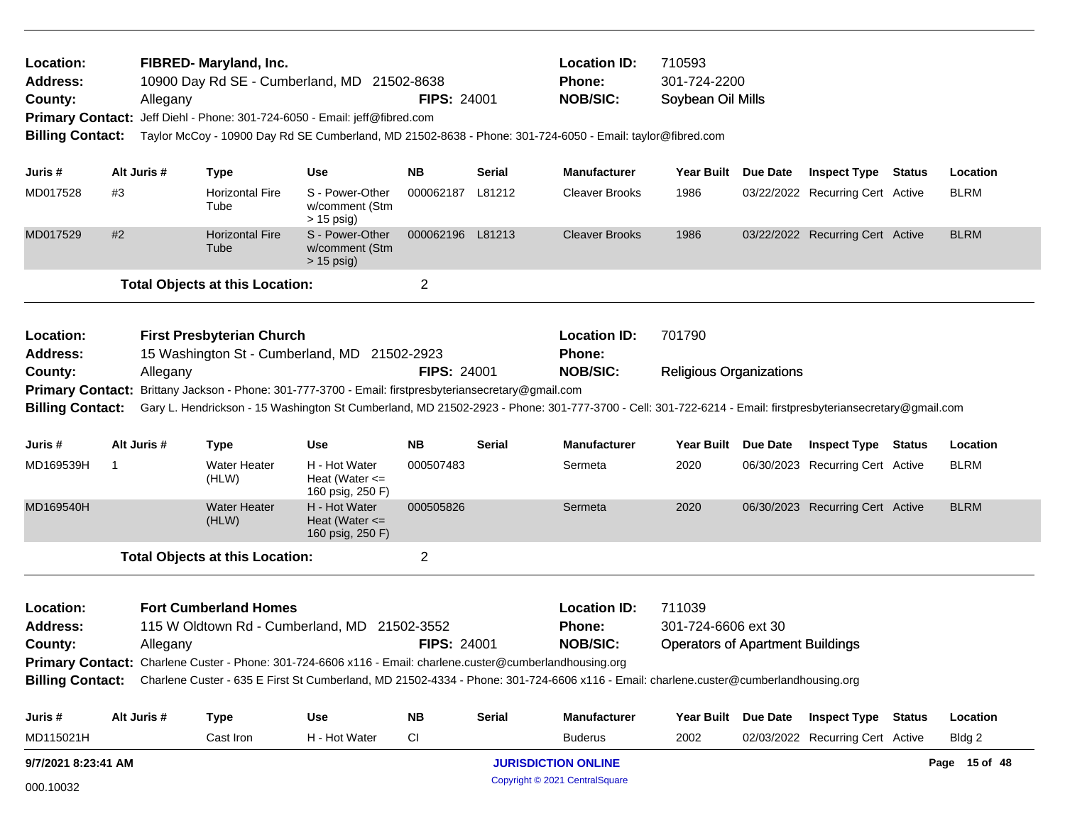| | | | | |
|---|---|---|---|---|
| **Location:** | **FIBRED- Maryland, Inc.** | | **Location ID:** | 710593 |
| **Address:** | 10900 Day Rd SE - Cumberland, MD 21502-8638 | | **Phone:** | 301-724-2200 |
| **County:** | Allegany | **FIPS:** 24001 | **NOB/SIC:** | Soybean Oil Mills |

**Primary Contact:** Jeff Diehl - Phone: 301-724-6050 - Email: jeff@fibred.com

**Billing Contact:** Taylor McCoy - 10900 Day Rd SE Cumberland, MD 21502-8638 - Phone: 301-724-6050 - Email: taylor@fibred.com

| Juris # | Alt Juris # | Type | Use | NB | Serial | Manufacturer | Year Built | Due Date | Inspect Type | Status | Location |
|---|---|---|---|---|---|---|---|---|---|---|---|
| MD017528 | #3 | Horizontal Fire Tube | S - Power-Other w/comment (Stm > 15 psig) | 000062187 | L81212 | Cleaver Brooks | 1986 | 03/22/2022 | Recurring Cert | Active | BLRM |
| MD017529 | #2 | Horizontal Fire Tube | S - Power-Other w/comment (Stm > 15 psig) | 000062196 | L81213 | Cleaver Brooks | 1986 | 03/22/2022 | Recurring Cert | Active | BLRM |

**Total Objects at this Location:** 2

| | | | | |
|---|---|---|---|---|
| **Location:** | **First Presbyterian Church** | | **Location ID:** | 701790 |
| **Address:** | 15 Washington St - Cumberland, MD 21502-2923 | | **Phone:** | |
| **County:** | Allegany | **FIPS:** 24001 | **NOB/SIC:** | Religious Organizations |

**Primary Contact:** Brittany Jackson - Phone: 301-777-3700 - Email: firstpresbyteriansecretary@gmail.com

**Billing Contact:** Gary L. Hendrickson - 15 Washington St Cumberland, MD 21502-2923 - Phone: 301-777-3700 - Cell: 301-722-6214 - Email: firstpresbyteriansecretary@gmail.com

| Juris # | Alt Juris # | Type | Use | NB | Serial | Manufacturer | Year Built | Due Date | Inspect Type | Status | Location |
|---|---|---|---|---|---|---|---|---|---|---|---|
| MD169539H | 1 | Water Heater (HLW) | H - Hot Water Heat (Water <= 160 psig, 250 F) | 000507483 | | Sermeta | 2020 | 06/30/2023 | Recurring Cert | Active | BLRM |
| MD169540H | | Water Heater (HLW) | H - Hot Water Heat (Water <= 160 psig, 250 F) | 000505826 | | Sermeta | 2020 | 06/30/2023 | Recurring Cert | Active | BLRM |

**Total Objects at this Location:** 2

| | | | | |
|---|---|---|---|---|
| **Location:** | **Fort Cumberland Homes** | | **Location ID:** | 711039 |
| **Address:** | 115 W Oldtown Rd - Cumberland, MD 21502-3552 | | **Phone:** | 301-724-6606 ext 30 |
| **County:** | Allegany | **FIPS:** 24001 | **NOB/SIC:** | Operators of Apartment Buildings |

**Primary Contact:** Charlene Custer - Phone: 301-724-6606 x116 - Email: charlene.custer@cumberlandhousing.org

**Billing Contact:** Charlene Custer - 635 E First St Cumberland, MD 21502-4334 - Phone: 301-724-6606 x116 - Email: charlene.custer@cumberlandhousing.org

| Juris # | Alt Juris # | Type | Use | NB | Serial | Manufacturer | Year Built | Due Date | Inspect Type | Status | Location |
|---|---|---|---|---|---|---|---|---|---|---|---|
| MD115021H | | Cast Iron | H - Hot Water | CI | | Buderus | 2002 | 02/03/2022 | Recurring Cert | Active | Bldg 2 |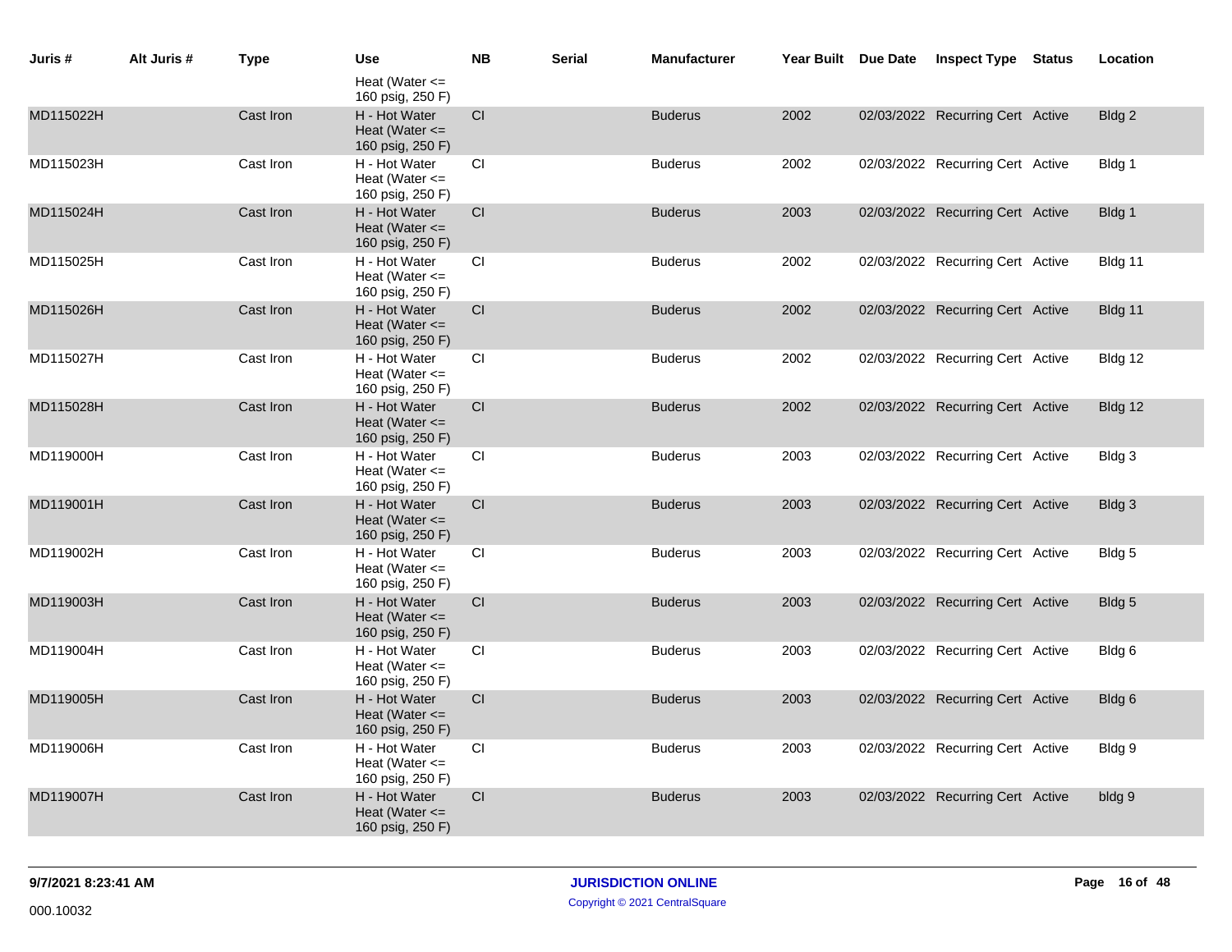| Juris # | Alt Juris # | Type | Use | NB | Serial | Manufacturer | Year Built | Due Date | Inspect Type | Status | Location |
|---|---|---|---|---|---|---|---|---|---|---|---|
| | | | Heat (Water <= 160 psig, 250 F) | | | | | | | | |
| MD115022H | | Cast Iron | H - Hot Water Heat (Water <= 160 psig, 250 F) | CI | | Buderus | 2002 | 02/03/2022 | Recurring Cert | Active | Bldg 2 |
| MD115023H | | Cast Iron | H - Hot Water Heat (Water <= 160 psig, 250 F) | CI | | Buderus | 2002 | 02/03/2022 | Recurring Cert | Active | Bldg 1 |
| MD115024H | | Cast Iron | H - Hot Water Heat (Water <= 160 psig, 250 F) | CI | | Buderus | 2003 | 02/03/2022 | Recurring Cert | Active | Bldg 1 |
| MD115025H | | Cast Iron | H - Hot Water Heat (Water <= 160 psig, 250 F) | CI | | Buderus | 2002 | 02/03/2022 | Recurring Cert | Active | Bldg 11 |
| MD115026H | | Cast Iron | H - Hot Water Heat (Water <= 160 psig, 250 F) | CI | | Buderus | 2002 | 02/03/2022 | Recurring Cert | Active | Bldg 11 |
| MD115027H | | Cast Iron | H - Hot Water Heat (Water <= 160 psig, 250 F) | CI | | Buderus | 2002 | 02/03/2022 | Recurring Cert | Active | Bldg 12 |
| MD115028H | | Cast Iron | H - Hot Water Heat (Water <= 160 psig, 250 F) | CI | | Buderus | 2002 | 02/03/2022 | Recurring Cert | Active | Bldg 12 |
| MD119000H | | Cast Iron | H - Hot Water Heat (Water <= 160 psig, 250 F) | CI | | Buderus | 2003 | 02/03/2022 | Recurring Cert | Active | Bldg 3 |
| MD119001H | | Cast Iron | H - Hot Water Heat (Water <= 160 psig, 250 F) | CI | | Buderus | 2003 | 02/03/2022 | Recurring Cert | Active | Bldg 3 |
| MD119002H | | Cast Iron | H - Hot Water Heat (Water <= 160 psig, 250 F) | CI | | Buderus | 2003 | 02/03/2022 | Recurring Cert | Active | Bldg 5 |
| MD119003H | | Cast Iron | H - Hot Water Heat (Water <= 160 psig, 250 F) | CI | | Buderus | 2003 | 02/03/2022 | Recurring Cert | Active | Bldg 5 |
| MD119004H | | Cast Iron | H - Hot Water Heat (Water <= 160 psig, 250 F) | CI | | Buderus | 2003 | 02/03/2022 | Recurring Cert | Active | Bldg 6 |
| MD119005H | | Cast Iron | H - Hot Water Heat (Water <= 160 psig, 250 F) | CI | | Buderus | 2003 | 02/03/2022 | Recurring Cert | Active | Bldg 6 |
| MD119006H | | Cast Iron | H - Hot Water Heat (Water <= 160 psig, 250 F) | CI | | Buderus | 2003 | 02/03/2022 | Recurring Cert | Active | Bldg 9 |
| MD119007H | | Cast Iron | H - Hot Water Heat (Water <= 160 psig, 250 F) | CI | | Buderus | 2003 | 02/03/2022 | Recurring Cert | Active | bldg 9 |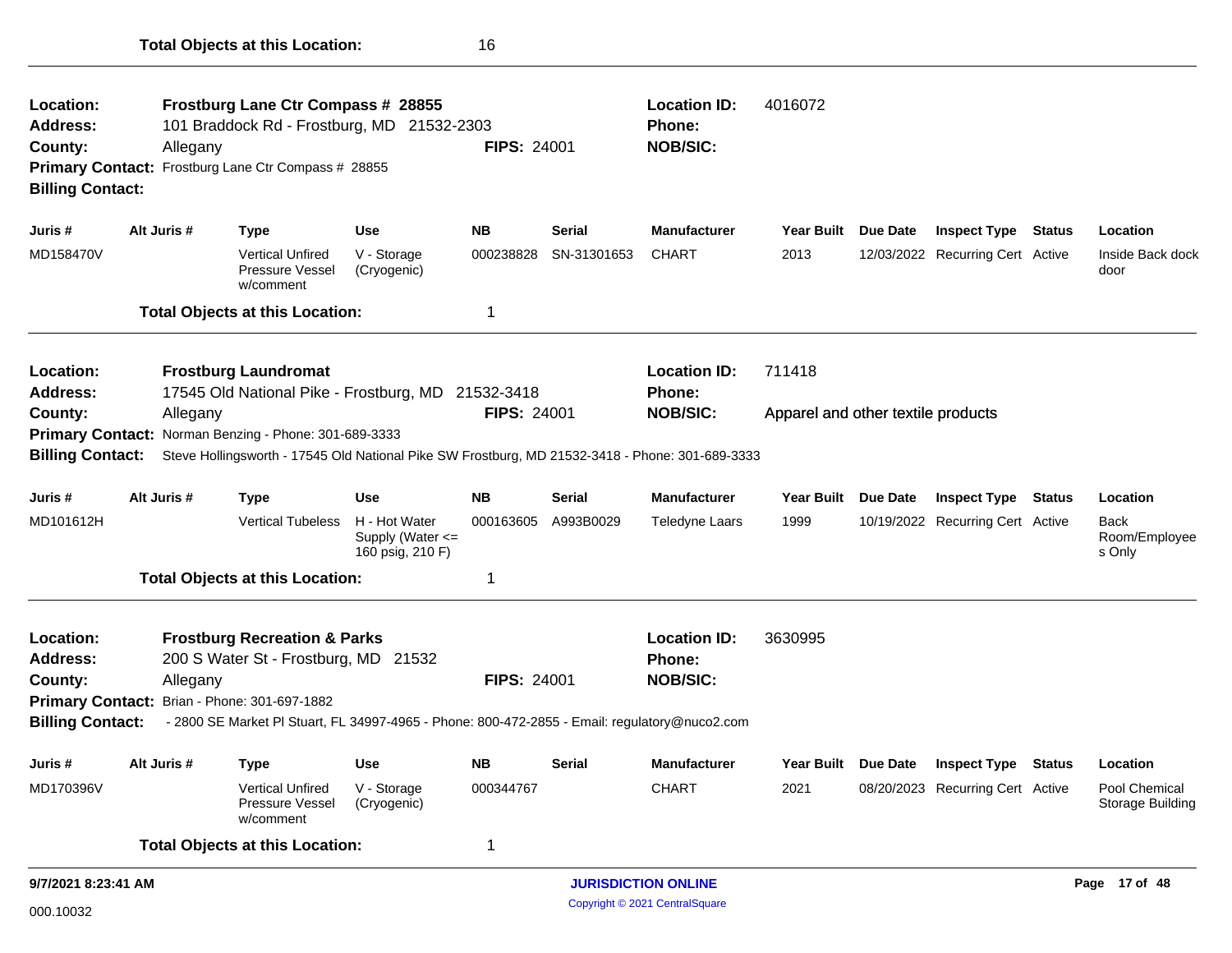**Total Objects at this Location:** 16

---

**Location:** Frostburg Lane Ctr Compass # 28855
**Location ID:** 4016072
**Address:** 101 Braddock Rd - Frostburg, MD 21532-2303
**Phone:**
**County:** Allegany
**FIPS:** 24001
**NOB/SIC:**
**Primary Contact:** Frostburg Lane Ctr Compass # 28855
**Billing Contact:**

| Juris # | Alt Juris # | Type | Use | NB | Serial | Manufacturer | Year Built | Due Date | Inspect Type | Status | Location |
|---|---|---|---|---|---|---|---|---|---|---|---|
| MD158470V | | Vertical Unfired Pressure Vessel w/comment | V - Storage (Cryogenic) | 000238828 | SN-31301653 | CHART | 2013 | 12/03/2022 | Recurring Cert | Active | Inside Back dock door |

**Total Objects at this Location:** 1

---

**Location:** Frostburg Laundromat
**Location ID:** 711418
**Address:** 17545 Old National Pike - Frostburg, MD 21532-3418
**Phone:**
**County:** Allegany
**FIPS:** 24001
**NOB/SIC:** Apparel and other textile products
**Primary Contact:** Norman Benzing - Phone: 301-689-3333
**Billing Contact:** Steve Hollingsworth - 17545 Old National Pike SW Frostburg, MD 21532-3418 - Phone: 301-689-3333

| Juris # | Alt Juris # | Type | Use | NB | Serial | Manufacturer | Year Built | Due Date | Inspect Type | Status | Location |
|---|---|---|---|---|---|---|---|---|---|---|---|
| MD101612H | | Vertical Tubeless | H - Hot Water Supply (Water <= 160 psig, 210 F) | 000163605 | A993B0029 | Teledyne Laars | 1999 | 10/19/2022 | Recurring Cert | Active | Back Room/Employees Only |

**Total Objects at this Location:** 1

---

**Location:** Frostburg Recreation & Parks
**Location ID:** 3630995
**Address:** 200 S Water St - Frostburg, MD 21532
**Phone:**
**County:** Allegany
**FIPS:** 24001
**NOB/SIC:**
**Primary Contact:** Brian - Phone: 301-697-1882
**Billing Contact:** - 2800 SE Market Pl Stuart, FL 34997-4965 - Phone: 800-472-2855 - Email: regulatory@nuco2.com

| Juris # | Alt Juris # | Type | Use | NB | Serial | Manufacturer | Year Built | Due Date | Inspect Type | Status | Location |
|---|---|---|---|---|---|---|---|---|---|---|---|
| MD170396V | | Vertical Unfired Pressure Vessel w/comment | V - Storage (Cryogenic) | 000344767 | | CHART | 2021 | 08/20/2023 | Recurring Cert | Active | Pool Chemical Storage Building |

**Total Objects at this Location:** 1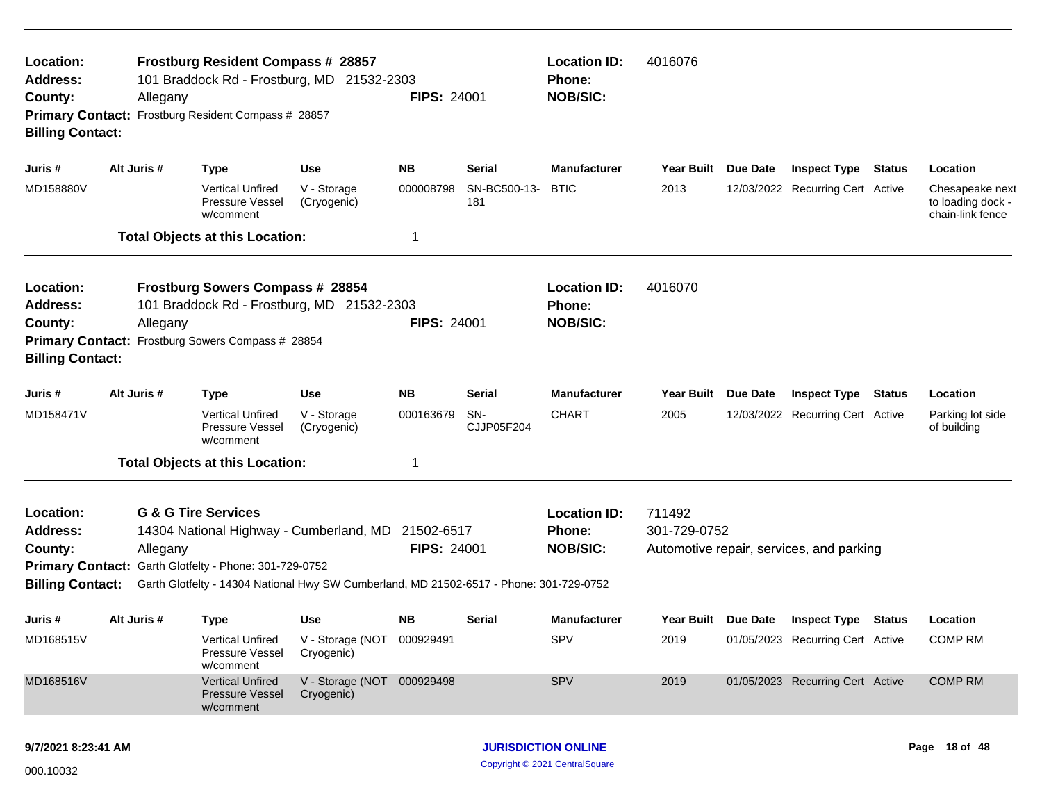**Location:** Frostburg Resident Compass # 28857
**Address:** 101 Braddock Rd - Frostburg, MD 21532-2303
**County:** Allegany
**FIPS:** 24001
**Location ID:** 4016076
**Phone:**
**NOB/SIC:**
**Primary Contact:** Frostburg Resident Compass # 28857
**Billing Contact:**

| Juris # | Alt Juris # | Type | Use | NB | Serial | Manufacturer | Year Built | Due Date | Inspect Type | Status | Location |
|---|---|---|---|---|---|---|---|---|---|---|---|
| MD158880V | | Vertical Unfired Pressure Vessel w/comment | V - Storage (Cryogenic) | 000008798 | SN-BC500-13-181 | BTIC | 2013 | 12/03/2022 | Recurring Cert | Active | Chesapeake next to loading dock - chain-link fence |

**Total Objects at this Location:** 1

---

**Location:** Frostburg Sowers Compass # 28854
**Address:** 101 Braddock Rd - Frostburg, MD 21532-2303
**County:** Allegany
**FIPS:** 24001
**Location ID:** 4016070
**Phone:**
**NOB/SIC:**
**Primary Contact:** Frostburg Sowers Compass # 28854
**Billing Contact:**

| Juris # | Alt Juris # | Type | Use | NB | Serial | Manufacturer | Year Built | Due Date | Inspect Type | Status | Location |
|---|---|---|---|---|---|---|---|---|---|---|---|
| MD158471V | | Vertical Unfired Pressure Vessel w/comment | V - Storage (Cryogenic) | 000163679 | SN-CJJP05F204 | CHART | 2005 | 12/03/2022 | Recurring Cert | Active | Parking lot side of building |

**Total Objects at this Location:** 1

---

**Location:** G & G Tire Services
**Address:** 14304 National Highway - Cumberland, MD 21502-6517
**County:** Allegany
**FIPS:** 24001
**Location ID:** 711492
**Phone:** 301-729-0752
**NOB/SIC:** Automotive repair, services, and parking
**Primary Contact:** Garth Glotfelty - Phone: 301-729-0752
**Billing Contact:** Garth Glotfelty - 14304 National Hwy SW Cumberland, MD 21502-6517 - Phone: 301-729-0752

| Juris # | Alt Juris # | Type | Use | NB | Serial | Manufacturer | Year Built | Due Date | Inspect Type | Status | Location |
|---|---|---|---|---|---|---|---|---|---|---|---|
| MD168515V | | Vertical Unfired Pressure Vessel w/comment | V - Storage (NOT Cryogenic) | 000929491 | | SPV | 2019 | 01/05/2023 | Recurring Cert | Active | COMP RM |
| MD168516V | | Vertical Unfired Pressure Vessel w/comment | V - Storage (NOT Cryogenic) | 000929498 | | SPV | 2019 | 01/05/2023 | Recurring Cert | Active | COMP RM |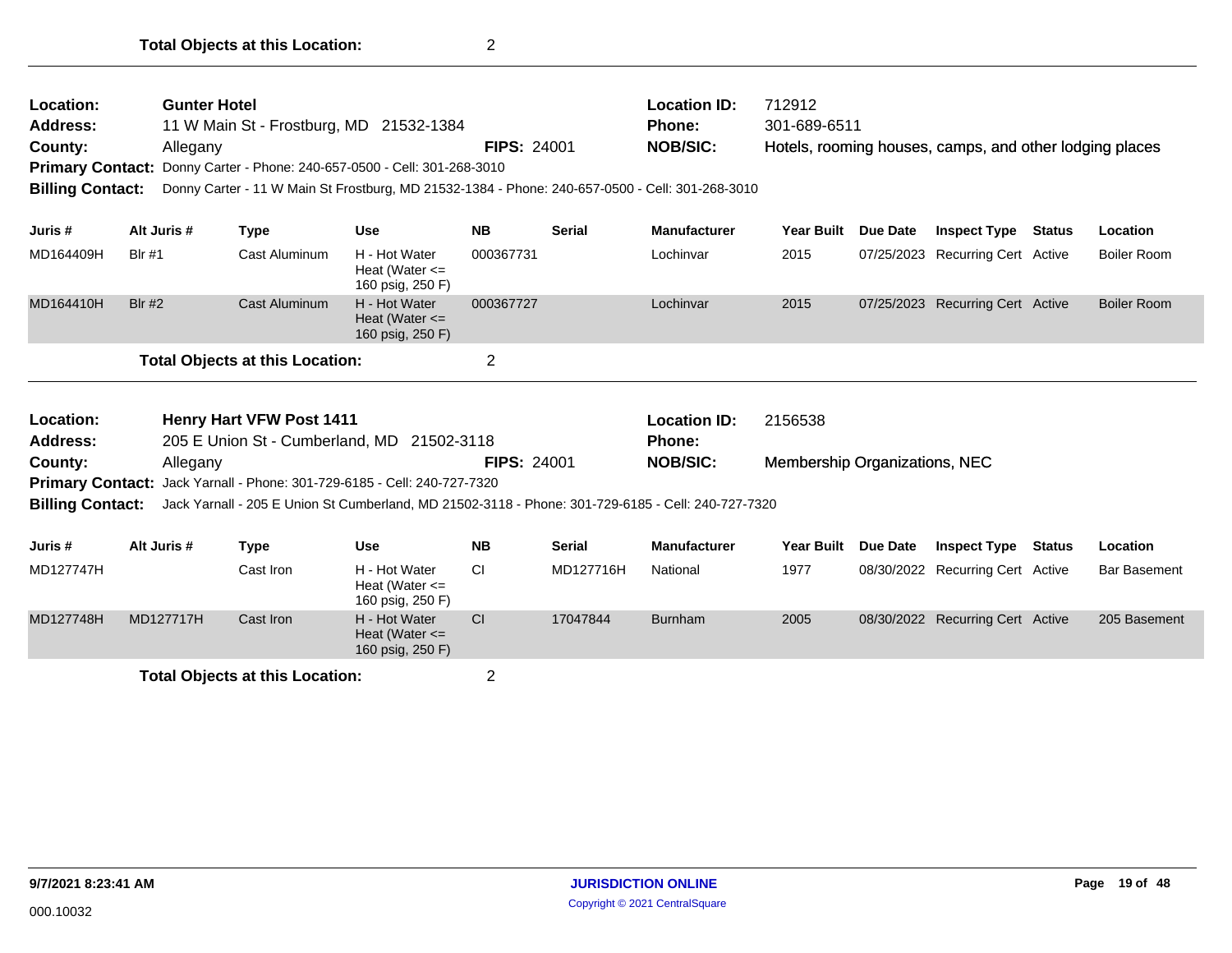**Total Objects at this Location:** 2

---

**Location:** Gunter Hotel
**Address:** 11 W Main St - Frostburg, MD 21532-1384
**County:** Allegany
**FIPS:** 24001
**Location ID:** 712912
**Phone:** 301-689-6511
**NOB/SIC:** Hotels, rooming houses, camps, and other lodging places
**Primary Contact:** Donny Carter - Phone: 240-657-0500 - Cell: 301-268-3010
**Billing Contact:** Donny Carter - 11 W Main St Frostburg, MD 21532-1384 - Phone: 240-657-0500 - Cell: 301-268-3010

| Juris # | Alt Juris # | Type | Use | NB | Serial | Manufacturer | Year Built | Due Date | Inspect Type | Status | Location |
|---|---|---|---|---|---|---|---|---|---|---|---|
| MD164409H | Blr #1 | Cast Aluminum | H - Hot Water Heat (Water <= 160 psig, 250 F) | 000367731 | | Lochinvar | 2015 | 07/25/2023 | Recurring Cert | Active | Boiler Room |
| MD164410H | Blr #2 | Cast Aluminum | H - Hot Water Heat (Water <= 160 psig, 250 F) | 000367727 | | Lochinvar | 2015 | 07/25/2023 | Recurring Cert | Active | Boiler Room |

**Total Objects at this Location:** 2

---

**Location:** Henry Hart VFW Post 1411
**Address:** 205 E Union St - Cumberland, MD 21502-3118
**County:** Allegany
**FIPS:** 24001
**Location ID:** 2156538
**Phone:**
**NOB/SIC:** Membership Organizations, NEC
**Primary Contact:** Jack Yarnall - Phone: 301-729-6185 - Cell: 240-727-7320
**Billing Contact:** Jack Yarnall - 205 E Union St Cumberland, MD 21502-3118 - Phone: 301-729-6185 - Cell: 240-727-7320

| Juris # | Alt Juris # | Type | Use | NB | Serial | Manufacturer | Year Built | Due Date | Inspect Type | Status | Location |
|---|---|---|---|---|---|---|---|---|---|---|---|
| MD127747H | | Cast Iron | H - Hot Water Heat (Water <= 160 psig, 250 F) | CI | MD127716H | National | 1977 | 08/30/2022 | Recurring Cert | Active | Bar Basement |
| MD127748H | MD127717H | Cast Iron | H - Hot Water Heat (Water <= 160 psig, 250 F) | CI | 17047844 | Burnham | 2005 | 08/30/2022 | Recurring Cert | Active | 205 Basement |

**Total Objects at this Location:** 2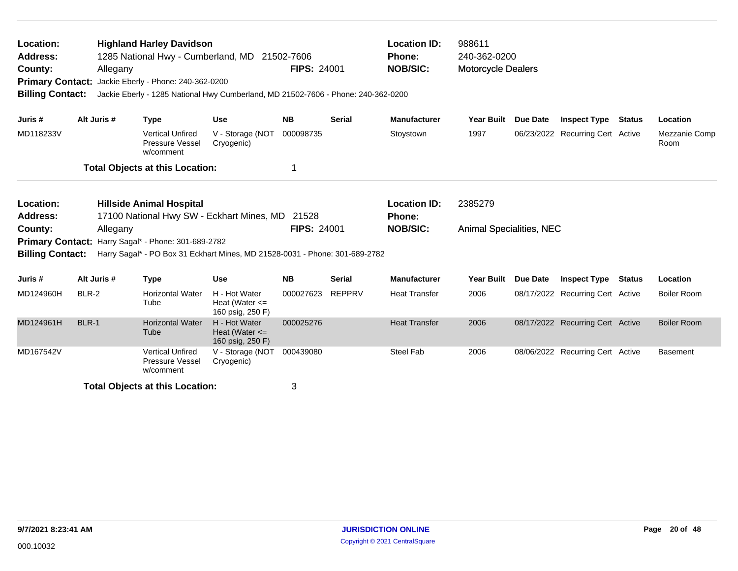| | | | |
|---|---|---|---|
| **Location:** | **Highland Harley Davidson** | **Location ID:** | 988611 |
| **Address:** | 1285 National Hwy - Cumberland, MD 21502-7606 | **Phone:** | 240-362-0200 |
| **County:** | Allegany **FIPS:** 24001 | **NOB/SIC:** | Motorcycle Dealers |
| **Primary Contact:** | Jackie Eberly - Phone: 240-362-0200 | | |
| **Billing Contact:** | Jackie Eberly - 1285 National Hwy Cumberland, MD 21502-7606 - Phone: 240-362-0200 | | |

| Juris # | Alt Juris # | Type | Use | NB | Serial | Manufacturer | Year Built | Due Date | Inspect Type | Status | Location |
|---|---|---|---|---|---|---|---|---|---|---|---|
| MD118233V | | Vertical Unfired Pressure Vessel w/comment | V - Storage (NOT Cryogenic) | 000098735 | | Stoystown | 1997 | 06/23/2022 | Recurring Cert | Active | Mezzanie Comp Room |

**Total Objects at this Location:** 1

| | | | |
|---|---|---|---|
| **Location:** | **Hillside Animal Hospital** | **Location ID:** | 2385279 |
| **Address:** | 17100 National Hwy SW - Eckhart Mines, MD 21528 | **Phone:** | |
| **County:** | Allegany **FIPS:** 24001 | **NOB/SIC:** | Animal Specialities, NEC |
| **Primary Contact:** | Harry Sagal* - Phone: 301-689-2782 | | |
| **Billing Contact:** | Harry Sagal* - PO Box 31 Eckhart Mines, MD 21528-0031 - Phone: 301-689-2782 | | |

| Juris # | Alt Juris # | Type | Use | NB | Serial | Manufacturer | Year Built | Due Date | Inspect Type | Status | Location |
|---|---|---|---|---|---|---|---|---|---|---|---|
| MD124960H | BLR-2 | Horizontal Water Tube | H - Hot Water Heat (Water <= 160 psig, 250 F) | 000027623 | REPPRV | Heat Transfer | 2006 | 08/17/2022 | Recurring Cert | Active | Boiler Room |
| MD124961H | BLR-1 | Horizontal Water Tube | H - Hot Water Heat (Water <= 160 psig, 250 F) | 000025276 | | Heat Transfer | 2006 | 08/17/2022 | Recurring Cert | Active | Boiler Room |
| MD167542V | | Vertical Unfired Pressure Vessel w/comment | V - Storage (NOT Cryogenic) | 000439080 | | Steel Fab | 2006 | 08/06/2022 | Recurring Cert | Active | Basement |

**Total Objects at this Location:** 3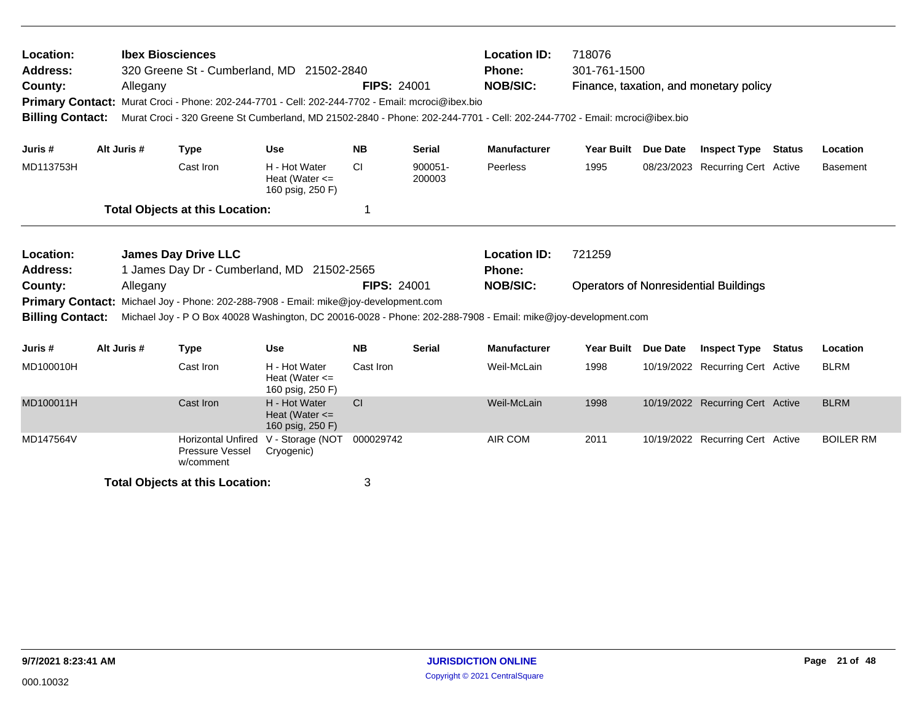| | | | |
|---|---|---|---|
| **Location:** | **Ibex Biosciences** | **Location ID:** | 718076 |
| **Address:** | 320 Greene St - Cumberland, MD 21502-2840 | **Phone:** | 301-761-1500 |
| **County:** | Allegany **FIPS:** 24001 | **NOB/SIC:** | Finance, taxation, and monetary policy |

**Primary Contact:** Murat Croci - Phone: 202-244-7701 - Cell: 202-244-7702 - Email: mcroci@ibex.bio

**Billing Contact:** Murat Croci - 320 Greene St Cumberland, MD 21502-2840 - Phone: 202-244-7701 - Cell: 202-244-7702 - Email: mcroci@ibex.bio

| Juris # | Alt Juris # | Type | Use | NB | Serial | Manufacturer | Year Built | Due Date | Inspect Type | Status | Location |
|---|---|---|---|---|---|---|---|---|---|---|---|
| MD113753H | | Cast Iron | H - Hot Water Heat (Water <= 160 psig, 250 F) | CI | 900051-200003 | Peerless | 1995 | 08/23/2023 | Recurring Cert | Active | Basement |

**Total Objects at this Location:** 1

| | | | |
|---|---|---|---|
| **Location:** | **James Day Drive LLC** | **Location ID:** | 721259 |
| **Address:** | 1 James Day Dr - Cumberland, MD 21502-2565 | **Phone:** | |
| **County:** | Allegany **FIPS:** 24001 | **NOB/SIC:** | Operators of Nonresidential Buildings |

**Primary Contact:** Michael Joy - Phone: 202-288-7908 - Email: mike@joy-development.com

**Billing Contact:** Michael Joy - P O Box 40028 Washington, DC 20016-0028 - Phone: 202-288-7908 - Email: mike@joy-development.com

| Juris # | Alt Juris # | Type | Use | NB | Serial | Manufacturer | Year Built | Due Date | Inspect Type | Status | Location |
|---|---|---|---|---|---|---|---|---|---|---|---|
| MD100010H | | Cast Iron | H - Hot Water Heat (Water <= 160 psig, 250 F) | Cast Iron | | Weil-McLain | 1998 | 10/19/2022 | Recurring Cert | Active | BLRM |
| MD100011H | | Cast Iron | H - Hot Water Heat (Water <= 160 psig, 250 F) | CI | | Weil-McLain | 1998 | 10/19/2022 | Recurring Cert | Active | BLRM |
| MD147564V | | Horizontal Unfired Pressure Vessel w/comment | V - Storage (NOT Cryogenic) | 000029742 | | AIR COM | 2011 | 10/19/2022 | Recurring Cert | Active | BOILER RM |

**Total Objects at this Location:** 3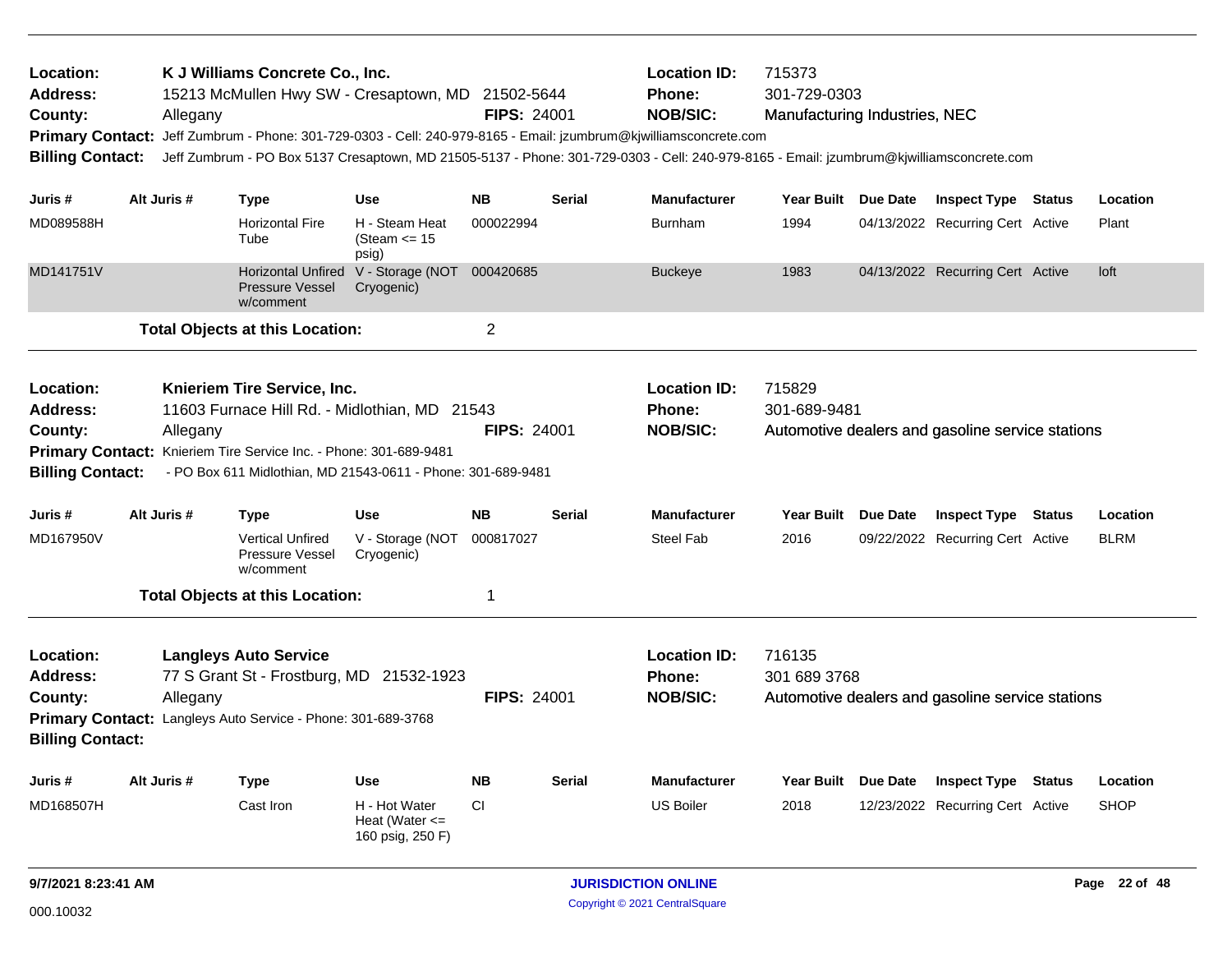**Location:** K J Williams Concrete Co., Inc.
**Address:** 15213 McMullen Hwy SW - Cresaptown, MD 21502-5644
**County:** Allegany **FIPS:** 24001
**Location ID:** 715373
**Phone:** 301-729-0303
**NOB/SIC:** Manufacturing Industries, NEC
**Primary Contact:** Jeff Zumbrum - Phone: 301-729-0303 - Cell: 240-979-8165 - Email: jzumbrum@kjwilliamsconcrete.com
**Billing Contact:** Jeff Zumbrum - PO Box 5137 Cresaptown, MD 21505-5137 - Phone: 301-729-0303 - Cell: 240-979-8165 - Email: jzumbrum@kjwilliamsconcrete.com

| Juris # | Alt Juris # | Type | Use | NB | Serial | Manufacturer | Year Built | Due Date | Inspect Type | Status | Location |
|---|---|---|---|---|---|---|---|---|---|---|---|
| MD089588H | | Horizontal Fire Tube | H - Steam Heat (Steam <= 15 psig) | 000022994 | | Burnham | 1994 | 04/13/2022 | Recurring Cert | Active | Plant |
| MD141751V | | Horizontal Unfired Pressure Vessel w/comment | V - Storage (NOT Cryogenic) | 000420685 | | Buckeye | 1983 | 04/13/2022 | Recurring Cert | Active | loft |

**Total Objects at this Location:** 2

---

**Location:** Knieriem Tire Service, Inc.
**Address:** 11603 Furnace Hill Rd. - Midlothian, MD 21543
**County:** Allegany **FIPS:** 24001
**Location ID:** 715829
**Phone:** 301-689-9481
**NOB/SIC:** Automotive dealers and gasoline service stations
**Primary Contact:** Knieriem Tire Service Inc. - Phone: 301-689-9481
**Billing Contact:** - PO Box 611 Midlothian, MD 21543-0611 - Phone: 301-689-9481

| Juris # | Alt Juris # | Type | Use | NB | Serial | Manufacturer | Year Built | Due Date | Inspect Type | Status | Location |
|---|---|---|---|---|---|---|---|---|---|---|---|
| MD167950V | | Vertical Unfired Pressure Vessel w/comment | V - Storage (NOT Cryogenic) | 000817027 | | Steel Fab | 2016 | 09/22/2022 | Recurring Cert | Active | BLRM |

**Total Objects at this Location:** 1

---

**Location:** Langleys Auto Service
**Address:** 77 S Grant St - Frostburg, MD 21532-1923
**County:** Allegany **FIPS:** 24001
**Location ID:** 716135
**Phone:** 301 689 3768
**NOB/SIC:** Automotive dealers and gasoline service stations
**Primary Contact:** Langleys Auto Service - Phone: 301-689-3768
**Billing Contact:**

| Juris # | Alt Juris # | Type | Use | NB | Serial | Manufacturer | Year Built | Due Date | Inspect Type | Status | Location |
|---|---|---|---|---|---|---|---|---|---|---|---|
| MD168507H | | Cast Iron | H - Hot Water Heat (Water <= 160 psig, 250 F) | CI | | US Boiler | 2018 | 12/23/2022 | Recurring Cert | Active | SHOP |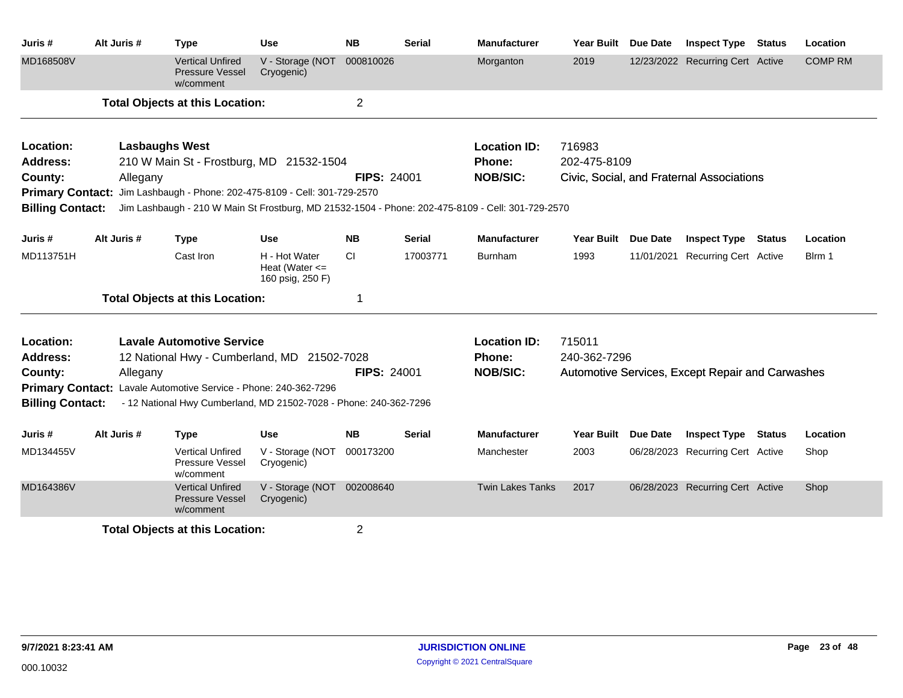| Juris # | Alt Juris # | Type | Use | NB | Serial | Manufacturer | Year Built | Due Date | Inspect Type | Status | Location |
|---|---|---|---|---|---|---|---|---|---|---|---|
| MD168508V | | Vertical Unfired Pressure Vessel w/comment | V - Storage (NOT Cryogenic) | 000810026 | | Morganton | 2019 | 12/23/2022 | Recurring Cert | Active | COMP RM |

**Total Objects at this Location:** 2

---

**Location:** **Lasbaughs West**
**Address:** 210 W Main St - Frostburg, MD 21532-1504
**County:** Allegany
**FIPS:** 24001
**Location ID:** 716983
**Phone:** 202-475-8109
**NOB/SIC:** Civic, Social, and Fraternal Associations
**Primary Contact:** Jim Lashbaugh - Phone: 202-475-8109 - Cell: 301-729-2570
**Billing Contact:** Jim Lashbaugh - 210 W Main St Frostburg, MD 21532-1504 - Phone: 202-475-8109 - Cell: 301-729-2570

| Juris # | Alt Juris # | Type | Use | NB | Serial | Manufacturer | Year Built | Due Date | Inspect Type | Status | Location |
|---|---|---|---|---|---|---|---|---|---|---|---|
| MD113751H | | Cast Iron | H - Hot Water Heat (Water <= 160 psig, 250 F) | CI | 17003771 | Burnham | 1993 | 11/01/2021 | Recurring Cert | Active | Blrm 1 |

**Total Objects at this Location:** 1

---

**Location:** **Lavale Automotive Service**
**Address:** 12 National Hwy - Cumberland, MD 21502-7028
**County:** Allegany
**FIPS:** 24001
**Location ID:** 715011
**Phone:** 240-362-7296
**NOB/SIC:** Automotive Services, Except Repair and Carwashes
**Primary Contact:** Lavale Automotive Service - Phone: 240-362-7296
**Billing Contact:** - 12 National Hwy Cumberland, MD 21502-7028 - Phone: 240-362-7296

| Juris # | Alt Juris # | Type | Use | NB | Serial | Manufacturer | Year Built | Due Date | Inspect Type | Status | Location |
|---|---|---|---|---|---|---|---|---|---|---|---|
| MD134455V | | Vertical Unfired Pressure Vessel w/comment | V - Storage (NOT Cryogenic) | 000173200 | | Manchester | 2003 | 06/28/2023 | Recurring Cert | Active | Shop |
| MD164386V | | Vertical Unfired Pressure Vessel w/comment | V - Storage (NOT Cryogenic) | 002008640 | | Twin Lakes Tanks | 2017 | 06/28/2023 | Recurring Cert | Active | Shop |

**Total Objects at this Location:** 2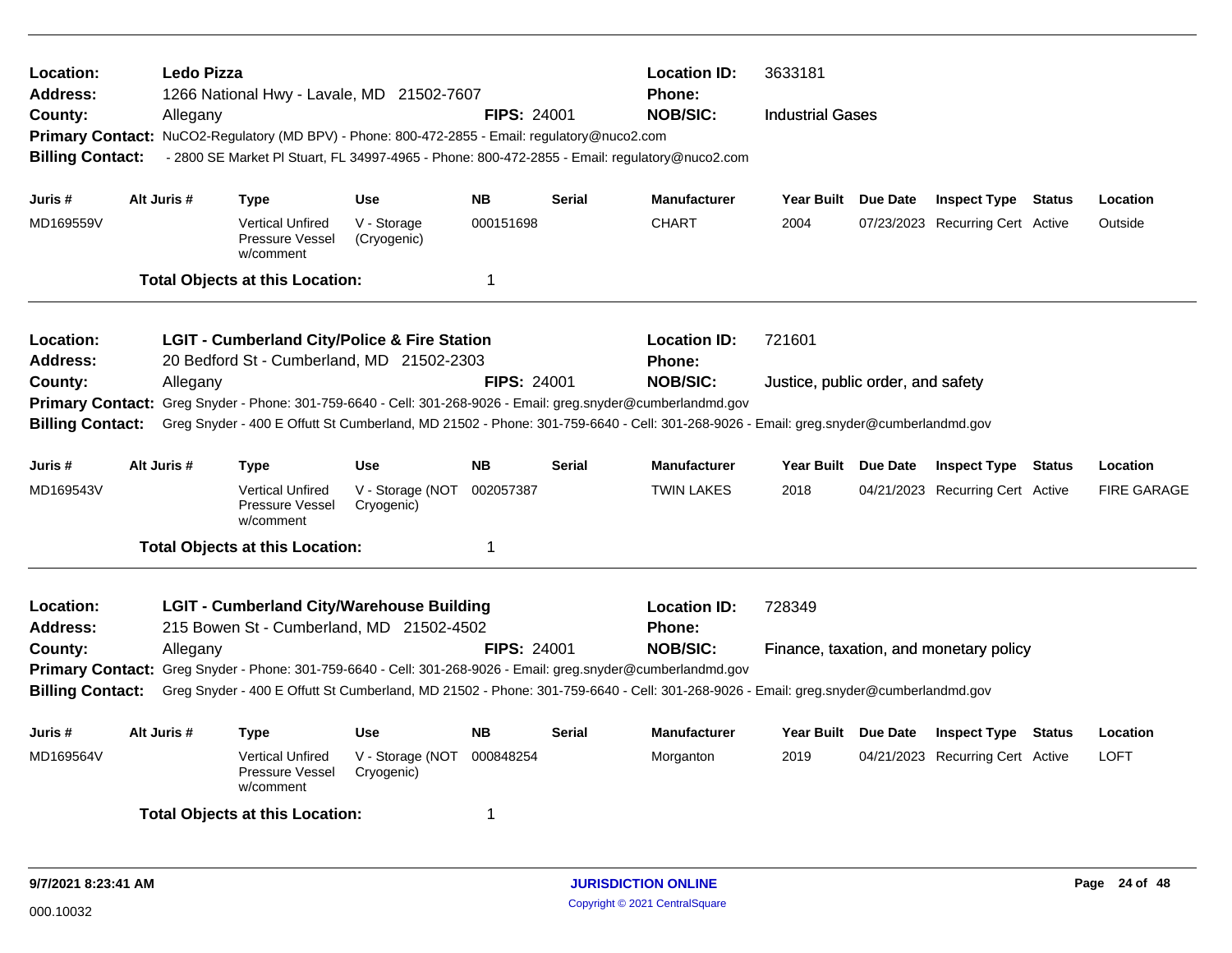**Location:** Ledo Pizza
**Location ID:** 3633181
**Address:** 1266 National Hwy - Lavale, MD 21502-7607
**Phone:**
**County:** Allegany
**FIPS:** 24001
**NOB/SIC:** Industrial Gases
**Primary Contact:** NuCO2-Regulatory (MD BPV) - Phone: 800-472-2855 - Email: regulatory@nuco2.com
**Billing Contact:** - 2800 SE Market Pl Stuart, FL 34997-4965 - Phone: 800-472-2855 - Email: regulatory@nuco2.com

| Juris # | Alt Juris # | Type | Use | NB | Serial | Manufacturer | Year Built | Due Date | Inspect Type | Status | Location |
|---|---|---|---|---|---|---|---|---|---|---|---|
| MD169559V | | Vertical Unfired Pressure Vessel w/comment | V - Storage (Cryogenic) | 000151698 | | CHART | 2004 | 07/23/2023 | Recurring Cert | Active | Outside |

**Total Objects at this Location:** 1

---

**Location:** LGIT - Cumberland City/Police & Fire Station
**Location ID:** 721601
**Address:** 20 Bedford St - Cumberland, MD 21502-2303
**Phone:**
**County:** Allegany
**FIPS:** 24001
**NOB/SIC:** Justice, public order, and safety
**Primary Contact:** Greg Snyder - Phone: 301-759-6640 - Cell: 301-268-9026 - Email: greg.snyder@cumberlandmd.gov
**Billing Contact:** Greg Snyder - 400 E Offutt St Cumberland, MD 21502 - Phone: 301-759-6640 - Cell: 301-268-9026 - Email: greg.snyder@cumberlandmd.gov

| Juris # | Alt Juris # | Type | Use | NB | Serial | Manufacturer | Year Built | Due Date | Inspect Type | Status | Location |
|---|---|---|---|---|---|---|---|---|---|---|---|
| MD169543V | | Vertical Unfired Pressure Vessel w/comment | V - Storage (NOT Cryogenic) | 002057387 | | TWIN LAKES | 2018 | 04/21/2023 | Recurring Cert | Active | FIRE GARAGE |

**Total Objects at this Location:** 1

---

**Location:** LGIT - Cumberland City/Warehouse Building
**Location ID:** 728349
**Address:** 215 Bowen St - Cumberland, MD 21502-4502
**Phone:**
**County:** Allegany
**FIPS:** 24001
**NOB/SIC:** Finance, taxation, and monetary policy
**Primary Contact:** Greg Snyder - Phone: 301-759-6640 - Cell: 301-268-9026 - Email: greg.snyder@cumberlandmd.gov
**Billing Contact:** Greg Snyder - 400 E Offutt St Cumberland, MD 21502 - Phone: 301-759-6640 - Cell: 301-268-9026 - Email: greg.snyder@cumberlandmd.gov

| Juris # | Alt Juris # | Type | Use | NB | Serial | Manufacturer | Year Built | Due Date | Inspect Type | Status | Location |
|---|---|---|---|---|---|---|---|---|---|---|---|
| MD169564V | | Vertical Unfired Pressure Vessel w/comment | V - Storage (NOT Cryogenic) | 000848254 | | Morganton | 2019 | 04/21/2023 | Recurring Cert | Active | LOFT |

**Total Objects at this Location:** 1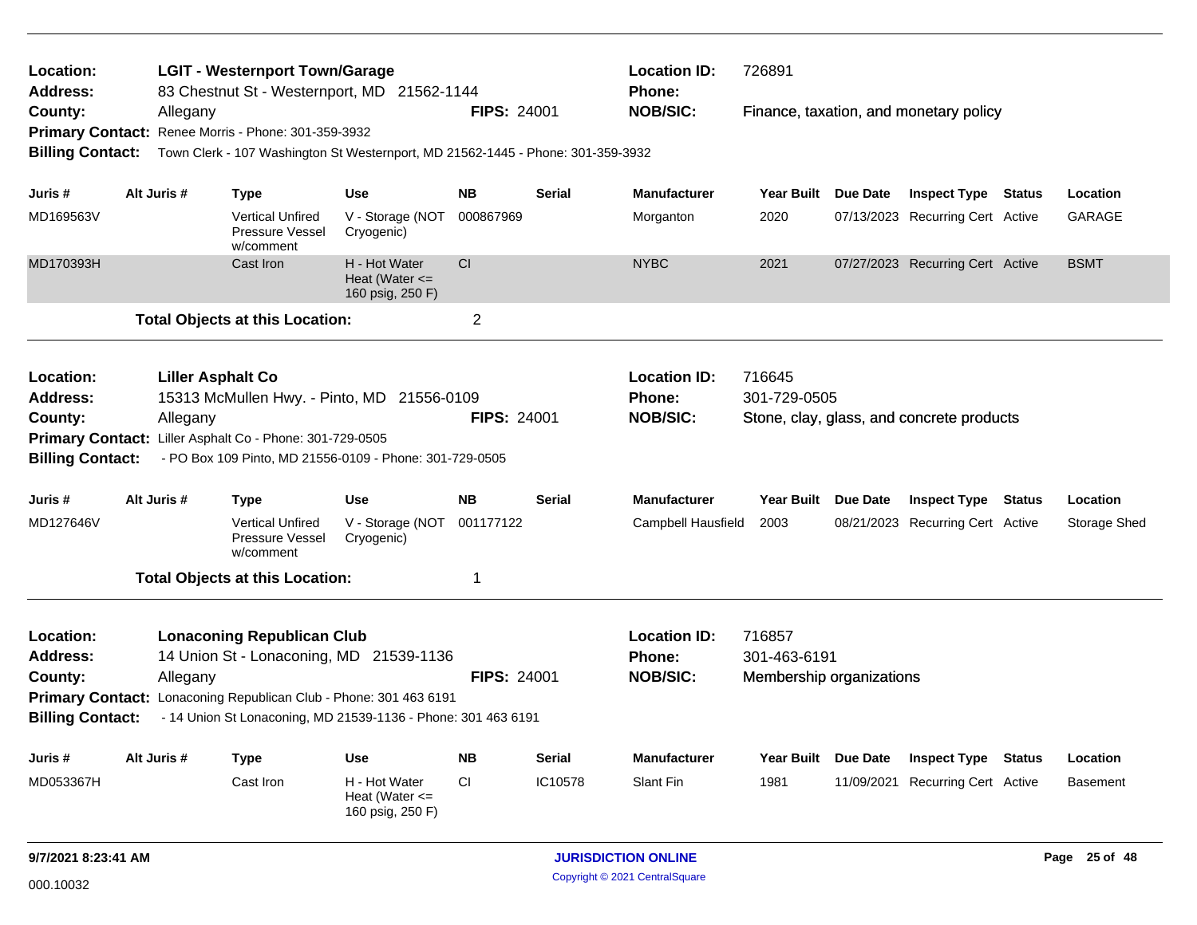| | | | |
|---|---|---|---|
| **Location:** | **LGIT - Westernport Town/Garage** | **Location ID:** | 726891 |
| **Address:** | 83 Chestnut St - Westernport, MD 21562-1144 | **Phone:** | |
| **County:** | Allegany **FIPS:** 24001 | **NOB/SIC:** | Finance, taxation, and monetary policy |
| **Primary Contact:** | Renee Morris - Phone: 301-359-3932 | | |
| **Billing Contact:** | Town Clerk - 107 Washington St Westernport, MD 21562-1445 - Phone: 301-359-3932 | | |

| Juris # | Alt Juris # | Type | Use | NB | Serial | Manufacturer | Year Built | Due Date | Inspect Type | Status | Location |
|---|---|---|---|---|---|---|---|---|---|---|---|
| MD169563V | | Vertical Unfired Pressure Vessel w/comment | V - Storage (NOT Cryogenic) | 000867969 | | Morganton | 2020 | 07/13/2023 | Recurring Cert | Active | GARAGE |
| MD170393H | | Cast Iron | H - Hot Water Heat (Water <= 160 psig, 250 F) | CI | | NYBC | 2021 | 07/27/2023 | Recurring Cert | Active | BSMT |

**Total Objects at this Location:** 2

| | | | |
|---|---|---|---|
| **Location:** | **Liller Asphalt Co** | **Location ID:** | 716645 |
| **Address:** | 15313 McMullen Hwy. - Pinto, MD 21556-0109 | **Phone:** | 301-729-0505 |
| **County:** | Allegany **FIPS:** 24001 | **NOB/SIC:** | Stone, clay, glass, and concrete products |
| **Primary Contact:** | Liller Asphalt Co - Phone: 301-729-0505 | | |
| **Billing Contact:** | - PO Box 109 Pinto, MD 21556-0109 - Phone: 301-729-0505 | | |

| Juris # | Alt Juris # | Type | Use | NB | Serial | Manufacturer | Year Built | Due Date | Inspect Type | Status | Location |
|---|---|---|---|---|---|---|---|---|---|---|---|
| MD127646V | | Vertical Unfired Pressure Vessel w/comment | V - Storage (NOT Cryogenic) | 001177122 | | Campbell Hausfield | 2003 | 08/21/2023 | Recurring Cert | Active | Storage Shed |

**Total Objects at this Location:** 1

| | | | |
|---|---|---|---|
| **Location:** | **Lonaconing Republican Club** | **Location ID:** | 716857 |
| **Address:** | 14 Union St - Lonaconing, MD 21539-1136 | **Phone:** | 301-463-6191 |
| **County:** | Allegany **FIPS:** 24001 | **NOB/SIC:** | Membership organizations |
| **Primary Contact:** | Lonaconing Republican Club - Phone: 301 463 6191 | | |
| **Billing Contact:** | - 14 Union St Lonaconing, MD 21539-1136 - Phone: 301 463 6191 | | |

| Juris # | Alt Juris # | Type | Use | NB | Serial | Manufacturer | Year Built | Due Date | Inspect Type | Status | Location |
|---|---|---|---|---|---|---|---|---|---|---|---|
| MD053367H | | Cast Iron | H - Hot Water Heat (Water <= 160 psig, 250 F) | CI | IC10578 | Slant Fin | 1981 | 11/09/2021 | Recurring Cert | Active | Basement |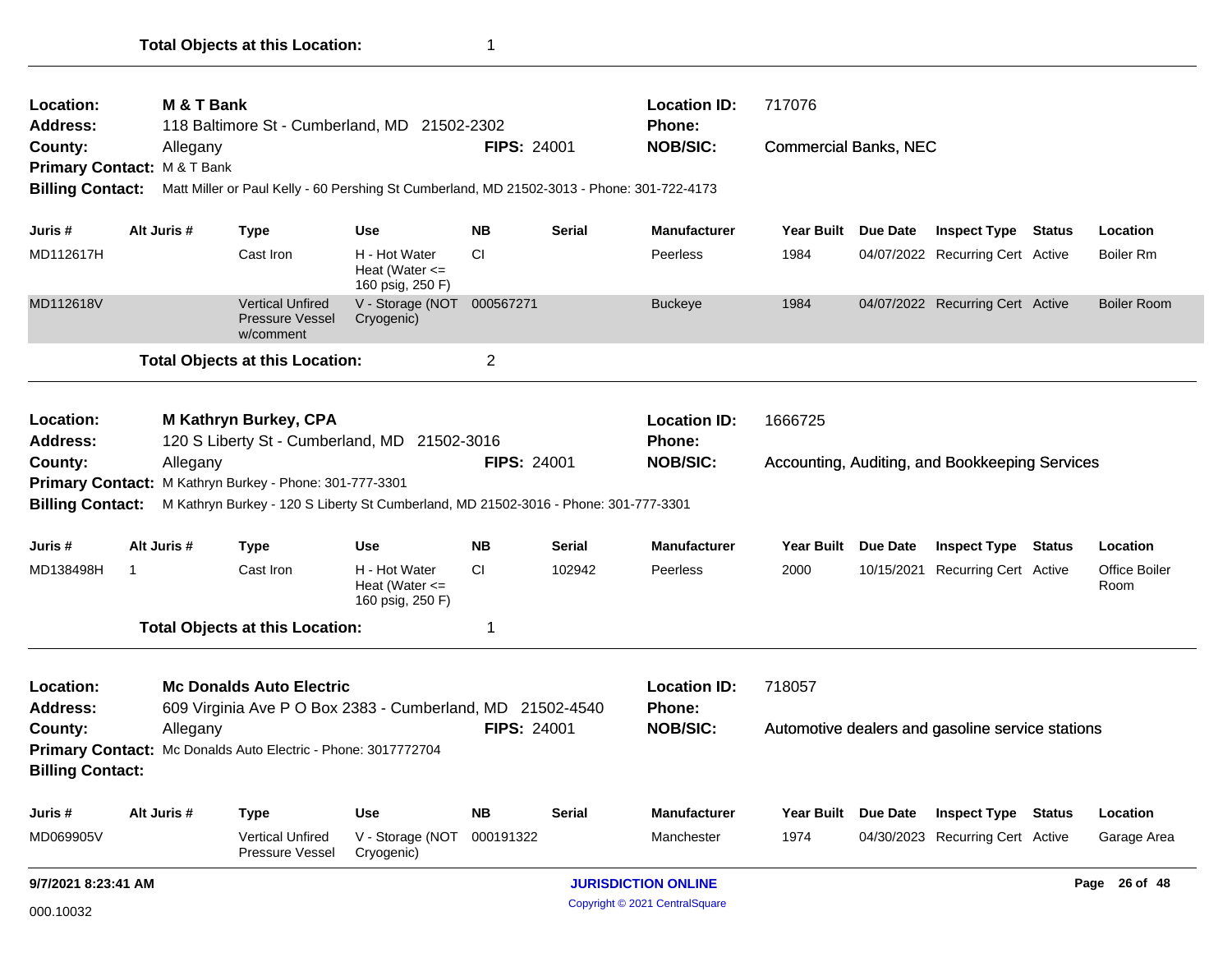**Total Objects at this Location:** 1

---

**Location:** M & T Bank
**Address:** 118 Baltimore St - Cumberland, MD 21502-2302
**County:** Allegany
**FIPS:** 24001
**Primary Contact:** M & T Bank
**Billing Contact:** Matt Miller or Paul Kelly - 60 Pershing St Cumberland, MD 21502-3013 - Phone: 301-722-4173
**Location ID:** 717076
**Phone:**
**NOB/SIC:** Commercial Banks, NEC

| Juris # | Alt Juris # | Type | Use | NB | Serial | Manufacturer | Year Built | Due Date | Inspect Type | Status | Location |
|---|---|---|---|---|---|---|---|---|---|---|---|
| MD112617H | | Cast Iron | H - Hot Water Heat (Water <= 160 psig, 250 F) | CI | | Peerless | 1984 | 04/07/2022 | Recurring Cert | Active | Boiler Rm |
| MD112618V | | Vertical Unfired Pressure Vessel w/comment | V - Storage (NOT Cryogenic) | 000567271 | | Buckeye | 1984 | 04/07/2022 | Recurring Cert | Active | Boiler Room |

**Total Objects at this Location:** 2

---

**Location:** M Kathryn Burkey, CPA
**Address:** 120 S Liberty St - Cumberland, MD 21502-3016
**County:** Allegany
**FIPS:** 24001
**Primary Contact:** M Kathryn Burkey - Phone: 301-777-3301
**Billing Contact:** M Kathryn Burkey - 120 S Liberty St Cumberland, MD 21502-3016 - Phone: 301-777-3301
**Location ID:** 1666725
**Phone:**
**NOB/SIC:** Accounting, Auditing, and Bookkeeping Services

| Juris # | Alt Juris # | Type | Use | NB | Serial | Manufacturer | Year Built | Due Date | Inspect Type | Status | Location |
|---|---|---|---|---|---|---|---|---|---|---|---|
| MD138498H | 1 | Cast Iron | H - Hot Water Heat (Water <= 160 psig, 250 F) | CI | 102942 | Peerless | 2000 | 10/15/2021 | Recurring Cert | Active | Office Boiler Room |

**Total Objects at this Location:** 1

---

**Location:** Mc Donalds Auto Electric
**Address:** 609 Virginia Ave P O Box 2383 - Cumberland, MD 21502-4540
**County:** Allegany
**FIPS:** 24001
**Primary Contact:** Mc Donalds Auto Electric - Phone: 3017772704
**Billing Contact:**
**Location ID:** 718057
**Phone:**
**NOB/SIC:** Automotive dealers and gasoline service stations

| Juris # | Alt Juris # | Type | Use | NB | Serial | Manufacturer | Year Built | Due Date | Inspect Type | Status | Location |
|---|---|---|---|---|---|---|---|---|---|---|---|
| MD069905V | | Vertical Unfired Pressure Vessel | V - Storage (NOT Cryogenic) | 000191322 | | Manchester | 1974 | 04/30/2023 | Recurring Cert | Active | Garage Area |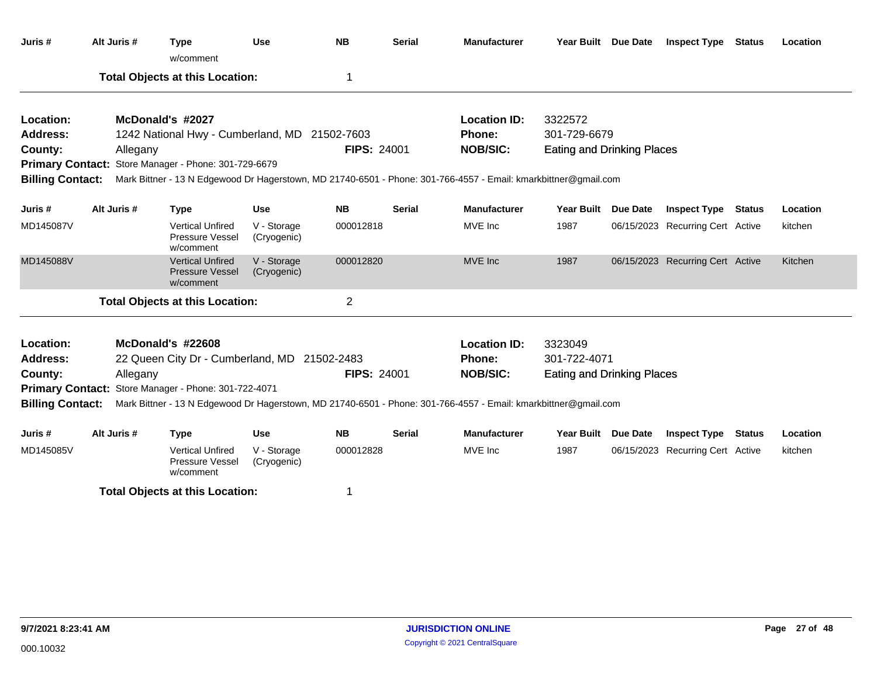| Juris # | Alt Juris # | Type w/comment | Use | NB | Serial | Manufacturer | Year Built | Due Date | Inspect Type | Status | Location |
|---|---|---|---|---|---|---|---|---|---|---|---|

**Total Objects at this Location:** 1

---

**Location:** McDonald's #2027
**Address:** 1242 National Hwy - Cumberland, MD 21502-7603
**County:** Allegany
**FIPS:** 24001
**Location ID:** 3322572
**Phone:** 301-729-6679
**NOB/SIC:** Eating and Drinking Places
**Primary Contact:** Store Manager - Phone: 301-729-6679
**Billing Contact:** Mark Bittner - 13 N Edgewood Dr Hagerstown, MD 21740-6501 - Phone: 301-766-4557 - Email: kmarkbittner@gmail.com

| Juris # | Alt Juris # | Type | Use | NB | Serial | Manufacturer | Year Built | Due Date | Inspect Type | Status | Location |
|---|---|---|---|---|---|---|---|---|---|---|---|
| MD145087V | | Vertical Unfired Pressure Vessel w/comment | V - Storage (Cryogenic) | 000012818 | | MVE Inc | 1987 | 06/15/2023 | Recurring Cert | Active | kitchen |
| MD145088V | | Vertical Unfired Pressure Vessel w/comment | V - Storage (Cryogenic) | 000012820 | | MVE Inc | 1987 | 06/15/2023 | Recurring Cert | Active | Kitchen |

**Total Objects at this Location:** 2

---

**Location:** McDonald's #22608
**Address:** 22 Queen City Dr - Cumberland, MD 21502-2483
**County:** Allegany
**FIPS:** 24001
**Location ID:** 3323049
**Phone:** 301-722-4071
**NOB/SIC:** Eating and Drinking Places
**Primary Contact:** Store Manager - Phone: 301-722-4071
**Billing Contact:** Mark Bittner - 13 N Edgewood Dr Hagerstown, MD 21740-6501 - Phone: 301-766-4557 - Email: kmarkbittner@gmail.com

| Juris # | Alt Juris # | Type | Use | NB | Serial | Manufacturer | Year Built | Due Date | Inspect Type | Status | Location |
|---|---|---|---|---|---|---|---|---|---|---|---|
| MD145085V | | Vertical Unfired Pressure Vessel w/comment | V - Storage (Cryogenic) | 000012828 | | MVE Inc | 1987 | 06/15/2023 | Recurring Cert | Active | kitchen |

**Total Objects at this Location:** 1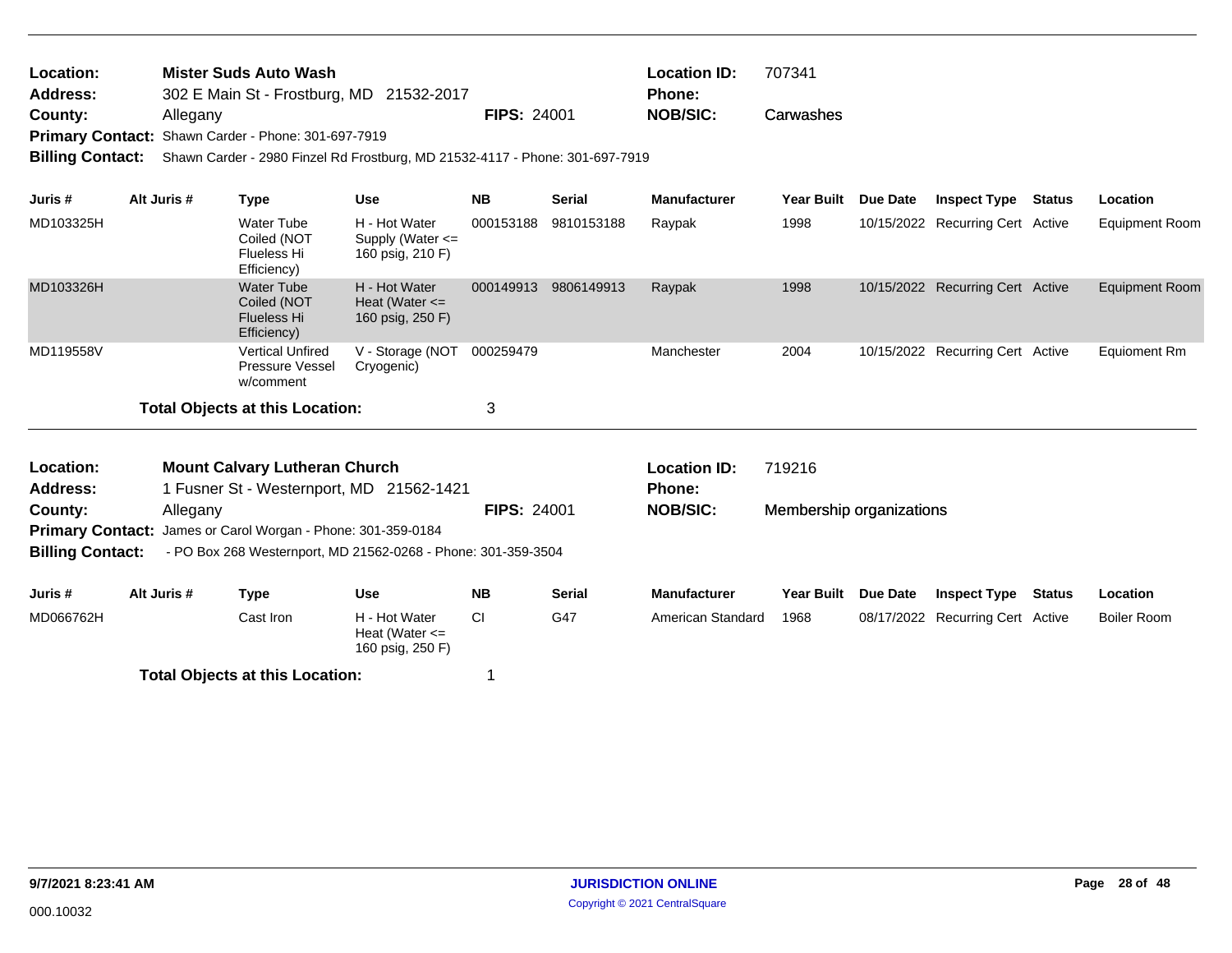**Location:** Mister Suds Auto Wash
**Address:** 302 E Main St - Frostburg, MD 21532-2017
**County:** Allegany **FIPS:** 24001
**Primary Contact:** Shawn Carder - Phone: 301-697-7919
**Billing Contact:** Shawn Carder - 2980 Finzel Rd Frostburg, MD 21532-4117 - Phone: 301-697-7919

**Location ID:** 707341
**Phone:**
**NOB/SIC:** Carwashes

| Juris # | Alt Juris # | Type | Use | NB | Serial | Manufacturer | Year Built | Due Date | Inspect Type | Status | Location |
|---|---|---|---|---|---|---|---|---|---|---|---|
| MD103325H | | Water Tube Coiled (NOT Flueless Hi Efficiency) | H - Hot Water Supply (Water <= 160 psig, 210 F) | 000153188 | 9810153188 | Raypak | 1998 | 10/15/2022 | Recurring Cert | Active | Equipment Room |
| MD103326H | | Water Tube Coiled (NOT Flueless Hi Efficiency) | H - Hot Water Heat (Water <= 160 psig, 250 F) | 000149913 | 9806149913 | Raypak | 1998 | 10/15/2022 | Recurring Cert | Active | Equipment Room |
| MD119558V | | Vertical Unfired Pressure Vessel w/comment | V - Storage (NOT Cryogenic) | 000259479 | | Manchester | 2004 | 10/15/2022 | Recurring Cert | Active | Equioment Rm |

**Total Objects at this Location:** 3

**Location:** Mount Calvary Lutheran Church
**Address:** 1 Fusner St - Westernport, MD 21562-1421
**County:** Allegany **FIPS:** 24001
**Primary Contact:** James or Carol Worgan - Phone: 301-359-0184
**Billing Contact:** - PO Box 268 Westernport, MD 21562-0268 - Phone: 301-359-3504

**Location ID:** 719216
**Phone:**
**NOB/SIC:** Membership organizations

| Juris # | Alt Juris # | Type | Use | NB | Serial | Manufacturer | Year Built | Due Date | Inspect Type | Status | Location |
|---|---|---|---|---|---|---|---|---|---|---|---|
| MD066762H | | Cast Iron | H - Hot Water Heat (Water <= 160 psig, 250 F) | CI | G47 | American Standard | 1968 | 08/17/2022 | Recurring Cert | Active | Boiler Room |

**Total Objects at this Location:** 1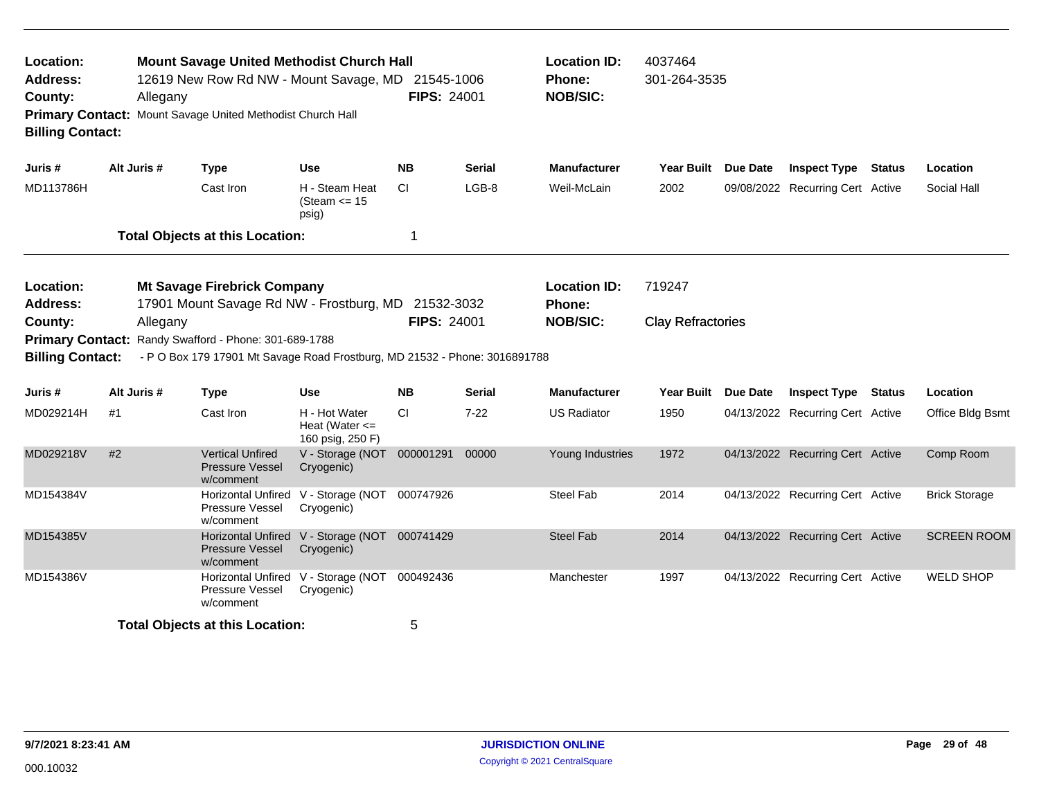**Location:** Mount Savage United Methodist Church Hall
**Address:** 12619 New Row Rd NW - Mount Savage, MD 21545-1006
**County:** Allegany
**FIPS:** 24001
**Primary Contact:** Mount Savage United Methodist Church Hall
**Billing Contact:**

**Location ID:** 4037464
**Phone:** 301-264-3535
**NOB/SIC:**

| Juris # | Alt Juris # | Type | Use | NB | Serial | Manufacturer | Year Built | Due Date | Inspect Type | Status | Location |
|---|---|---|---|---|---|---|---|---|---|---|---|
| MD113786H | | Cast Iron | H - Steam Heat (Steam <= 15 psig) | CI | LGB-8 | Weil-McLain | 2002 | 09/08/2022 | Recurring Cert | Active | Social Hall |

**Total Objects at this Location:** 1

---

**Location:** Mt Savage Firebrick Company
**Address:** 17901 Mount Savage Rd NW - Frostburg, MD 21532-3032
**County:** Allegany
**FIPS:** 24001
**Primary Contact:** Randy Swafford - Phone: 301-689-1788
**Billing Contact:** - P O Box 179 17901 Mt Savage Road Frostburg, MD 21532 - Phone: 3016891788

**Location ID:** 719247
**Phone:**
**NOB/SIC:** Clay Refractories

| Juris # | Alt Juris # | Type | Use | NB | Serial | Manufacturer | Year Built | Due Date | Inspect Type | Status | Location |
|---|---|---|---|---|---|---|---|---|---|---|---|
| MD029214H | #1 | Cast Iron | H - Hot Water Heat (Water <= 160 psig, 250 F) | CI | 7-22 | US Radiator | 1950 | 04/13/2022 | Recurring Cert | Active | Office Bldg Bsmt |
| MD029218V | #2 | Vertical Unfired Pressure Vessel w/comment | V - Storage (NOT Cryogenic) | 000001291 | 00000 | Young Industries | 1972 | 04/13/2022 | Recurring Cert | Active | Comp Room |
| MD154384V | | Horizontal Unfired Pressure Vessel w/comment | V - Storage (NOT Cryogenic) | 000747926 | | Steel Fab | 2014 | 04/13/2022 | Recurring Cert | Active | Brick Storage |
| MD154385V | | Horizontal Unfired Pressure Vessel w/comment | V - Storage (NOT Cryogenic) | 000741429 | | Steel Fab | 2014 | 04/13/2022 | Recurring Cert | Active | SCREEN ROOM |
| MD154386V | | Horizontal Unfired Pressure Vessel w/comment | V - Storage (NOT Cryogenic) | 000492436 | | Manchester | 1997 | 04/13/2022 | Recurring Cert | Active | WELD SHOP |

**Total Objects at this Location:** 5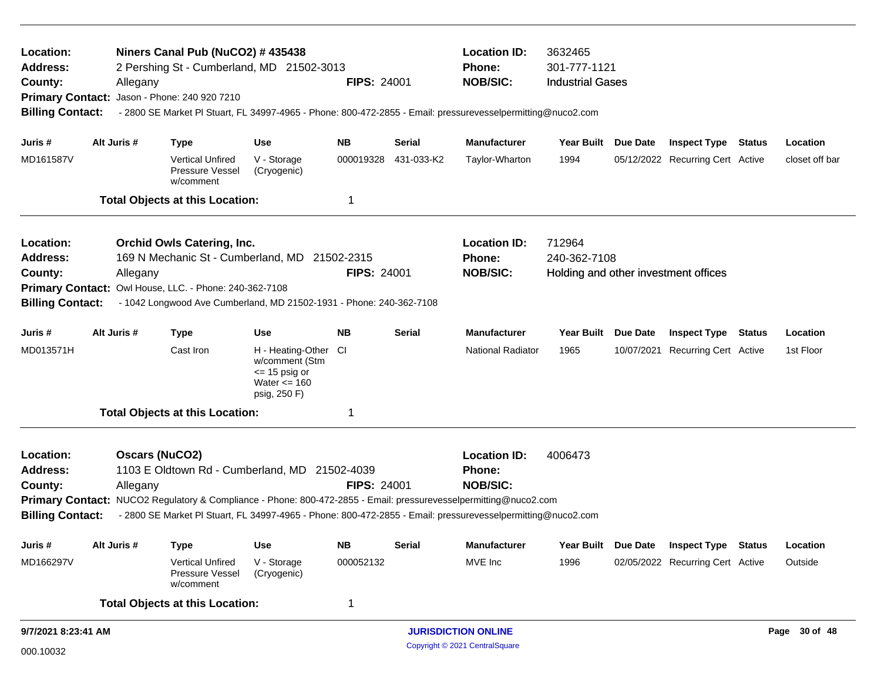**Location:** Niners Canal Pub (NuCO2) # 435438
**Address:** 2 Pershing St - Cumberland, MD 21502-3013
**County:** Allegany
**FIPS:** 24001
**Location ID:** 3632465
**Phone:** 301-777-1121
**NOB/SIC:** Industrial Gases
**Primary Contact:** Jason - Phone: 240 920 7210
**Billing Contact:** - 2800 SE Market Pl Stuart, FL 34997-4965 - Phone: 800-472-2855 - Email: pressurevesselpermitting@nuco2.com

| Juris # | Alt Juris # | Type | Use | NB | Serial | Manufacturer | Year Built | Due Date | Inspect Type | Status | Location |
|---|---|---|---|---|---|---|---|---|---|---|---|
| MD161587V | | Vertical Unfired Pressure Vessel w/comment | V - Storage (Cryogenic) | 000019328 | 431-033-K2 | Taylor-Wharton | 1994 | 05/12/2022 | Recurring Cert | Active | closet off bar |

**Total Objects at this Location:** 1

---

**Location:** Orchid Owls Catering, Inc.
**Address:** 169 N Mechanic St - Cumberland, MD 21502-2315
**County:** Allegany
**FIPS:** 24001
**Location ID:** 712964
**Phone:** 240-362-7108
**NOB/SIC:** Holding and other investment offices
**Primary Contact:** Owl House, LLC. - Phone: 240-362-7108
**Billing Contact:** - 1042 Longwood Ave Cumberland, MD 21502-1931 - Phone: 240-362-7108

| Juris # | Alt Juris # | Type | Use | NB | Serial | Manufacturer | Year Built | Due Date | Inspect Type | Status | Location |
|---|---|---|---|---|---|---|---|---|---|---|---|
| MD013571H | | Cast Iron | H - Heating-Other w/comment (Stm <= 15 psig or Water <= 160 psig, 250 F) | CI | | National Radiator | 1965 | 10/07/2021 | Recurring Cert | Active | 1st Floor |

**Total Objects at this Location:** 1

---

**Location:** Oscars (NuCO2)
**Address:** 1103 E Oldtown Rd - Cumberland, MD 21502-4039
**County:** Allegany
**FIPS:** 24001
**Location ID:** 4006473
**Phone:**
**NOB/SIC:**
**Primary Contact:** NUCO2 Regulatory & Compliance - Phone: 800-472-2855 - Email: pressurevesselpermitting@nuco2.com
**Billing Contact:** - 2800 SE Market Pl Stuart, FL 34997-4965 - Phone: 800-472-2855 - Email: pressurevesselpermitting@nuco2.com

| Juris # | Alt Juris # | Type | Use | NB | Serial | Manufacturer | Year Built | Due Date | Inspect Type | Status | Location |
|---|---|---|---|---|---|---|---|---|---|---|---|
| MD166297V | | Vertical Unfired Pressure Vessel w/comment | V - Storage (Cryogenic) | 000052132 | | MVE Inc | 1996 | 02/05/2022 | Recurring Cert | Active | Outside |

**Total Objects at this Location:** 1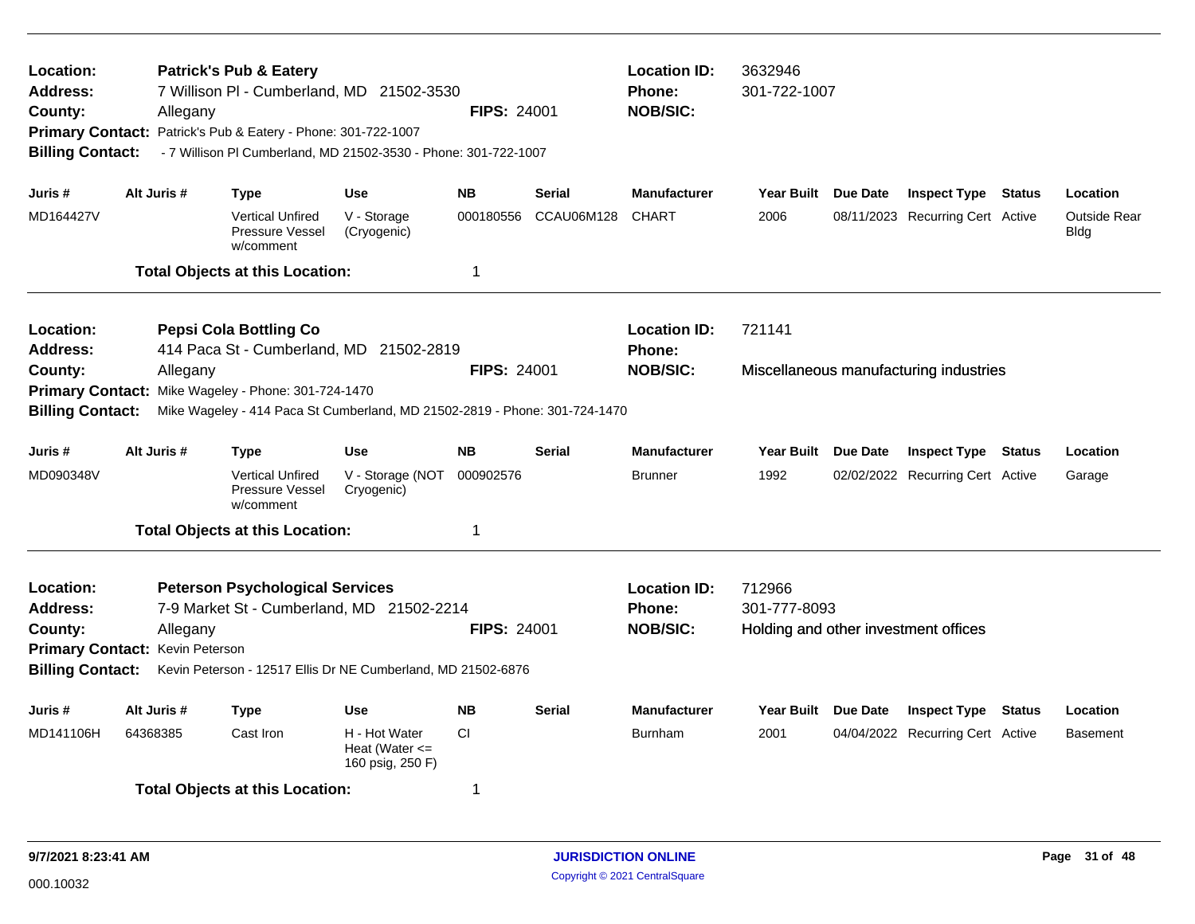**Location:** **Patrick's Pub & Eatery**
**Address:** 7 Willison Pl - Cumberland, MD 21502-3530
**County:** Allegany
**FIPS:** 24001
**Location ID:** 3632946
**Phone:** 301-722-1007
**NOB/SIC:**
**Primary Contact:** Patrick's Pub & Eatery - Phone: 301-722-1007
**Billing Contact:** - 7 Willison Pl Cumberland, MD 21502-3530 - Phone: 301-722-1007

| Juris # | Alt Juris # | Type | Use | NB | Serial | Manufacturer | Year Built | Due Date | Inspect Type | Status | Location |
|---|---|---|---|---|---|---|---|---|---|---|---|
| MD164427V | | Vertical Unfired Pressure Vessel w/comment | V - Storage (Cryogenic) | 000180556 | CCAU06M128 | CHART | 2006 | 08/11/2023 | Recurring Cert | Active | Outside Rear Bldg |

**Total Objects at this Location:** 1

---

**Location:** **Pepsi Cola Bottling Co**
**Address:** 414 Paca St - Cumberland, MD 21502-2819
**County:** Allegany
**FIPS:** 24001
**Location ID:** 721141
**Phone:**
**NOB/SIC:** Miscellaneous manufacturing industries
**Primary Contact:** Mike Wageley - Phone: 301-724-1470
**Billing Contact:** Mike Wageley - 414 Paca St Cumberland, MD 21502-2819 - Phone: 301-724-1470

| Juris # | Alt Juris # | Type | Use | NB | Serial | Manufacturer | Year Built | Due Date | Inspect Type | Status | Location |
|---|---|---|---|---|---|---|---|---|---|---|---|
| MD090348V | | Vertical Unfired Pressure Vessel w/comment | V - Storage (NOT Cryogenic) | 000902576 | | Brunner | 1992 | 02/02/2022 | Recurring Cert | Active | Garage |

**Total Objects at this Location:** 1

---

**Location:** **Peterson Psychological Services**
**Address:** 7-9 Market St - Cumberland, MD 21502-2214
**County:** Allegany
**FIPS:** 24001
**Location ID:** 712966
**Phone:** 301-777-8093
**NOB/SIC:** Holding and other investment offices
**Primary Contact:** Kevin Peterson
**Billing Contact:** Kevin Peterson - 12517 Ellis Dr NE Cumberland, MD 21502-6876

| Juris # | Alt Juris # | Type | Use | NB | Serial | Manufacturer | Year Built | Due Date | Inspect Type | Status | Location |
|---|---|---|---|---|---|---|---|---|---|---|---|
| MD141106H | 64368385 | Cast Iron | H - Hot Water Heat (Water <= 160 psig, 250 F) | CI | | Burnham | 2001 | 04/04/2022 | Recurring Cert | Active | Basement |

**Total Objects at this Location:** 1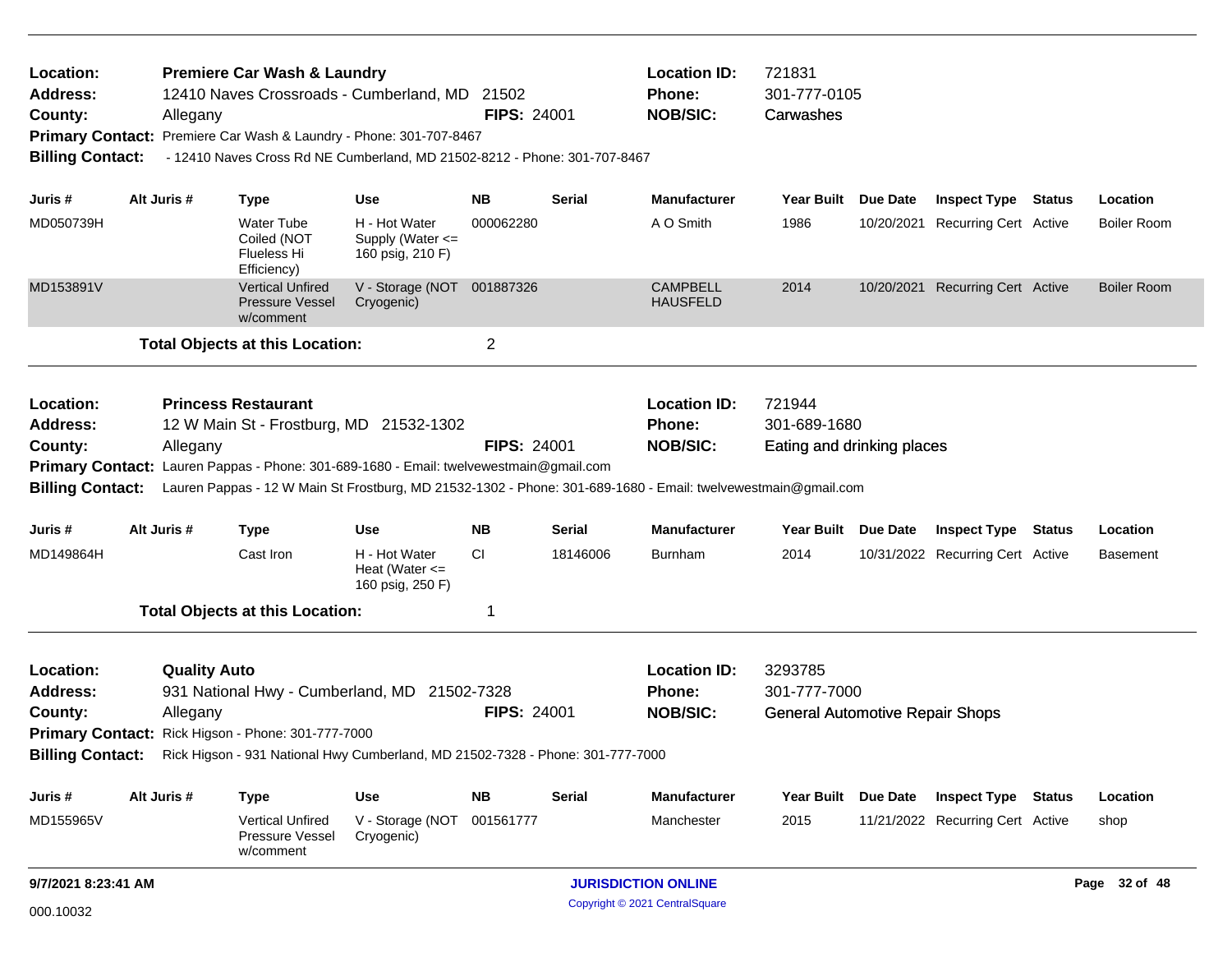**Location:** Premiere Car Wash & Laundry
**Address:** 12410 Naves Crossroads - Cumberland, MD 21502
**County:** Allegany
**FIPS:** 24001
**Location ID:** 721831
**Phone:** 301-777-0105
**NOB/SIC:** Carwashes
**Primary Contact:** Premiere Car Wash & Laundry - Phone: 301-707-8467
**Billing Contact:** - 12410 Naves Cross Rd NE Cumberland, MD 21502-8212 - Phone: 301-707-8467

| Juris # | Alt Juris # | Type | Use | NB | Serial | Manufacturer | Year Built | Due Date | Inspect Type | Status | Location |
|---|---|---|---|---|---|---|---|---|---|---|---|
| MD050739H | | Water Tube Coiled (NOT Flueless Hi Efficiency) | H - Hot Water Supply (Water <= 160 psig, 210 F) | 000062280 | | A O Smith | 1986 | 10/20/2021 | Recurring Cert | Active | Boiler Room |
| MD153891V | | Vertical Unfired Pressure Vessel w/comment | V - Storage (NOT Cryogenic) | 001887326 | | CAMPBELL HAUSFELD | 2014 | 10/20/2021 | Recurring Cert | Active | Boiler Room |

**Total Objects at this Location:** 2

---

**Location:** Princess Restaurant
**Address:** 12 W Main St - Frostburg, MD 21532-1302
**County:** Allegany
**FIPS:** 24001
**Location ID:** 721944
**Phone:** 301-689-1680
**NOB/SIC:** Eating and drinking places
**Primary Contact:** Lauren Pappas - Phone: 301-689-1680 - Email: twelvewestmain@gmail.com
**Billing Contact:** Lauren Pappas - 12 W Main St Frostburg, MD 21532-1302 - Phone: 301-689-1680 - Email: twelvewestmain@gmail.com

| Juris # | Alt Juris # | Type | Use | NB | Serial | Manufacturer | Year Built | Due Date | Inspect Type | Status | Location |
|---|---|---|---|---|---|---|---|---|---|---|---|
| MD149864H | | Cast Iron | H - Hot Water Heat (Water <= 160 psig, 250 F) | CI | 18146006 | Burnham | 2014 | 10/31/2022 | Recurring Cert | Active | Basement |

**Total Objects at this Location:** 1

---

**Location:** Quality Auto
**Address:** 931 National Hwy - Cumberland, MD 21502-7328
**County:** Allegany
**FIPS:** 24001
**Location ID:** 3293785
**Phone:** 301-777-7000
**NOB/SIC:** General Automotive Repair Shops
**Primary Contact:** Rick Higson - Phone: 301-777-7000
**Billing Contact:** Rick Higson - 931 National Hwy Cumberland, MD 21502-7328 - Phone: 301-777-7000

| Juris # | Alt Juris # | Type | Use | NB | Serial | Manufacturer | Year Built | Due Date | Inspect Type | Status | Location |
|---|---|---|---|---|---|---|---|---|---|---|---|
| MD155965V | | Vertical Unfired Pressure Vessel w/comment | V - Storage (NOT Cryogenic) | 001561777 | | Manchester | 2015 | 11/21/2022 | Recurring Cert | Active | shop |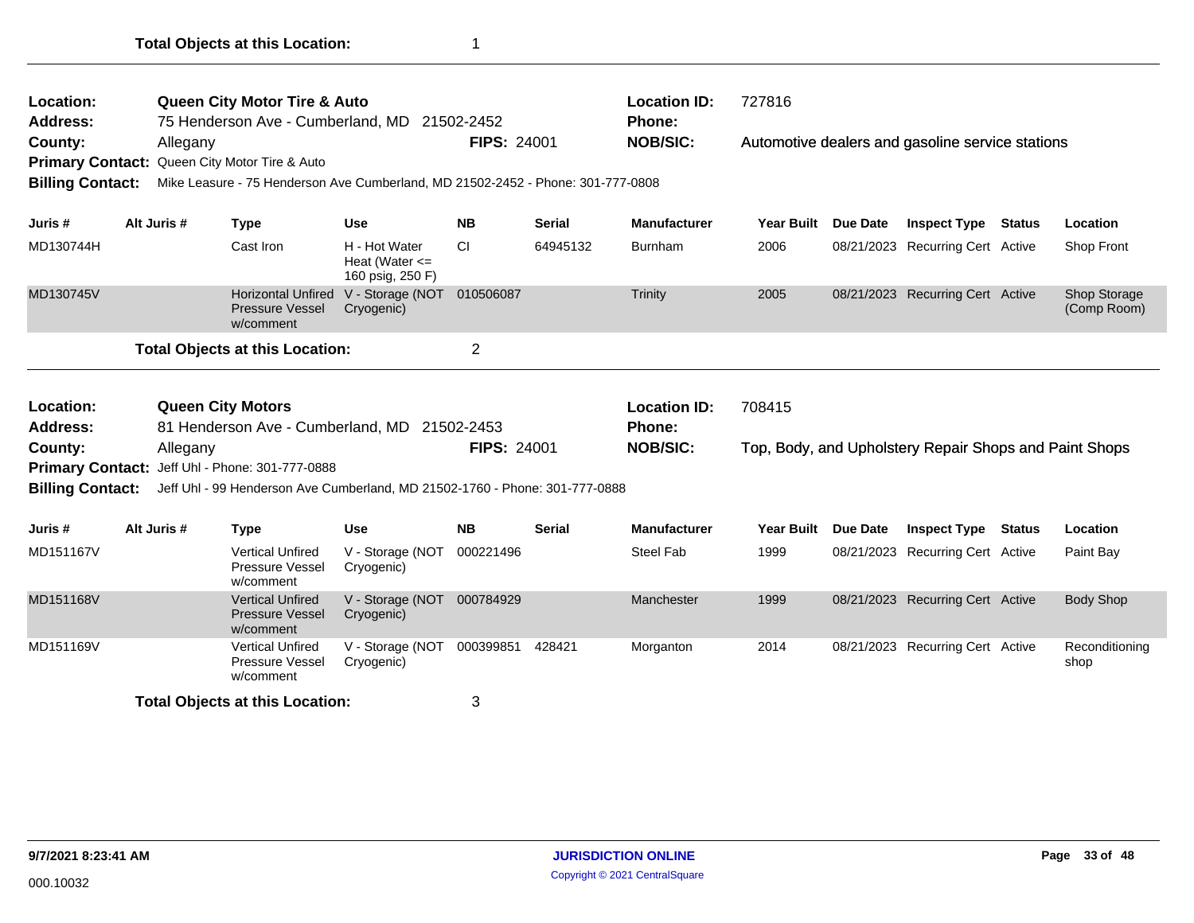**Total Objects at this Location:** 1

---

**Location:** Queen City Motor Tire & Auto
**Location ID:** 727816
**Address:** 75 Henderson Ave - Cumberland, MD 21502-2452
**Phone:**
**County:** Allegany
**FIPS:** 24001
**NOB/SIC:** Automotive dealers and gasoline service stations
**Primary Contact:** Queen City Motor Tire & Auto
**Billing Contact:** Mike Leasure - 75 Henderson Ave Cumberland, MD 21502-2452 - Phone: 301-777-0808

| Juris # | Alt Juris # | Type | Use | NB | Serial | Manufacturer | Year Built | Due Date | Inspect Type | Status | Location |
|---|---|---|---|---|---|---|---|---|---|---|---|
| MD130744H | | Cast Iron | H - Hot Water Heat (Water <= 160 psig, 250 F) | CI | 64945132 | Burnham | 2006 | 08/21/2023 | Recurring Cert | Active | Shop Front |
| MD130745V | | Horizontal Unfired Pressure Vessel w/comment | V - Storage (NOT Cryogenic) | 010506087 | | Trinity | 2005 | 08/21/2023 | Recurring Cert | Active | Shop Storage (Comp Room) |

**Total Objects at this Location:** 2

---

**Location:** Queen City Motors
**Location ID:** 708415
**Address:** 81 Henderson Ave - Cumberland, MD 21502-2453
**Phone:**
**County:** Allegany
**FIPS:** 24001
**NOB/SIC:** Top, Body, and Upholstery Repair Shops and Paint Shops
**Primary Contact:** Jeff Uhl - Phone: 301-777-0888
**Billing Contact:** Jeff Uhl - 99 Henderson Ave Cumberland, MD 21502-1760 - Phone: 301-777-0888

| Juris # | Alt Juris # | Type | Use | NB | Serial | Manufacturer | Year Built | Due Date | Inspect Type | Status | Location |
|---|---|---|---|---|---|---|---|---|---|---|---|
| MD151167V | | Vertical Unfired Pressure Vessel w/comment | V - Storage (NOT Cryogenic) | 000221496 | | Steel Fab | 1999 | 08/21/2023 | Recurring Cert | Active | Paint Bay |
| MD151168V | | Vertical Unfired Pressure Vessel w/comment | V - Storage (NOT Cryogenic) | 000784929 | | Manchester | 1999 | 08/21/2023 | Recurring Cert | Active | Body Shop |
| MD151169V | | Vertical Unfired Pressure Vessel w/comment | V - Storage (NOT Cryogenic) | 000399851 | 428421 | Morganton | 2014 | 08/21/2023 | Recurring Cert | Active | Reconditioning shop |

**Total Objects at this Location:** 3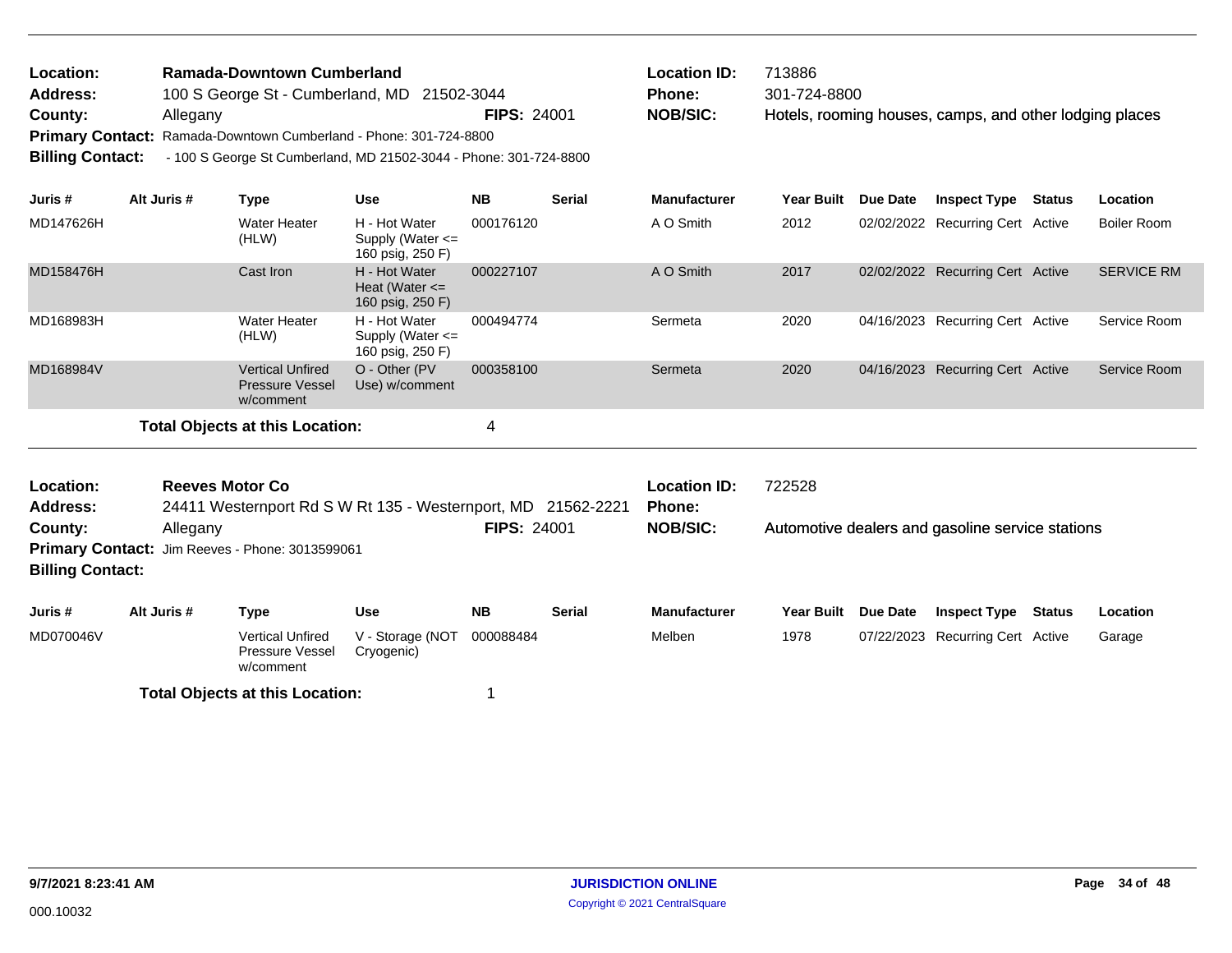**Location:** Ramada-Downtown Cumberland
**Address:** 100 S George St - Cumberland, MD 21502-3044
**County:** Allegany **FIPS:** 24001
**Primary Contact:** Ramada-Downtown Cumberland - Phone: 301-724-8800
**Billing Contact:** - 100 S George St Cumberland, MD 21502-3044 - Phone: 301-724-8800

**Location ID:** 713886
**Phone:** 301-724-8800
**NOB/SIC:** Hotels, rooming houses, camps, and other lodging places

| Juris # | Alt Juris # | Type | Use | NB | Serial | Manufacturer | Year Built | Due Date | Inspect Type | Status | Location |
|---|---|---|---|---|---|---|---|---|---|---|---|
| MD147626H | | Water Heater (HLW) | H - Hot Water Supply (Water <= 160 psig, 250 F) | 000176120 | | A O Smith | 2012 | 02/02/2022 | Recurring Cert | Active | Boiler Room |
| MD158476H | | Cast Iron | H - Hot Water Heat (Water <= 160 psig, 250 F) | 000227107 | | A O Smith | 2017 | 02/02/2022 | Recurring Cert | Active | SERVICE RM |
| MD168983H | | Water Heater (HLW) | H - Hot Water Supply (Water <= 160 psig, 250 F) | 000494774 | | Sermeta | 2020 | 04/16/2023 | Recurring Cert | Active | Service Room |
| MD168984V | | Vertical Unfired Pressure Vessel w/comment | O - Other (PV Use) w/comment | 000358100 | | Sermeta | 2020 | 04/16/2023 | Recurring Cert | Active | Service Room |

**Total Objects at this Location:** 4

---

**Location:** Reeves Motor Co
**Address:** 24411 Westernport Rd S W Rt 135 - Westernport, MD 21562-2221
**County:** Allegany **FIPS:** 24001
**Primary Contact:** Jim Reeves - Phone: 3013599061
**Billing Contact:**

**Location ID:** 722528
**Phone:**
**NOB/SIC:** Automotive dealers and gasoline service stations

| Juris # | Alt Juris # | Type | Use | NB | Serial | Manufacturer | Year Built | Due Date | Inspect Type | Status | Location |
|---|---|---|---|---|---|---|---|---|---|---|---|
| MD070046V | | Vertical Unfired Pressure Vessel w/comment | V - Storage (NOT Cryogenic) | 000088484 | | Melben | 1978 | 07/22/2023 | Recurring Cert | Active | Garage |

**Total Objects at this Location:** 1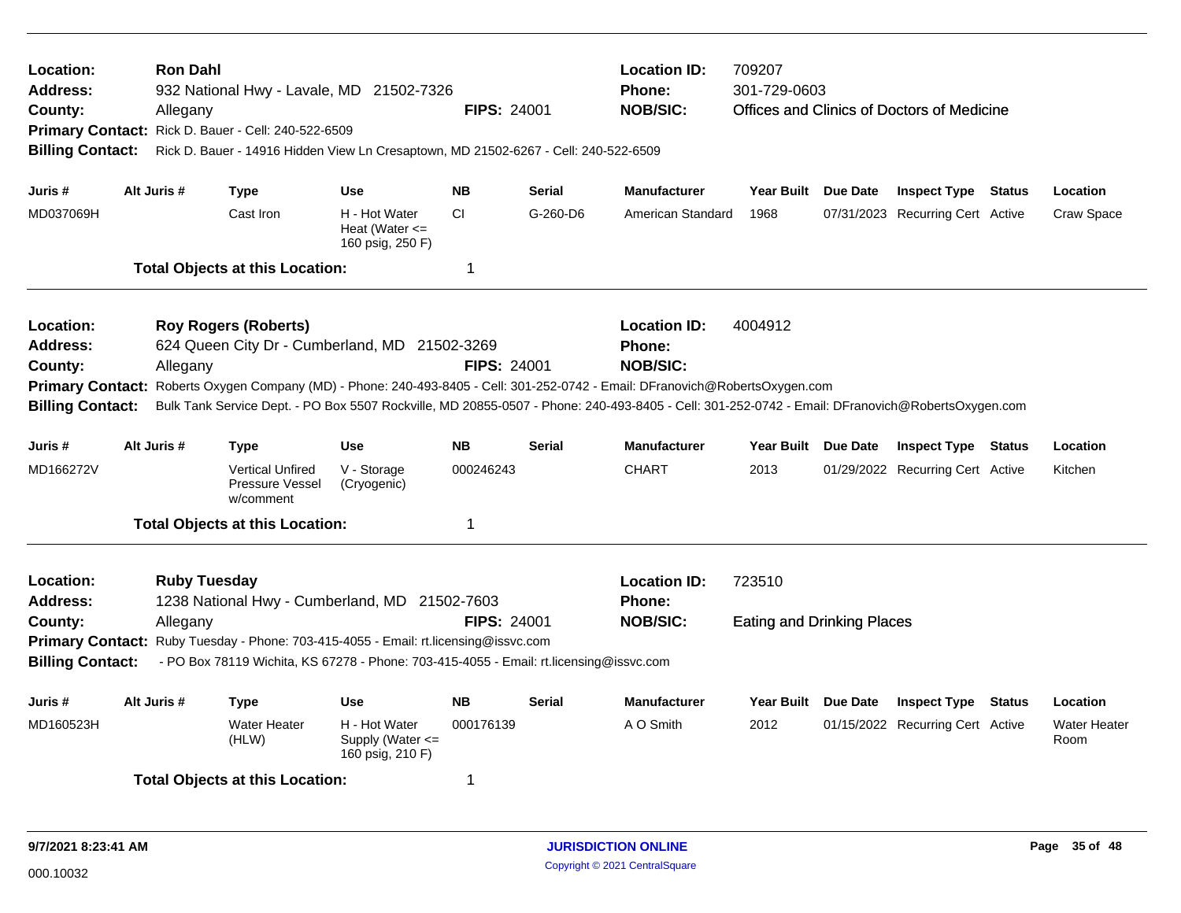**Location:** Ron Dahl
**Address:** 932 National Hwy - Lavale, MD 21502-7326
**County:** Allegany
**FIPS:** 24001
**Location ID:** 709207
**Phone:** 301-729-0603
**NOB/SIC:** Offices and Clinics of Doctors of Medicine
**Primary Contact:** Rick D. Bauer - Cell: 240-522-6509
**Billing Contact:** Rick D. Bauer - 14916 Hidden View Ln Cresaptown, MD 21502-6267 - Cell: 240-522-6509

| Juris # | Alt Juris # | Type | Use | NB | Serial | Manufacturer | Year Built | Due Date | Inspect Type | Status | Location |
|---|---|---|---|---|---|---|---|---|---|---|---|
| MD037069H | | Cast Iron | H - Hot Water Heat (Water <= 160 psig, 250 F) | CI | G-260-D6 | American Standard | 1968 | 07/31/2023 | Recurring Cert | Active | Craw Space |

**Total Objects at this Location:** 1

---

**Location:** Roy Rogers (Roberts)
**Address:** 624 Queen City Dr - Cumberland, MD 21502-3269
**County:** Allegany
**FIPS:** 24001
**Location ID:** 4004912
**Phone:**
**NOB/SIC:**
**Primary Contact:** Roberts Oxygen Company (MD) - Phone: 240-493-8405 - Cell: 301-252-0742 - Email: DFranovich@RobertsOxygen.com
**Billing Contact:** Bulk Tank Service Dept. - PO Box 5507 Rockville, MD 20855-0507 - Phone: 240-493-8405 - Cell: 301-252-0742 - Email: DFranovich@RobertsOxygen.com

| Juris # | Alt Juris # | Type | Use | NB | Serial | Manufacturer | Year Built | Due Date | Inspect Type | Status | Location |
|---|---|---|---|---|---|---|---|---|---|---|---|
| MD166272V | | Vertical Unfired Pressure Vessel w/comment | V - Storage (Cryogenic) | 000246243 | | CHART | 2013 | 01/29/2022 | Recurring Cert | Active | Kitchen |

**Total Objects at this Location:** 1

---

**Location:** Ruby Tuesday
**Address:** 1238 National Hwy - Cumberland, MD 21502-7603
**County:** Allegany
**FIPS:** 24001
**Location ID:** 723510
**Phone:**
**NOB/SIC:** Eating and Drinking Places
**Primary Contact:** Ruby Tuesday - Phone: 703-415-4055 - Email: rt.licensing@issvc.com
**Billing Contact:** - PO Box 78119 Wichita, KS 67278 - Phone: 703-415-4055 - Email: rt.licensing@issvc.com

| Juris # | Alt Juris # | Type | Use | NB | Serial | Manufacturer | Year Built | Due Date | Inspect Type | Status | Location |
|---|---|---|---|---|---|---|---|---|---|---|---|
| MD160523H | | Water Heater (HLW) | H - Hot Water Supply (Water <= 160 psig, 210 F) | 000176139 | | A O Smith | 2012 | 01/15/2022 | Recurring Cert | Active | Water Heater Room |

**Total Objects at this Location:** 1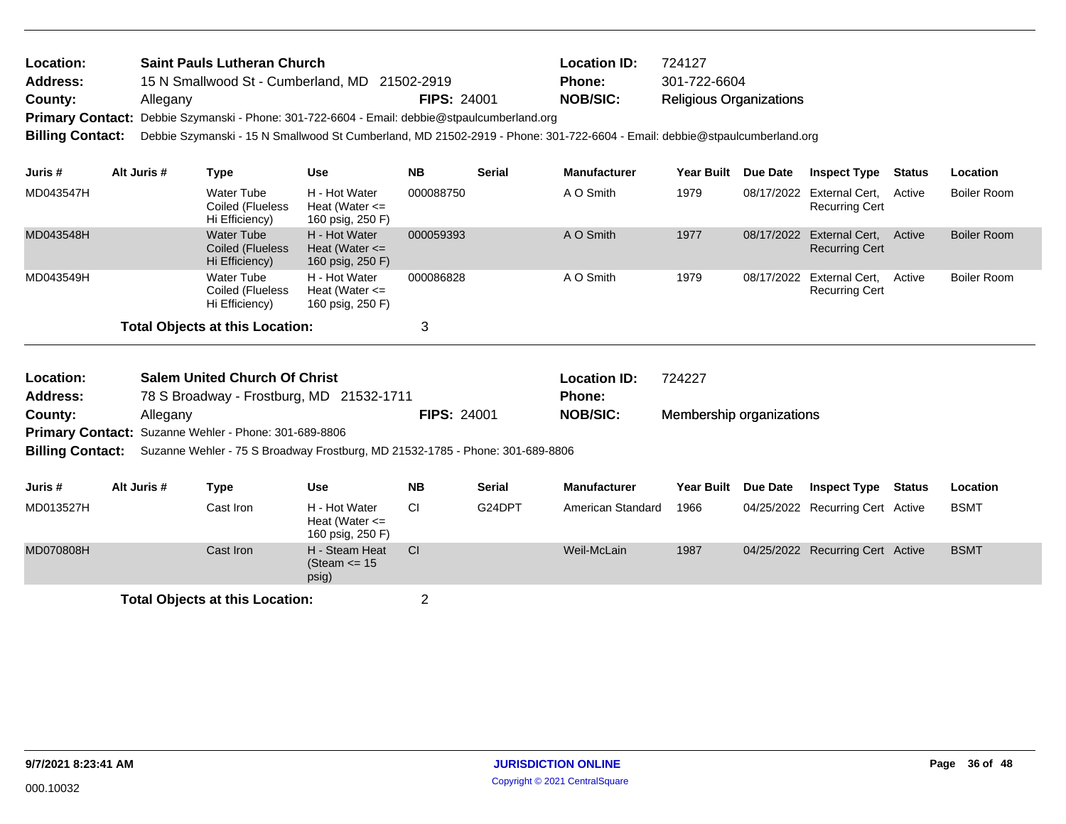| | | | |
|---|---|---|---|
| **Location:** | **Saint Pauls Lutheran Church** | **Location ID:** | 724127 |
| **Address:** | 15 N Smallwood St - Cumberland, MD 21502-2919 | **Phone:** | 301-722-6604 |
| **County:** | Allegany **FIPS:** 24001 | **NOB/SIC:** | Religious Organizations |

**Primary Contact:** Debbie Szymanski - Phone: 301-722-6604 - Email: debbie@stpaulcumberland.org

**Billing Contact:** Debbie Szymanski - 15 N Smallwood St Cumberland, MD 21502-2919 - Phone: 301-722-6604 - Email: debbie@stpaulcumberland.org

| Juris # | Alt Juris # | Type | Use | NB | Serial | Manufacturer | Year Built | Due Date | Inspect Type | Status | Location |
|---|---|---|---|---|---|---|---|---|---|---|---|
| MD043547H | | Water Tube Coiled (Flueless Hi Efficiency) | H - Hot Water Heat (Water <= 160 psig, 250 F) | 000088750 | | A O Smith | 1979 | 08/17/2022 | External Cert, Recurring Cert | Active | Boiler Room |
| MD043548H | | Water Tube Coiled (Flueless Hi Efficiency) | H - Hot Water Heat (Water <= 160 psig, 250 F) | 000059393 | | A O Smith | 1977 | 08/17/2022 | External Cert, Recurring Cert | Active | Boiler Room |
| MD043549H | | Water Tube Coiled (Flueless Hi Efficiency) | H - Hot Water Heat (Water <= 160 psig, 250 F) | 000086828 | | A O Smith | 1979 | 08/17/2022 | External Cert, Recurring Cert | Active | Boiler Room |

**Total Objects at this Location:** 3

| | | | |
|---|---|---|---|
| **Location:** | **Salem United Church Of Christ** | **Location ID:** | 724227 |
| **Address:** | 78 S Broadway - Frostburg, MD 21532-1711 | **Phone:** | |
| **County:** | Allegany **FIPS:** 24001 | **NOB/SIC:** | Membership organizations |

**Primary Contact:** Suzanne Wehler - Phone: 301-689-8806

**Billing Contact:** Suzanne Wehler - 75 S Broadway Frostburg, MD 21532-1785 - Phone: 301-689-8806

| Juris # | Alt Juris # | Type | Use | NB | Serial | Manufacturer | Year Built | Due Date | Inspect Type | Status | Location |
|---|---|---|---|---|---|---|---|---|---|---|---|
| MD013527H | | Cast Iron | H - Hot Water Heat (Water <= 160 psig, 250 F) | CI | G24DPT | American Standard | 1966 | 04/25/2022 | Recurring Cert | Active | BSMT |
| MD070808H | | Cast Iron | H - Steam Heat (Steam <= 15 psig) | CI | | Weil-McLain | 1987 | 04/25/2022 | Recurring Cert | Active | BSMT |

**Total Objects at this Location:** 2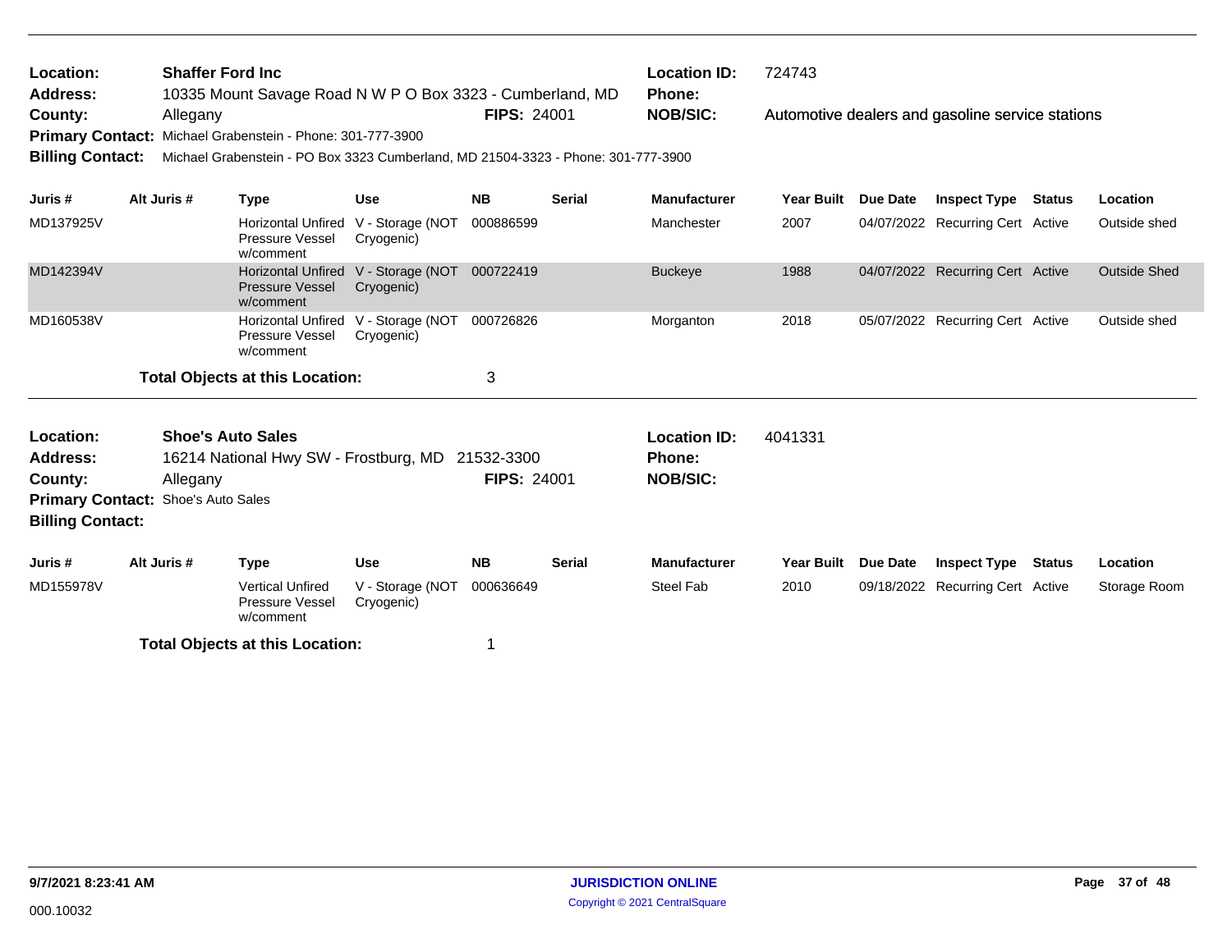**Location:** Shaffer Ford Inc
**Address:** 10335 Mount Savage Road N W P O Box 3323 - Cumberland, MD
**County:** Allegany **FIPS:** 24001
**Primary Contact:** Michael Grabenstein - Phone: 301-777-3900
**Billing Contact:** Michael Grabenstein - PO Box 3323 Cumberland, MD 21504-3323 - Phone: 301-777-3900

**Location ID:** 724743
**Phone:**
**NOB/SIC:** Automotive dealers and gasoline service stations

| Juris # | Alt Juris # | Type | Use | NB | Serial | Manufacturer | Year Built | Due Date | Inspect Type | Status | Location |
|---|---|---|---|---|---|---|---|---|---|---|---|
| MD137925V | | Horizontal Unfired Pressure Vessel w/comment | V - Storage (NOT Cryogenic) | 000886599 | | Manchester | 2007 | 04/07/2022 | Recurring Cert | Active | Outside shed |
| MD142394V | | Horizontal Unfired Pressure Vessel w/comment | V - Storage (NOT Cryogenic) | 000722419 | | Buckeye | 1988 | 04/07/2022 | Recurring Cert | Active | Outside Shed |
| MD160538V | | Horizontal Unfired Pressure Vessel w/comment | V - Storage (NOT Cryogenic) | 000726826 | | Morganton | 2018 | 05/07/2022 | Recurring Cert | Active | Outside shed |

**Total Objects at this Location:** 3

---

**Location:** Shoe's Auto Sales
**Address:** 16214 National Hwy SW - Frostburg, MD 21532-3300
**County:** Allegany **FIPS:** 24001
**Primary Contact:** Shoe's Auto Sales
**Billing Contact:**

**Location ID:** 4041331
**Phone:**
**NOB/SIC:**

| Juris # | Alt Juris # | Type | Use | NB | Serial | Manufacturer | Year Built | Due Date | Inspect Type | Status | Location |
|---|---|---|---|---|---|---|---|---|---|---|---|
| MD155978V | | Vertical Unfired Pressure Vessel w/comment | V - Storage (NOT Cryogenic) | 000636649 | | Steel Fab | 2010 | 09/18/2022 | Recurring Cert | Active | Storage Room |

**Total Objects at this Location:** 1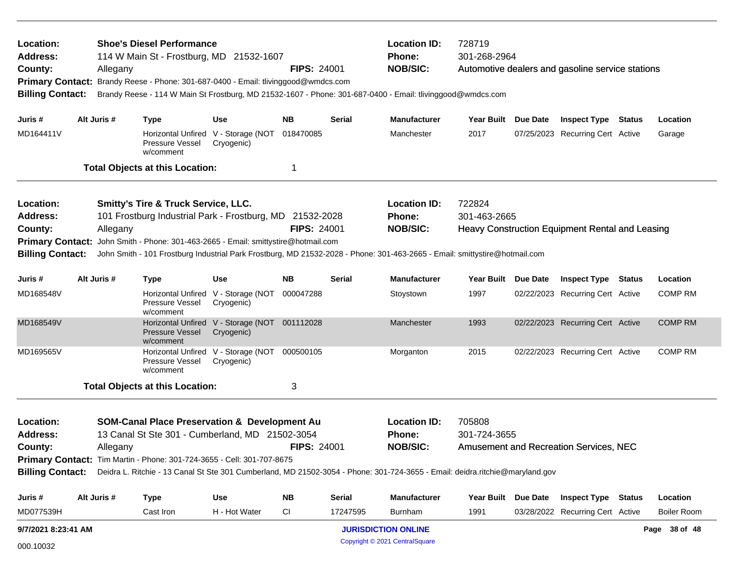**Location:** Shoe's Diesel Performance
**Address:** 114 W Main St - Frostburg, MD 21532-1607
**County:** Allegany
**FIPS:** 24001
**Location ID:** 728719
**Phone:** 301-268-2964
**NOB/SIC:** Automotive dealers and gasoline service stations
**Primary Contact:** Brandy Reese - Phone: 301-687-0400 - Email: tlivinggood@wmdcs.com
**Billing Contact:** Brandy Reese - 114 W Main St Frostburg, MD 21532-1607 - Phone: 301-687-0400 - Email: tlivinggood@wmdcs.com

| Juris # | Alt Juris # | Type | Use | NB | Serial | Manufacturer | Year Built | Due Date | Inspect Type | Status | Location |
|---|---|---|---|---|---|---|---|---|---|---|---|
| MD164411V | | Horizontal Unfired Pressure Vessel w/comment | V - Storage (NOT Cryogenic) | 018470085 | | Manchester | 2017 | 07/25/2023 | Recurring Cert | Active | Garage |

**Total Objects at this Location:** 1

---

**Location:** Smitty's Tire & Truck Service, LLC.
**Address:** 101 Frostburg Industrial Park - Frostburg, MD 21532-2028
**County:** Allegany
**FIPS:** 24001
**Location ID:** 722824
**Phone:** 301-463-2665
**NOB/SIC:** Heavy Construction Equipment Rental and Leasing
**Primary Contact:** John Smith - Phone: 301-463-2665 - Email: smittystire@hotmail.com
**Billing Contact:** John Smith - 101 Frostburg Industrial Park Frostburg, MD 21532-2028 - Phone: 301-463-2665 - Email: smittystire@hotmail.com

| Juris # | Alt Juris # | Type | Use | NB | Serial | Manufacturer | Year Built | Due Date | Inspect Type | Status | Location |
|---|---|---|---|---|---|---|---|---|---|---|---|
| MD168548V | | Horizontal Unfired Pressure Vessel w/comment | V - Storage (NOT Cryogenic) | 000047288 | | Stoystown | 1997 | 02/22/2023 | Recurring Cert | Active | COMP RM |
| MD168549V | | Horizontal Unfired Pressure Vessel w/comment | V - Storage (NOT Cryogenic) | 001112028 | | Manchester | 1993 | 02/22/2023 | Recurring Cert | Active | COMP RM |
| MD169565V | | Horizontal Unfired Pressure Vessel w/comment | V - Storage (NOT Cryogenic) | 000500105 | | Morganton | 2015 | 02/22/2023 | Recurring Cert | Active | COMP RM |

**Total Objects at this Location:** 3

---

**Location:** SOM-Canal Place Preservation & Development Au
**Address:** 13 Canal St Ste 301 - Cumberland, MD 21502-3054
**County:** Allegany
**FIPS:** 24001
**Location ID:** 705808
**Phone:** 301-724-3655
**NOB/SIC:** Amusement and Recreation Services, NEC
**Primary Contact:** Tim Martin - Phone: 301-724-3655 - Cell: 301-707-8675
**Billing Contact:** Deidra L. Ritchie - 13 Canal St Ste 301 Cumberland, MD 21502-3054 - Phone: 301-724-3655 - Email: deidra.ritchie@maryland.gov

| Juris # | Alt Juris # | Type | Use | NB | Serial | Manufacturer | Year Built | Due Date | Inspect Type | Status | Location |
|---|---|---|---|---|---|---|---|---|---|---|---|
| MD077539H | | Cast Iron | H - Hot Water | CI | 17247595 | Burnham | 1991 | 03/28/2022 | Recurring Cert | Active | Boiler Room |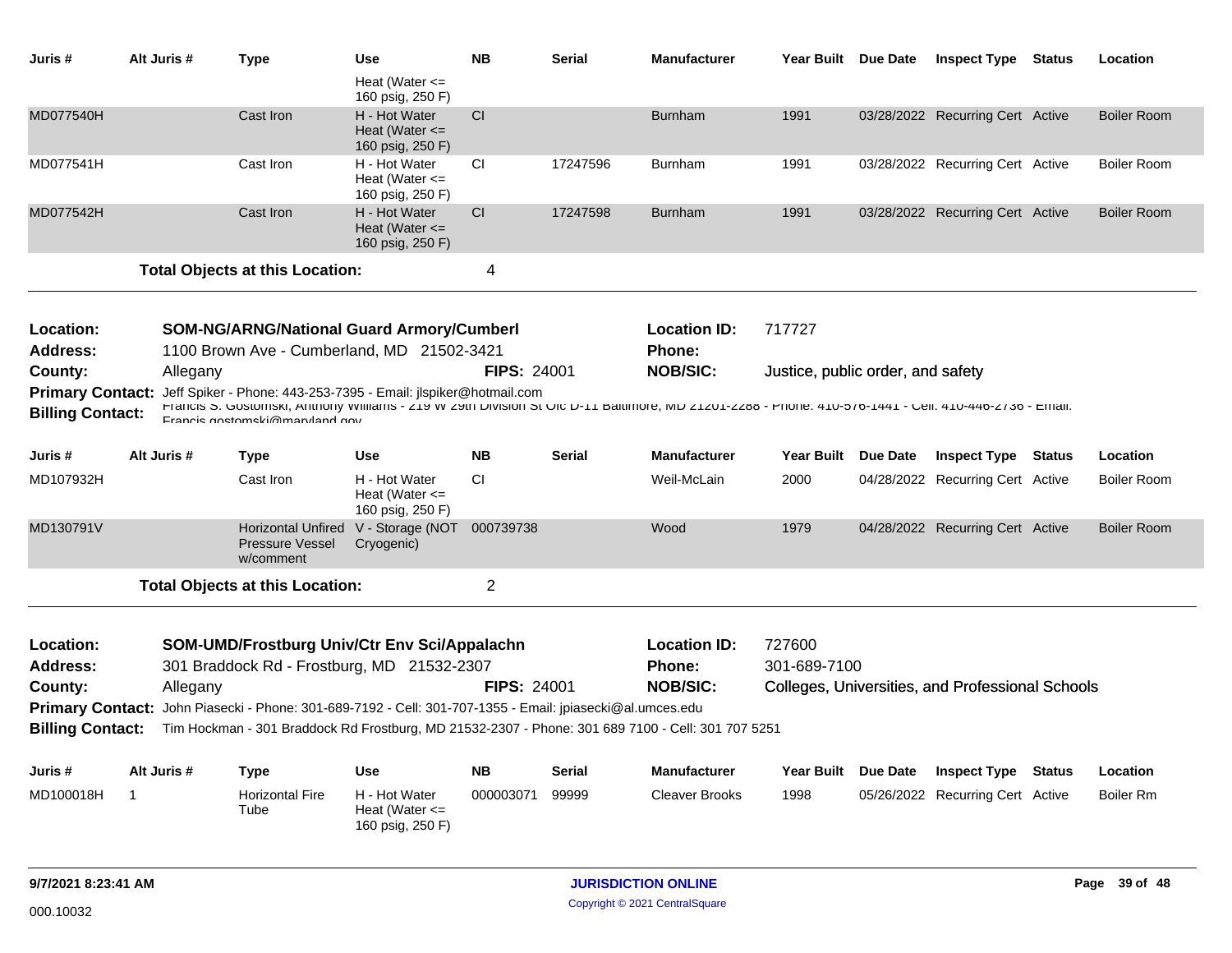| Juris # | Alt Juris # | Type | Use | NB | Serial | Manufacturer | Year Built | Due Date | Inspect Type | Status | Location |
|---|---|---|---|---|---|---|---|---|---|---|---|
| | | | Heat (Water <= 160 psig, 250 F) | | | | | | | | |
| MD077540H | | Cast Iron | H - Hot Water Heat (Water <= 160 psig, 250 F) | CI | | Burnham | 1991 | 03/28/2022 | Recurring Cert | Active | Boiler Room |
| MD077541H | | Cast Iron | H - Hot Water Heat (Water <= 160 psig, 250 F) | CI | 17247596 | Burnham | 1991 | 03/28/2022 | Recurring Cert | Active | Boiler Room |
| MD077542H | | Cast Iron | H - Hot Water Heat (Water <= 160 psig, 250 F) | CI | 17247598 | Burnham | 1991 | 03/28/2022 | Recurring Cert | Active | Boiler Room |

**Total Objects at this Location:** 4

**Location:** SOM-NG/ARNG/National Guard Armory/Cumberl
**Location ID:** 717727
**Address:** 1100 Brown Ave - Cumberland, MD 21502-3421
**Phone:**
**County:** Allegany
**FIPS:** 24001
**NOB/SIC:** Justice, public order, and safety
**Primary Contact:** Jeff Spiker - Phone: 443-253-7395 - Email: jlspiker@hotmail.com
**Billing Contact:** Francis S. Gostomski, Anthony Williams - 219 W 29th Division St Olc D-11 Baltimore, MD 21201-2288 - Phone: 410-576-1441 - Cell: 410-446-2736 - Email: Francis.gostomski@maryland.gov

| Juris # | Alt Juris # | Type | Use | NB | Serial | Manufacturer | Year Built | Due Date | Inspect Type | Status | Location |
|---|---|---|---|---|---|---|---|---|---|---|---|
| MD107932H | | Cast Iron | H - Hot Water Heat (Water <= 160 psig, 250 F) | CI | | Weil-McLain | 2000 | 04/28/2022 | Recurring Cert | Active | Boiler Room |
| MD130791V | | Horizontal Unfired Pressure Vessel w/comment | V - Storage (NOT Cryogenic) | 000739738 | | Wood | 1979 | 04/28/2022 | Recurring Cert | Active | Boiler Room |

**Total Objects at this Location:** 2

**Location:** SOM-UMD/Frostburg Univ/Ctr Env Sci/Appalachn
**Location ID:** 727600
**Address:** 301 Braddock Rd - Frostburg, MD 21532-2307
**Phone:** 301-689-7100
**County:** Allegany
**FIPS:** 24001
**NOB/SIC:** Colleges, Universities, and Professional Schools
**Primary Contact:** John Piasecki - Phone: 301-689-7192 - Cell: 301-707-1355 - Email: jpiasecki@al.umces.edu
**Billing Contact:** Tim Hockman - 301 Braddock Rd Frostburg, MD 21532-2307 - Phone: 301 689 7100 - Cell: 301 707 5251

| Juris # | Alt Juris # | Type | Use | NB | Serial | Manufacturer | Year Built | Due Date | Inspect Type | Status | Location |
|---|---|---|---|---|---|---|---|---|---|---|---|
| MD100018H | 1 | Horizontal Fire Tube | H - Hot Water Heat (Water <= 160 psig, 250 F) | 000003071 | 99999 | Cleaver Brooks | 1998 | 05/26/2022 | Recurring Cert | Active | Boiler Rm |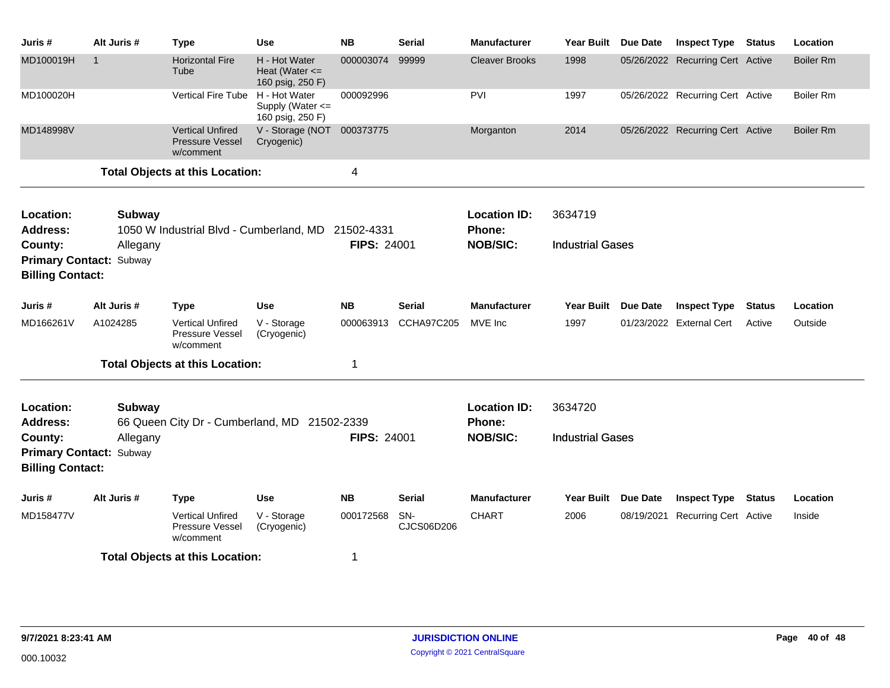| Juris # | Alt Juris # | Type | Use | NB | Serial | Manufacturer | Year Built | Due Date | Inspect Type | Status | Location |
|---|---|---|---|---|---|---|---|---|---|---|---|
| MD100019H | 1 | Horizontal Fire Tube | H - Hot Water Heat (Water <= 160 psig, 250 F) | 000003074 | 99999 | Cleaver Brooks | 1998 | 05/26/2022 | Recurring Cert | Active | Boiler Rm |
| MD100020H | | Vertical Fire Tube | H - Hot Water Supply (Water <= 160 psig, 250 F) | 000092996 | | PVI | 1997 | 05/26/2022 | Recurring Cert | Active | Boiler Rm |
| MD148998V | | Vertical Unfired Pressure Vessel w/comment | V - Storage (NOT Cryogenic) | 000373775 | | Morganton | 2014 | 05/26/2022 | Recurring Cert | Active | Boiler Rm |

**Total Objects at this Location:** 4

---

**Location:** Subway
**Address:** 1050 W Industrial Blvd - Cumberland, MD 21502-4331
**County:** Allegany
**FIPS:** 24001
**Primary Contact:** Subway
**Billing Contact:**
**Location ID:** 3634719
**Phone:**
**NOB/SIC:** Industrial Gases

| Juris # | Alt Juris # | Type | Use | NB | Serial | Manufacturer | Year Built | Due Date | Inspect Type | Status | Location |
|---|---|---|---|---|---|---|---|---|---|---|---|
| MD166261V | A1024285 | Vertical Unfired Pressure Vessel w/comment | V - Storage (Cryogenic) | 000063913 | CCHA97C205 | MVE Inc | 1997 | 01/23/2022 | External Cert | Active | Outside |

**Total Objects at this Location:** 1

---

**Location:** Subway
**Address:** 66 Queen City Dr - Cumberland, MD 21502-2339
**County:** Allegany
**FIPS:** 24001
**Primary Contact:** Subway
**Billing Contact:**
**Location ID:** 3634720
**Phone:**
**NOB/SIC:** Industrial Gases

| Juris # | Alt Juris # | Type | Use | NB | Serial | Manufacturer | Year Built | Due Date | Inspect Type | Status | Location |
|---|---|---|---|---|---|---|---|---|---|---|---|
| MD158477V | | Vertical Unfired Pressure Vessel w/comment | V - Storage (Cryogenic) | 000172568 | SN-CJCS06D206 | CHART | 2006 | 08/19/2021 | Recurring Cert | Active | Inside |

**Total Objects at this Location:** 1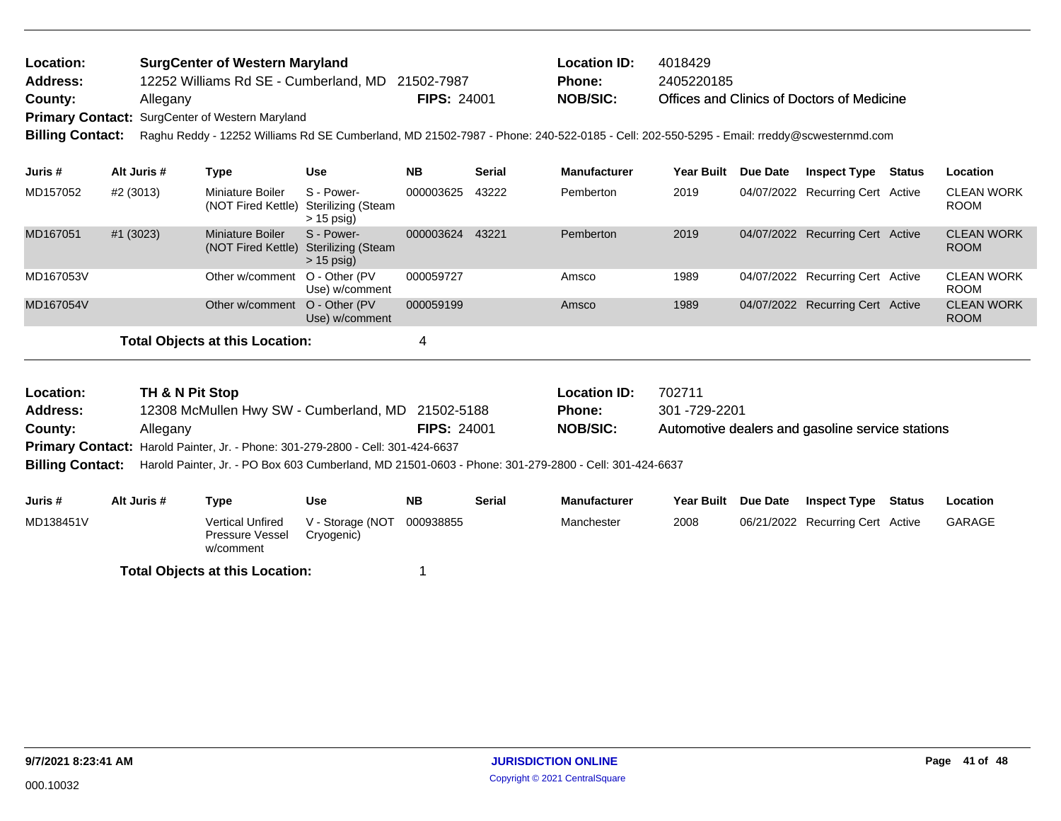| | | | |
|---|---|---|---|
| **Location:** | **SurgCenter of Western Maryland** | **Location ID:** | 4018429 |
| **Address:** | 12252 Williams Rd SE - Cumberland, MD 21502-7987 | **Phone:** | 2405220185 |
| **County:** | Allegany **FIPS:** 24001 | **NOB/SIC:** | Offices and Clinics of Doctors of Medicine |
| **Primary Contact:** | SurgCenter of Western Maryland | | |
| **Billing Contact:** | Raghu Reddy - 12252 Williams Rd SE Cumberland, MD 21502-7987 - Phone: 240-522-0185 - Cell: 202-550-5295 - Email: rreddy@scwesternmd.com | | |

| Juris # | Alt Juris # | Type | Use | NB | Serial | Manufacturer | Year Built | Due Date | Inspect Type | Status | Location |
|---|---|---|---|---|---|---|---|---|---|---|---|
| MD157052 | #2 (3013) | Miniature Boiler (NOT Fired Kettle) | S - Power-Sterilizing (Steam > 15 psig) | 000003625 | 43222 | Pemberton | 2019 | 04/07/2022 | Recurring Cert | Active | CLEAN WORK ROOM |
| MD167051 | #1 (3023) | Miniature Boiler (NOT Fired Kettle) | S - Power-Sterilizing (Steam > 15 psig) | 000003624 | 43221 | Pemberton | 2019 | 04/07/2022 | Recurring Cert | Active | CLEAN WORK ROOM |
| MD167053V | | Other w/comment | O - Other (PV Use) w/comment | 000059727 | | Amsco | 1989 | 04/07/2022 | Recurring Cert | Active | CLEAN WORK ROOM |
| MD167054V | | Other w/comment | O - Other (PV Use) w/comment | 000059199 | | Amsco | 1989 | 04/07/2022 | Recurring Cert | Active | CLEAN WORK ROOM |

**Total Objects at this Location:** 4

| | | | |
|---|---|---|---|
| **Location:** | **TH & N Pit Stop** | **Location ID:** | 702711 |
| **Address:** | 12308 McMullen Hwy SW - Cumberland, MD 21502-5188 | **Phone:** | 301 -729-2201 |
| **County:** | Allegany **FIPS:** 24001 | **NOB/SIC:** | Automotive dealers and gasoline service stations |
| **Primary Contact:** | Harold Painter, Jr. - Phone: 301-279-2800 - Cell: 301-424-6637 | | |
| **Billing Contact:** | Harold Painter, Jr. - PO Box 603 Cumberland, MD 21501-0603 - Phone: 301-279-2800 - Cell: 301-424-6637 | | |

| Juris # | Alt Juris # | Type | Use | NB | Serial | Manufacturer | Year Built | Due Date | Inspect Type | Status | Location |
|---|---|---|---|---|---|---|---|---|---|---|---|
| MD138451V | | Vertical Unfired Pressure Vessel w/comment | V - Storage (NOT Cryogenic) | 000938855 | | Manchester | 2008 | 06/21/2022 | Recurring Cert | Active | GARAGE |

**Total Objects at this Location:** 1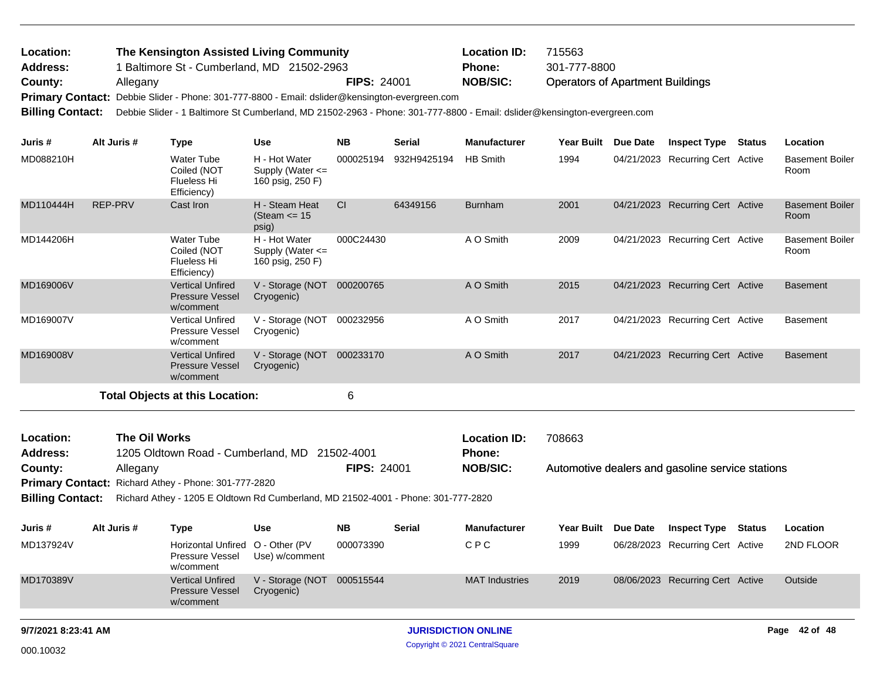| | | | | | |
|---|---|---|---|---|---|
| **Location:** | **The Kensington Assisted Living Community** | | **Location ID:** | 715563 | |
| **Address:** | 1 Baltimore St - Cumberland, MD 21502-2963 | | **Phone:** | 301-777-8800 | |
| **County:** | Allegany | **FIPS:** 24001 | **NOB/SIC:** | Operators of Apartment Buildings | |

**Primary Contact:** Debbie Slider - Phone: 301-777-8800 - Email: dslider@kensington-evergreen.com

**Billing Contact:** Debbie Slider - 1 Baltimore St Cumberland, MD 21502-2963 - Phone: 301-777-8800 - Email: dslider@kensington-evergreen.com

| Juris # | Alt Juris # | Type | Use | NB | Serial | Manufacturer | Year Built | Due Date | Inspect Type | Status | Location |
|---|---|---|---|---|---|---|---|---|---|---|---|
| MD088210H | | Water Tube Coiled (NOT Flueless Hi Efficiency) | H - Hot Water Supply (Water <= 160 psig, 250 F) | 000025194 | 932H9425194 | HB Smith | 1994 | 04/21/2023 | Recurring Cert | Active | Basement Boiler Room |
| MD110444H | REP-PRV | Cast Iron | H - Steam Heat (Steam <= 15 psig) | CI | 64349156 | Burnham | 2001 | 04/21/2023 | Recurring Cert | Active | Basement Boiler Room |
| MD144206H | | Water Tube Coiled (NOT Flueless Hi Efficiency) | H - Hot Water Supply (Water <= 160 psig, 250 F) | 000C24430 | | A O Smith | 2009 | 04/21/2023 | Recurring Cert | Active | Basement Boiler Room |
| MD169006V | | Vertical Unfired Pressure Vessel w/comment | V - Storage (NOT Cryogenic) | 000200765 | | A O Smith | 2015 | 04/21/2023 | Recurring Cert | Active | Basement |
| MD169007V | | Vertical Unfired Pressure Vessel w/comment | V - Storage (NOT Cryogenic) | 000232956 | | A O Smith | 2017 | 04/21/2023 | Recurring Cert | Active | Basement |
| MD169008V | | Vertical Unfired Pressure Vessel w/comment | V - Storage (NOT Cryogenic) | 000233170 | | A O Smith | 2017 | 04/21/2023 | Recurring Cert | Active | Basement |

**Total Objects at this Location:** 6

| | | | | | |
|---|---|---|---|---|---|
| **Location:** | **The Oil Works** | | **Location ID:** | 708663 | |
| **Address:** | 1205 Oldtown Road - Cumberland, MD 21502-4001 | | **Phone:** | | |
| **County:** | Allegany | **FIPS:** 24001 | **NOB/SIC:** | Automotive dealers and gasoline service stations | |

**Primary Contact:** Richard Athey - Phone: 301-777-2820

**Billing Contact:** Richard Athey - 1205 E Oldtown Rd Cumberland, MD 21502-4001 - Phone: 301-777-2820

| Juris # | Alt Juris # | Type | Use | NB | Serial | Manufacturer | Year Built | Due Date | Inspect Type | Status | Location |
|---|---|---|---|---|---|---|---|---|---|---|---|
| MD137924V | | Horizontal Unfired Pressure Vessel w/comment | O - Other (PV Use) w/comment | 000073390 | | C P C | 1999 | 06/28/2023 | Recurring Cert | Active | 2ND FLOOR |
| MD170389V | | Vertical Unfired Pressure Vessel w/comment | V - Storage (NOT Cryogenic) | 000515544 | | MAT Industries | 2019 | 08/06/2023 | Recurring Cert | Active | Outside |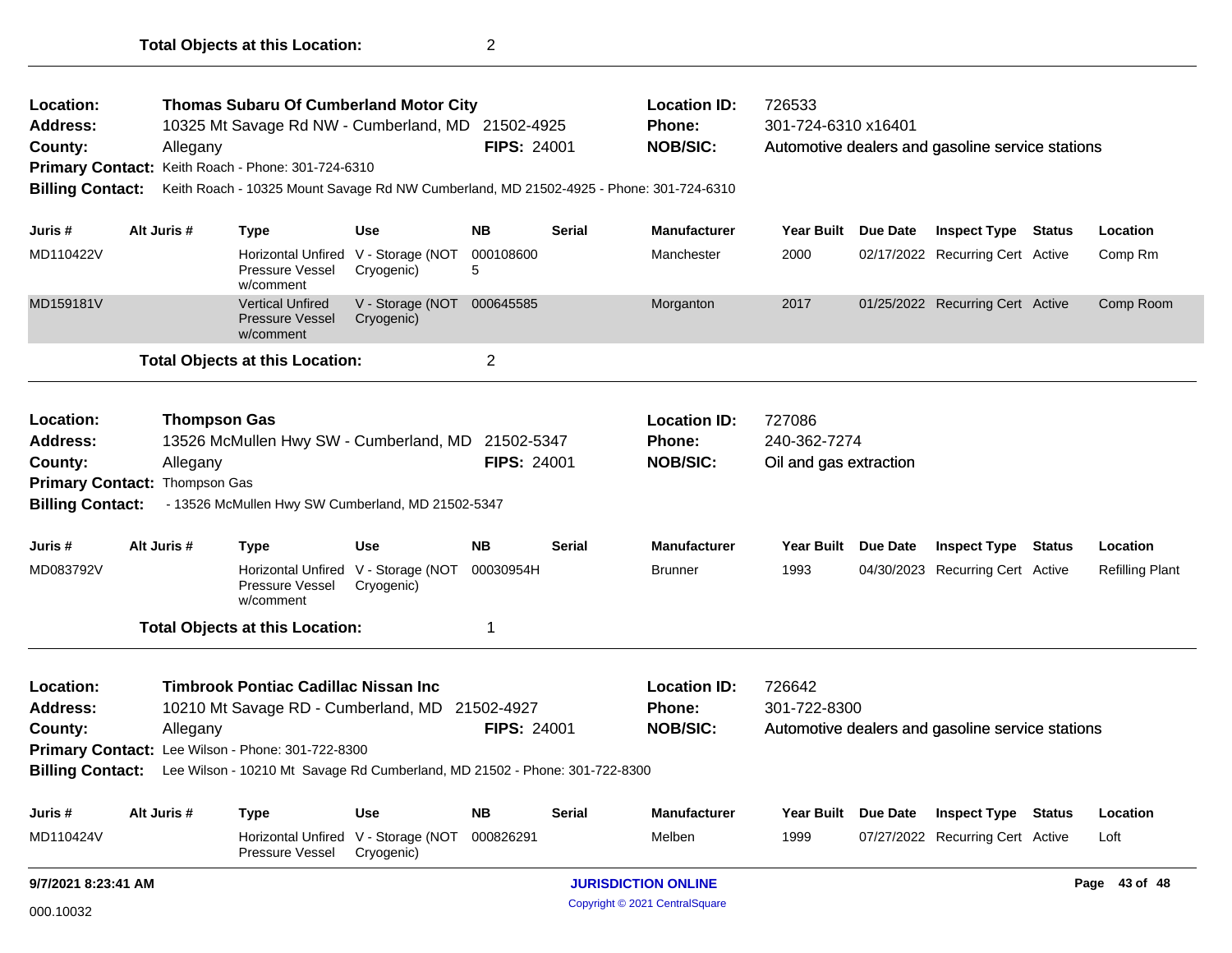**Total Objects at this Location:** 2

---

**Location:** Thomas Subaru Of Cumberland Motor City
**Address:** 10325 Mt Savage Rd NW - Cumberland, MD 21502-4925
**County:** Allegany **FIPS:** 24001
**Primary Contact:** Keith Roach - Phone: 301-724-6310
**Billing Contact:** Keith Roach - 10325 Mount Savage Rd NW Cumberland, MD 21502-4925 - Phone: 301-724-6310
**Location ID:** 726533
**Phone:** 301-724-6310 x16401
**NOB/SIC:** Automotive dealers and gasoline service stations

| Juris # | Alt Juris # | Type | Use | NB | Serial | Manufacturer | Year Built | Due Date | Inspect Type | Status | Location |
|---|---|---|---|---|---|---|---|---|---|---|---|
| MD110422V | | Horizontal Unfired Pressure Vessel w/comment | V - Storage (NOT Cryogenic) | 0001086005 | | Manchester | 2000 | 02/17/2022 | Recurring Cert | Active | Comp Rm |
| MD159181V | | Vertical Unfired Pressure Vessel w/comment | V - Storage (NOT Cryogenic) | 000645585 | | Morganton | 2017 | 01/25/2022 | Recurring Cert | Active | Comp Room |

**Total Objects at this Location:** 2

---

**Location:** Thompson Gas
**Address:** 13526 McMullen Hwy SW - Cumberland, MD 21502-5347
**County:** Allegany **FIPS:** 24001
**Primary Contact:** Thompson Gas
**Billing Contact:** - 13526 McMullen Hwy SW Cumberland, MD 21502-5347
**Location ID:** 727086
**Phone:** 240-362-7274
**NOB/SIC:** Oil and gas extraction

| Juris # | Alt Juris # | Type | Use | NB | Serial | Manufacturer | Year Built | Due Date | Inspect Type | Status | Location |
|---|---|---|---|---|---|---|---|---|---|---|---|
| MD083792V | | Horizontal Unfired Pressure Vessel w/comment | V - Storage (NOT Cryogenic) | 00030954H | | Brunner | 1993 | 04/30/2023 | Recurring Cert | Active | Refilling Plant |

**Total Objects at this Location:** 1

---

**Location:** Timbrook Pontiac Cadillac Nissan Inc
**Address:** 10210 Mt Savage RD - Cumberland, MD 21502-4927
**County:** Allegany **FIPS:** 24001
**Primary Contact:** Lee Wilson - Phone: 301-722-8300
**Billing Contact:** Lee Wilson - 10210 Mt Savage Rd Cumberland, MD 21502 - Phone: 301-722-8300
**Location ID:** 726642
**Phone:** 301-722-8300
**NOB/SIC:** Automotive dealers and gasoline service stations

| Juris # | Alt Juris # | Type | Use | NB | Serial | Manufacturer | Year Built | Due Date | Inspect Type | Status | Location |
|---|---|---|---|---|---|---|---|---|---|---|---|
| MD110424V | | Horizontal Unfired Pressure Vessel | V - Storage (NOT Cryogenic) | 000826291 | | Melben | 1999 | 07/27/2022 | Recurring Cert | Active | Loft |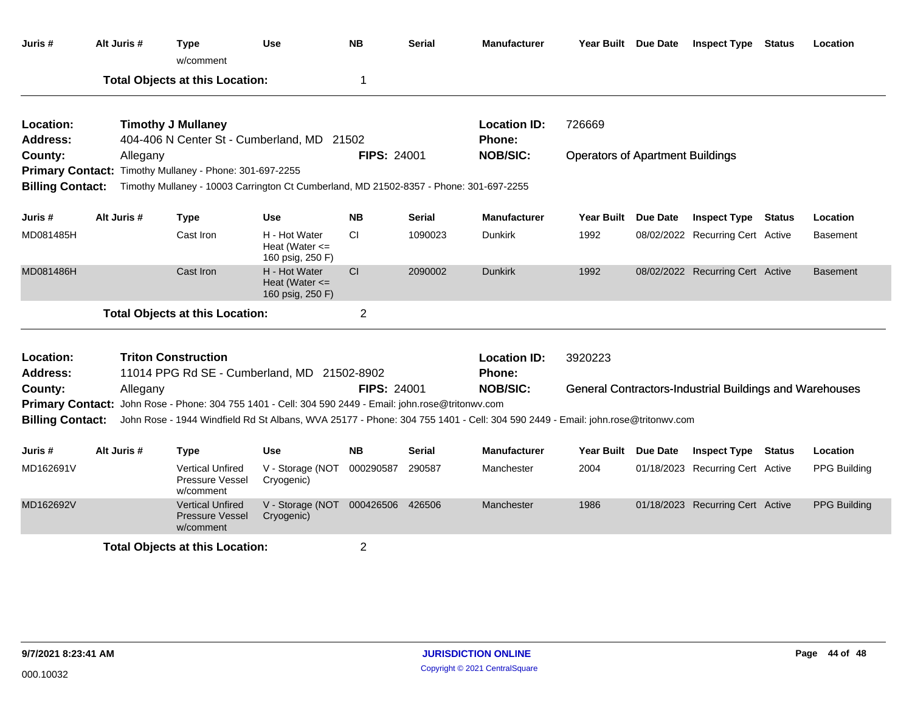| Juris # | Alt Juris # | Type | Use | NB | Serial | Manufacturer | Year Built | Due Date | Inspect Type | Status | Location |
|---|---|---|---|---|---|---|---|---|---|---|---|
| | | w/comment | | | | | | | | | |

**Total Objects at this Location:** 1

---

**Location:** **Timothy J Mullaney**
**Address:** 404-406 N Center St - Cumberland, MD 21502
**County:** Allegany
**FIPS:** 24001
**Location ID:** 726669
**Phone:**
**NOB/SIC:** Operators of Apartment Buildings
**Primary Contact:** Timothy Mullaney - Phone: 301-697-2255
**Billing Contact:** Timothy Mullaney - 10003 Carrington Ct Cumberland, MD 21502-8357 - Phone: 301-697-2255

| Juris # | Alt Juris # | Type | Use | NB | Serial | Manufacturer | Year Built | Due Date | Inspect Type | Status | Location |
|---|---|---|---|---|---|---|---|---|---|---|---|
| MD081485H | | Cast Iron | H - Hot Water Heat (Water <= 160 psig, 250 F) | CI | 1090023 | Dunkirk | 1992 | 08/02/2022 | Recurring Cert | Active | Basement |
| MD081486H | | Cast Iron | H - Hot Water Heat (Water <= 160 psig, 250 F) | CI | 2090002 | Dunkirk | 1992 | 08/02/2022 | Recurring Cert | Active | Basement |

**Total Objects at this Location:** 2

---

**Location:** **Triton Construction**
**Address:** 11014 PPG Rd SE - Cumberland, MD 21502-8902
**County:** Allegany
**FIPS:** 24001
**Location ID:** 3920223
**Phone:**
**NOB/SIC:** General Contractors-Industrial Buildings and Warehouses
**Primary Contact:** John Rose - Phone: 304 755 1401 - Cell: 304 590 2449 - Email: john.rose@tritonwv.com
**Billing Contact:** John Rose - 1944 Windfield Rd St Albans, WVA 25177 - Phone: 304 755 1401 - Cell: 304 590 2449 - Email: john.rose@tritonwv.com

| Juris # | Alt Juris # | Type | Use | NB | Serial | Manufacturer | Year Built | Due Date | Inspect Type | Status | Location |
|---|---|---|---|---|---|---|---|---|---|---|---|
| MD162691V | | Vertical Unfired Pressure Vessel w/comment | V - Storage (NOT Cryogenic) | 000290587 | 290587 | Manchester | 2004 | 01/18/2023 | Recurring Cert | Active | PPG Building |
| MD162692V | | Vertical Unfired Pressure Vessel w/comment | V - Storage (NOT Cryogenic) | 000426506 | 426506 | Manchester | 1986 | 01/18/2023 | Recurring Cert | Active | PPG Building |

**Total Objects at this Location:** 2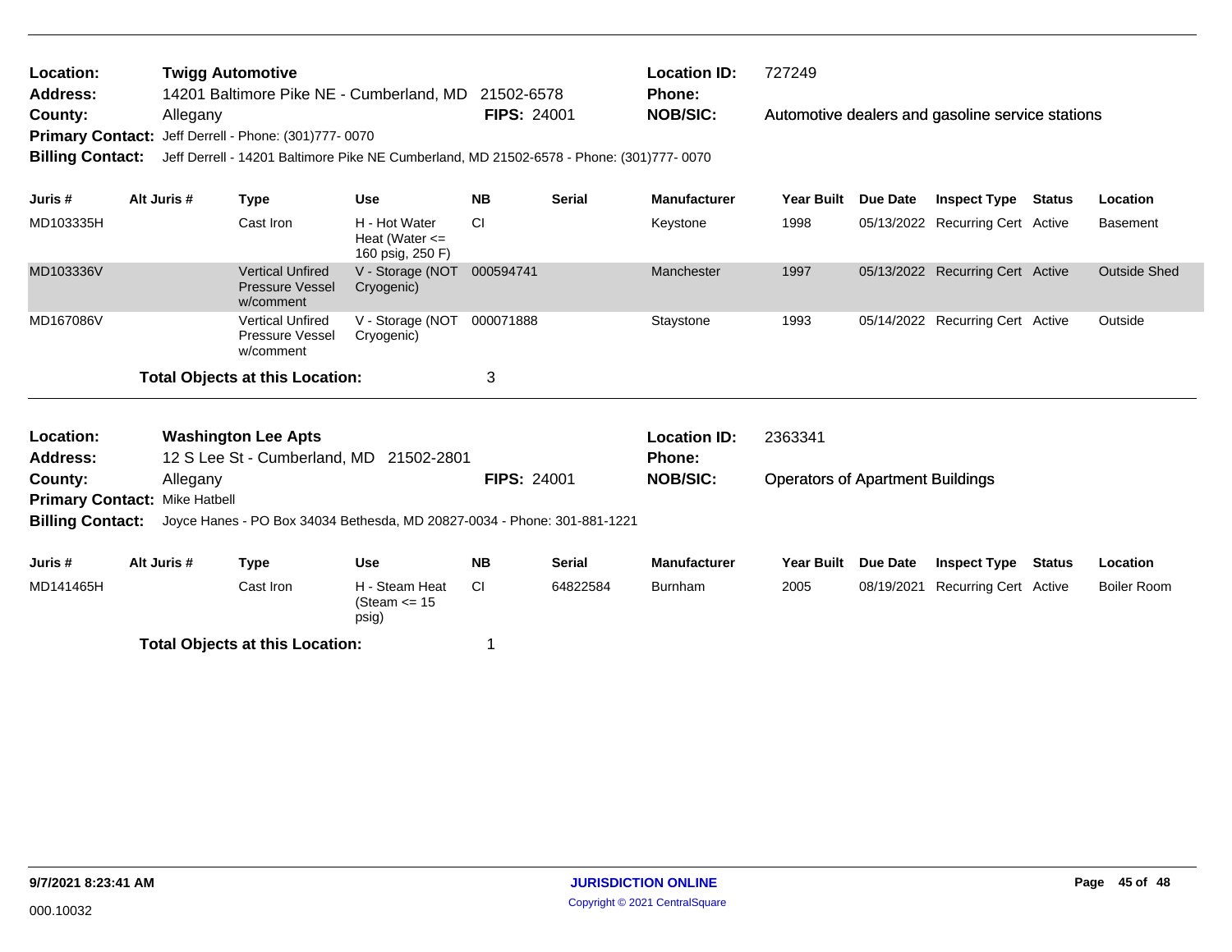**Location:** Twigg Automotive
**Address:** 14201 Baltimore Pike NE - Cumberland, MD 21502-6578
**County:** Allegany **FIPS:** 24001
**Primary Contact:** Jeff Derrell - Phone: (301)777- 0070
**Billing Contact:** Jeff Derrell - 14201 Baltimore Pike NE Cumberland, MD 21502-6578 - Phone: (301)777- 0070
**Location ID:** 727249
**Phone:**
**NOB/SIC:** Automotive dealers and gasoline service stations

| Juris # | Alt Juris # | Type | Use | NB | Serial | Manufacturer | Year Built | Due Date | Inspect Type | Status | Location |
|---|---|---|---|---|---|---|---|---|---|---|---|
| MD103335H | | Cast Iron | H - Hot Water Heat (Water <= 160 psig, 250 F) | CI | | Keystone | 1998 | 05/13/2022 | Recurring Cert | Active | Basement |
| MD103336V | | Vertical Unfired Pressure Vessel w/comment | V - Storage (NOT Cryogenic) | 000594741 | | Manchester | 1997 | 05/13/2022 | Recurring Cert | Active | Outside Shed |
| MD167086V | | Vertical Unfired Pressure Vessel w/comment | V - Storage (NOT Cryogenic) | 000071888 | | Staystone | 1993 | 05/14/2022 | Recurring Cert | Active | Outside |

**Total Objects at this Location:** 3

---

**Location:** Washington Lee Apts
**Address:** 12 S Lee St - Cumberland, MD 21502-2801
**County:** Allegany **FIPS:** 24001
**Primary Contact:** Mike Hatbell
**Billing Contact:** Joyce Hanes - PO Box 34034 Bethesda, MD 20827-0034 - Phone: 301-881-1221
**Location ID:** 2363341
**Phone:**
**NOB/SIC:** Operators of Apartment Buildings

| Juris # | Alt Juris # | Type | Use | NB | Serial | Manufacturer | Year Built | Due Date | Inspect Type | Status | Location |
|---|---|---|---|---|---|---|---|---|---|---|---|
| MD141465H | | Cast Iron | H - Steam Heat (Steam <= 15 psig) | CI | 64822584 | Burnham | 2005 | 08/19/2021 | Recurring Cert | Active | Boiler Room |

**Total Objects at this Location:** 1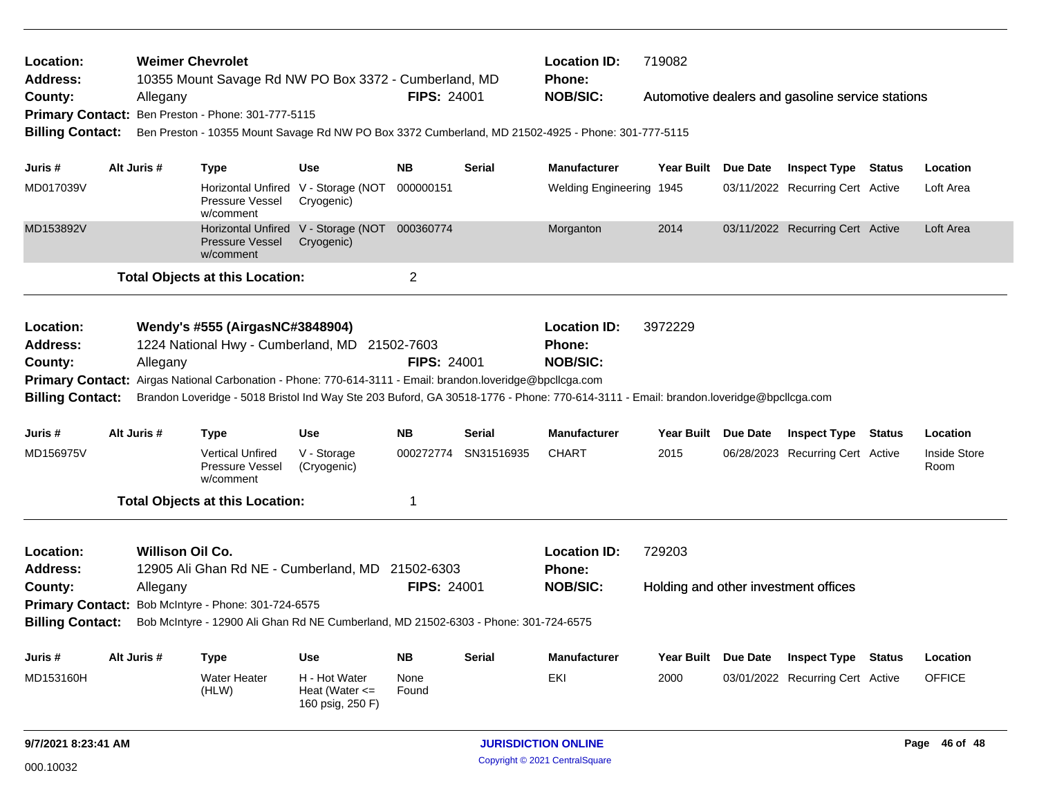**Location:** Weimer Chevrolet
**Location ID:** 719082
**Address:** 10355 Mount Savage Rd NW PO Box 3372 - Cumberland, MD
**Phone:**
**County:** Allegany
**FIPS:** 24001
**NOB/SIC:** Automotive dealers and gasoline service stations
**Primary Contact:** Ben Preston - Phone: 301-777-5115
**Billing Contact:** Ben Preston - 10355 Mount Savage Rd NW PO Box 3372 Cumberland, MD 21502-4925 - Phone: 301-777-5115

| Juris # | Alt Juris # | Type | Use | NB | Serial | Manufacturer | Year Built | Due Date | Inspect Type | Status | Location |
|---|---|---|---|---|---|---|---|---|---|---|---|
| MD017039V | | Horizontal Unfired Pressure Vessel w/comment | V - Storage (NOT Cryogenic) | 000000151 | | Welding Engineering | 1945 | 03/11/2022 | Recurring Cert | Active | Loft Area |
| MD153892V | | Horizontal Unfired Pressure Vessel w/comment | V - Storage (NOT Cryogenic) | 000360774 | | Morganton | 2014 | 03/11/2022 | Recurring Cert | Active | Loft Area |

**Total Objects at this Location:** 2

---

**Location:** Wendy's #555 (AirgasNC#3848904)
**Location ID:** 3972229
**Address:** 1224 National Hwy - Cumberland, MD 21502-7603
**Phone:**
**County:** Allegany
**FIPS:** 24001
**NOB/SIC:**
**Primary Contact:** Airgas National Carbonation - Phone: 770-614-3111 - Email: brandon.loveridge@bpcllcga.com
**Billing Contact:** Brandon Loveridge - 5018 Bristol Ind Way Ste 203 Buford, GA 30518-1776 - Phone: 770-614-3111 - Email: brandon.loveridge@bpcllcga.com

| Juris # | Alt Juris # | Type | Use | NB | Serial | Manufacturer | Year Built | Due Date | Inspect Type | Status | Location |
|---|---|---|---|---|---|---|---|---|---|---|---|
| MD156975V | | Vertical Unfired Pressure Vessel w/comment | V - Storage (Cryogenic) | 000272774 | SN31516935 | CHART | 2015 | 06/28/2023 | Recurring Cert | Active | Inside Store Room |

**Total Objects at this Location:** 1

---

**Location:** Willison Oil Co.
**Location ID:** 729203
**Address:** 12905 Ali Ghan Rd NE - Cumberland, MD 21502-6303
**Phone:**
**County:** Allegany
**FIPS:** 24001
**NOB/SIC:** Holding and other investment offices
**Primary Contact:** Bob McIntyre - Phone: 301-724-6575
**Billing Contact:** Bob McIntyre - 12900 Ali Ghan Rd NE Cumberland, MD 21502-6303 - Phone: 301-724-6575

| Juris # | Alt Juris # | Type | Use | NB | Serial | Manufacturer | Year Built | Due Date | Inspect Type | Status | Location |
|---|---|---|---|---|---|---|---|---|---|---|---|
| MD153160H | | Water Heater (HLW) | H - Hot Water Heat (Water <= 160 psig, 250 F) | None Found | | EKI | 2000 | 03/01/2022 | Recurring Cert | Active | OFFICE |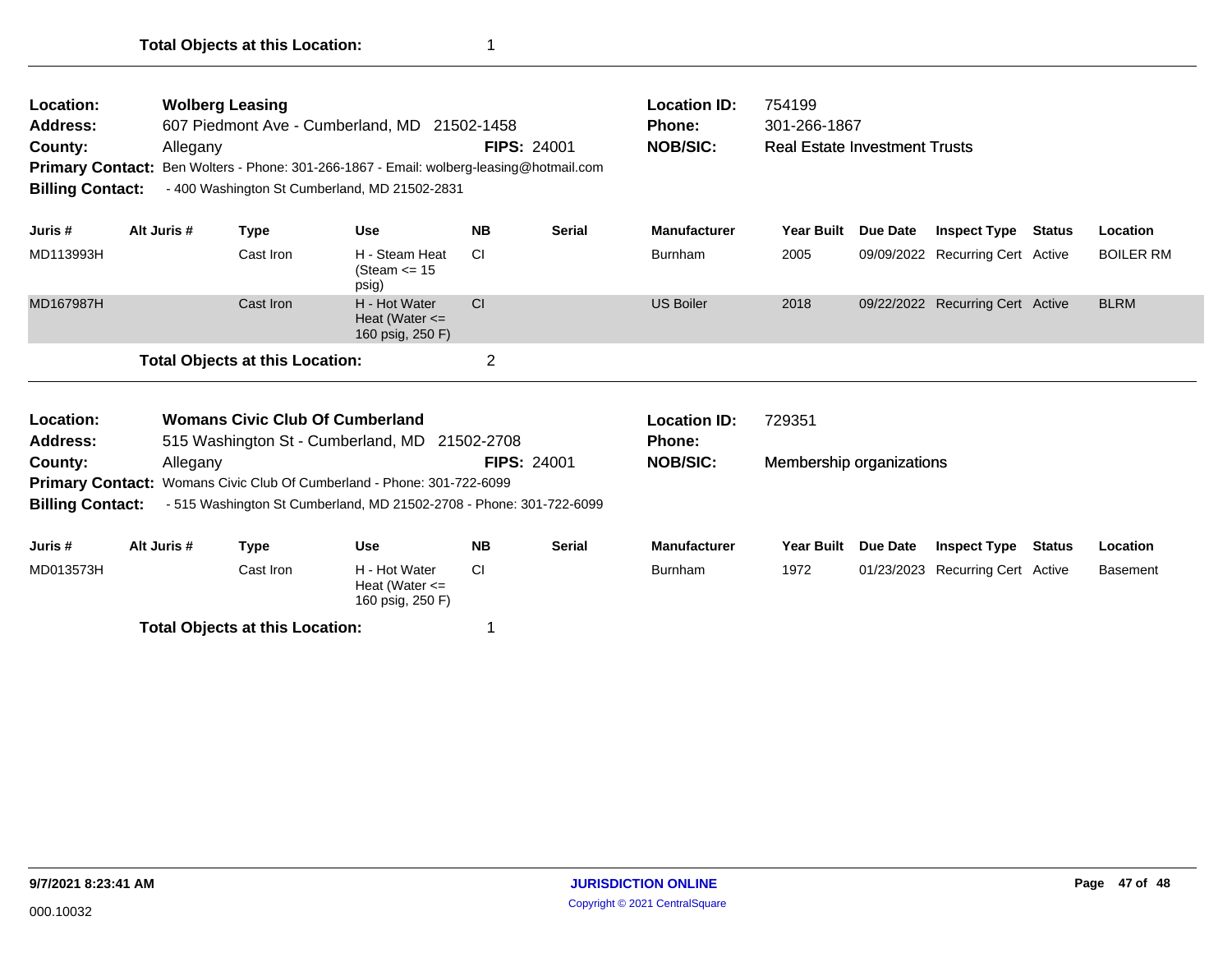**Total Objects at this Location:** 1

---

**Location:** Wolberg Leasing
**Address:** 607 Piedmont Ave - Cumberland, MD 21502-1458
**County:** Allegany **FIPS:** 24001
**Primary Contact:** Ben Wolters - Phone: 301-266-1867 - Email: wolberg-leasing@hotmail.com
**Billing Contact:** - 400 Washington St Cumberland, MD 21502-2831

**Location ID:** 754199
**Phone:** 301-266-1867
**NOB/SIC:** Real Estate Investment Trusts

| Juris # | Alt Juris # | Type | Use | NB | Serial | Manufacturer | Year Built | Due Date | Inspect Type | Status | Location |
|---|---|---|---|---|---|---|---|---|---|---|---|
| MD113993H | | Cast Iron | H - Steam Heat (Steam <= 15 psig) | CI | | Burnham | 2005 | 09/09/2022 | Recurring Cert | Active | BOILER RM |
| MD167987H | | Cast Iron | H - Hot Water Heat (Water <= 160 psig, 250 F) | CI | | US Boiler | 2018 | 09/22/2022 | Recurring Cert | Active | BLRM |

**Total Objects at this Location:** 2

---

**Location:** Womans Civic Club Of Cumberland
**Address:** 515 Washington St - Cumberland, MD 21502-2708
**County:** Allegany **FIPS:** 24001
**Primary Contact:** Womans Civic Club Of Cumberland - Phone: 301-722-6099
**Billing Contact:** - 515 Washington St Cumberland, MD 21502-2708 - Phone: 301-722-6099

**Location ID:** 729351
**Phone:**
**NOB/SIC:** Membership organizations

| Juris # | Alt Juris # | Type | Use | NB | Serial | Manufacturer | Year Built | Due Date | Inspect Type | Status | Location |
|---|---|---|---|---|---|---|---|---|---|---|---|
| MD013573H | | Cast Iron | H - Hot Water Heat (Water <= 160 psig, 250 F) | CI | | Burnham | 1972 | 01/23/2023 | Recurring Cert | Active | Basement |

**Total Objects at this Location:** 1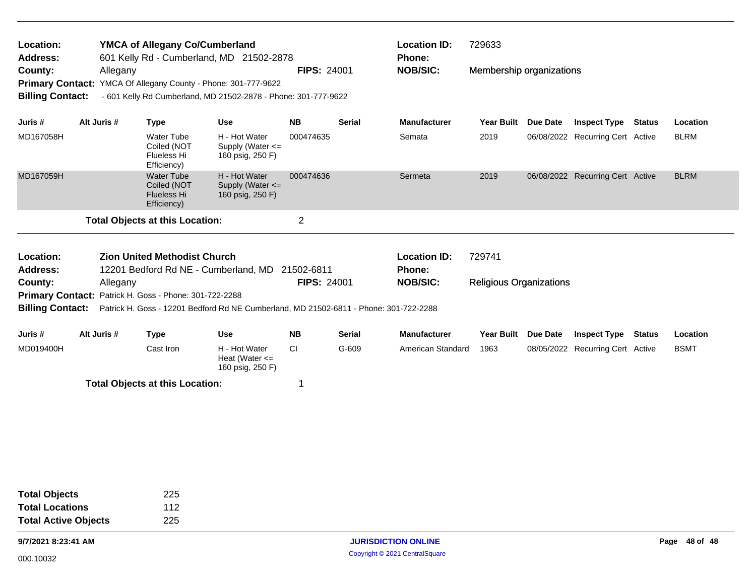**Location:** YMCA of Allegany Co/Cumberland
**Address:** 601 Kelly Rd - Cumberland, MD 21502-2878
**County:** Allegany **FIPS:** 24001
**Primary Contact:** YMCA Of Allegany County - Phone: 301-777-9622
**Billing Contact:** - 601 Kelly Rd Cumberland, MD 21502-2878 - Phone: 301-777-9622

**Location ID:** 729633
**Phone:**
**NOB/SIC:** Membership organizations

| Juris # | Alt Juris # | Type | Use | NB | Serial | Manufacturer | Year Built | Due Date | Inspect Type | Status | Location |
|---|---|---|---|---|---|---|---|---|---|---|---|
| MD167058H | | Water Tube Coiled (NOT Flueless Hi Efficiency) | H - Hot Water Supply (Water <= 160 psig, 250 F) | 000474635 | | Semata | 2019 | 06/08/2022 | Recurring Cert | Active | BLRM |
| MD167059H | | Water Tube Coiled (NOT Flueless Hi Efficiency) | H - Hot Water Supply (Water <= 160 psig, 250 F) | 000474636 | | Sermeta | 2019 | 06/08/2022 | Recurring Cert | Active | BLRM |

**Total Objects at this Location:** 2

**Location:** Zion United Methodist Church
**Address:** 12201 Bedford Rd NE - Cumberland, MD 21502-6811
**County:** Allegany **FIPS:** 24001
**Primary Contact:** Patrick H. Goss - Phone: 301-722-2288
**Billing Contact:** Patrick H. Goss - 12201 Bedford Rd NE Cumberland, MD 21502-6811 - Phone: 301-722-2288

**Location ID:** 729741
**Phone:**
**NOB/SIC:** Religious Organizations

| Juris # | Alt Juris # | Type | Use | NB | Serial | Manufacturer | Year Built | Due Date | Inspect Type | Status | Location |
|---|---|---|---|---|---|---|---|---|---|---|---|
| MD019400H | | Cast Iron | H - Hot Water Heat (Water <= 160 psig, 250 F) | CI | G-609 | American Standard | 1963 | 08/05/2022 | Recurring Cert | Active | BSMT |

**Total Objects at this Location:** 1

| | |
|---|---|
| **Total Objects** | 225 |
| **Total Locations** | 112 |
| **Total Active Objects** | 225 |